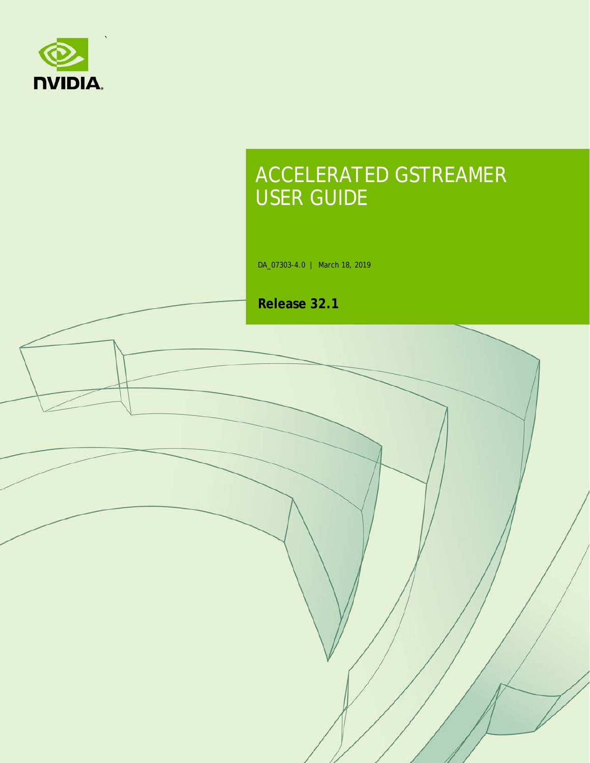# ACCELERATED GSTREAMER USER GUIDE

DA_07303-4.0 | March 18, 2019

**Release 32.1**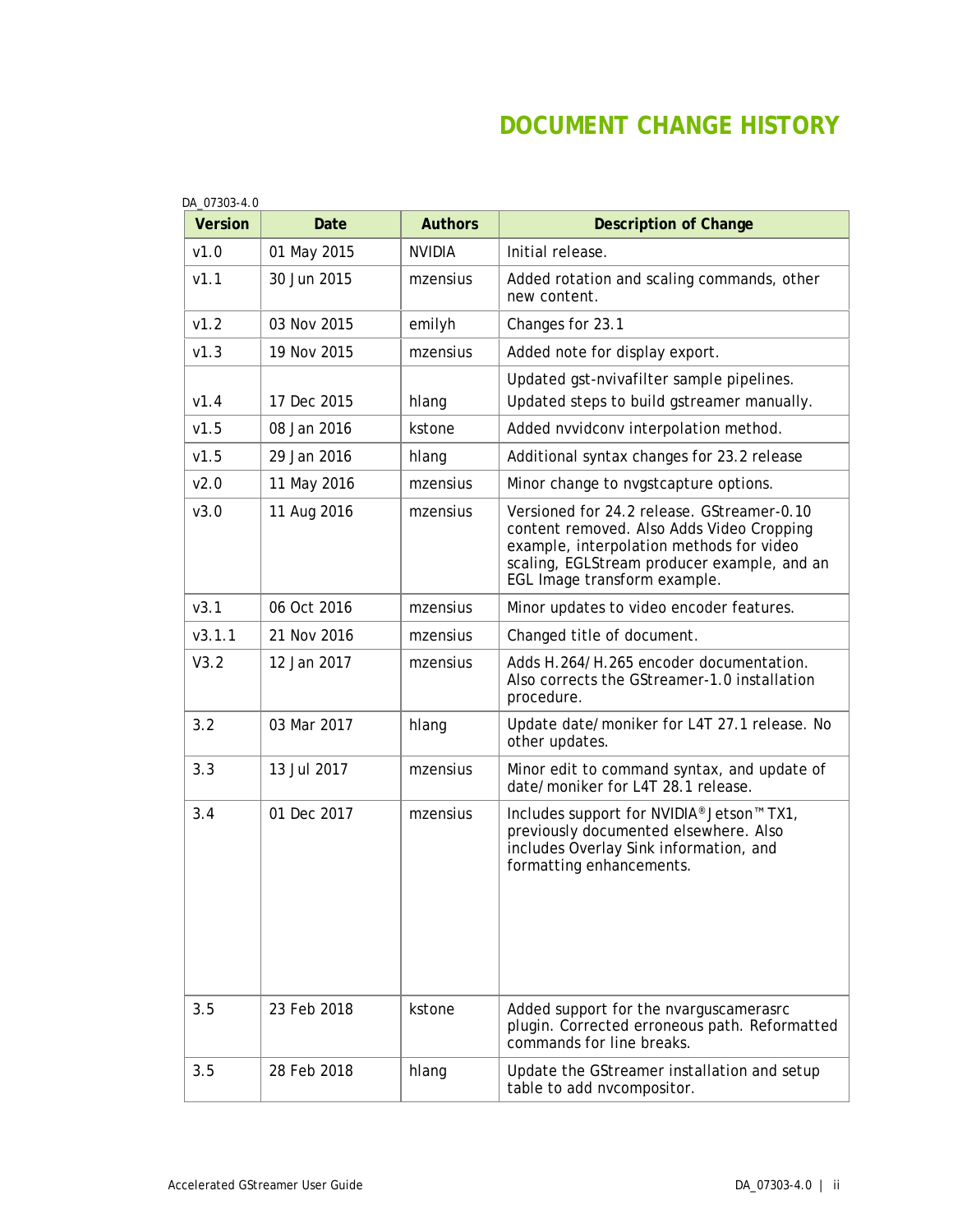# DOCUMENT CHANGE HISTORY

DA_07303-4.0

| Version | Date | Authors | Description of Change |
|---|---|---|---|
| v1.0 | 01 May 2015 | NVIDIA | Initial release. |
| v1.1 | 30 Jun 2015 | mzensius | Added rotation and scaling commands, other new content. |
| v1.2 | 03 Nov 2015 | emilyh | Changes for 23.1 |
| v1.3 | 19 Nov 2015 | mzensius | Added note for display export. |
| v1.4 | 17 Dec 2015 | hlang | Updated gst-nvivafilter sample pipelines. Updated steps to build gstreamer manually. |
| v1.5 | 08 Jan 2016 | kstone | Added nvvidconv interpolation method. |
| v1.5 | 29 Jan 2016 | hlang | Additional syntax changes for 23.2 release |
| v2.0 | 11 May 2016 | mzensius | Minor change to nvgstcapture options. |
| v3.0 | 11 Aug 2016 | mzensius | Versioned for 24.2 release. GStreamer-0.10 content removed. Also Adds Video Cropping example, interpolation methods for video scaling, EGLStream producer example, and an EGL Image transform example. |
| v3.1 | 06 Oct 2016 | mzensius | Minor updates to video encoder features. |
| v3.1.1 | 21 Nov 2016 | mzensius | Changed title of document. |
| V3.2 | 12 Jan 2017 | mzensius | Adds H.264/H.265 encoder documentation. Also corrects the GStreamer-1.0 installation procedure. |
| 3.2 | 03 Mar 2017 | hlang | Update date/moniker for L4T 27.1 release. No other updates. |
| 3.3 | 13 Jul 2017 | mzensius | Minor edit to command syntax, and update of date/moniker for L4T 28.1 release. |
| 3.4 | 01 Dec 2017 | mzensius | Includes support for NVIDIA® Jetson™ TX1, previously documented elsewhere. Also includes Overlay Sink information, and formatting enhancements. |
| 3.5 | 23 Feb 2018 | kstone | Added support for the nvarguscamerasrc plugin. Corrected erroneous path. Reformatted commands for line breaks. |
| 3.5 | 28 Feb 2018 | hlang | Update the GStreamer installation and setup table to add nvcompositor. |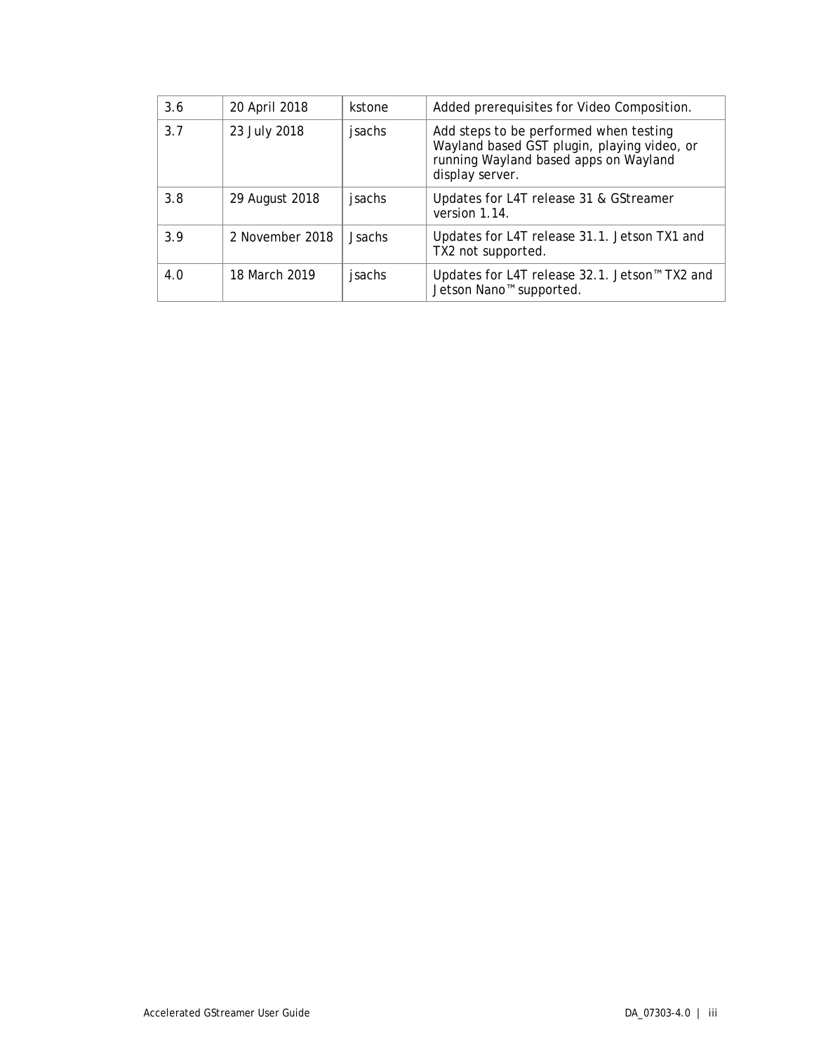| | | | |
|---|---|---|---|
| 3.6 | 20 April 2018 | kstone | Added prerequisites for Video Composition. |
| 3.7 | 23 July 2018 | jsachs | Add steps to be performed when testing Wayland based GST plugin, playing video, or running Wayland based apps on Wayland display server. |
| 3.8 | 29 August 2018 | jsachs | Updates for L4T release 31 & GStreamer version 1.14. |
| 3.9 | 2 November 2018 | Jsachs | Updates for L4T release 31.1. Jetson TX1 and TX2 not supported. |
| 4.0 | 18 March 2019 | jsachs | Updates for L4T release 32.1. Jetson™ TX2 and Jetson Nano™ supported. |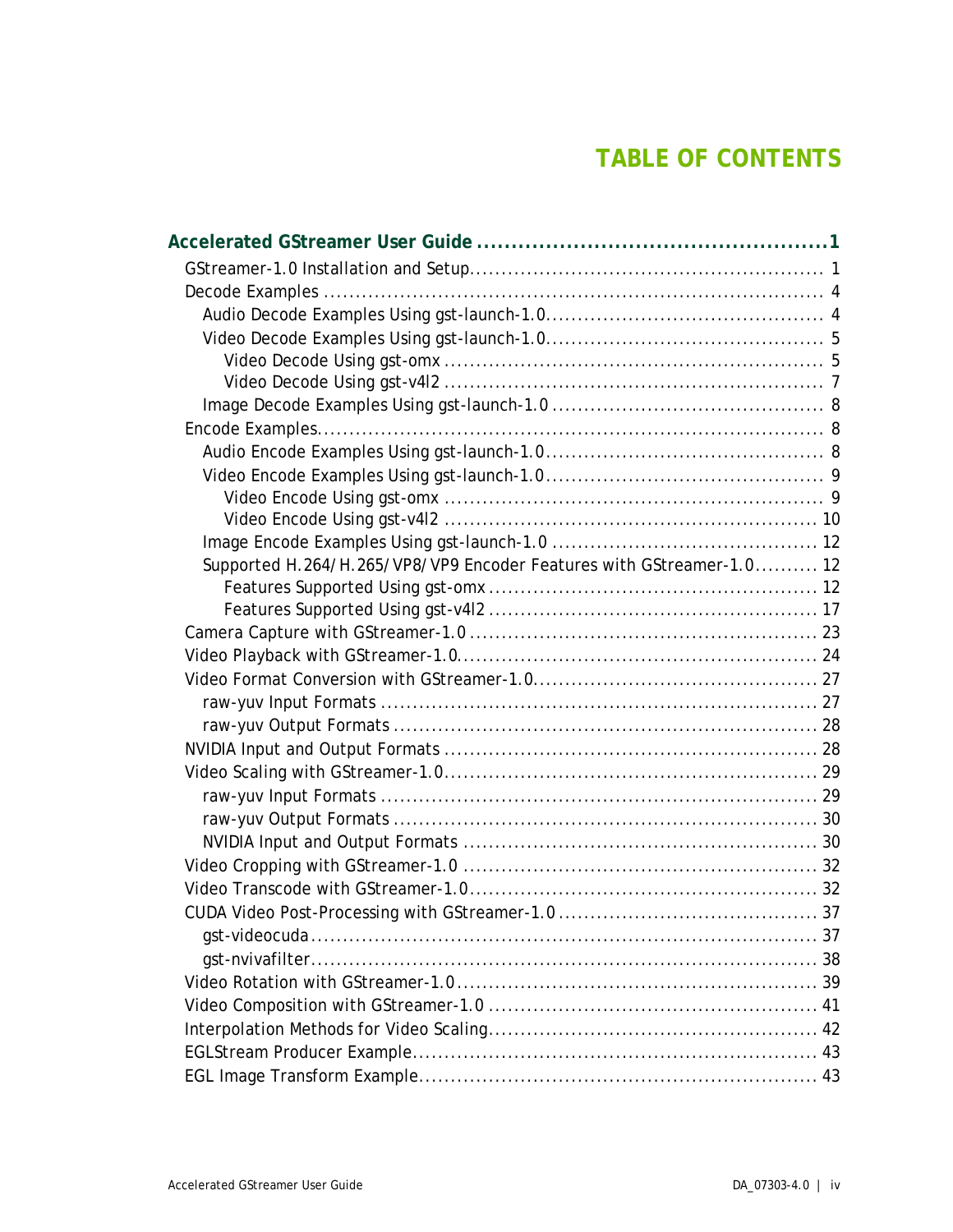# TABLE OF CONTENTS

**Accelerated GStreamer User Guide .................................................. 1**

- GStreamer-1.0 Installation and Setup ....................................................... 1
- Decode Examples ............................................................................ 4
  - Audio Decode Examples Using gst-launch-1.0 ........................................... 4
  - Video Decode Examples Using gst-launch-1.0 ........................................... 5
    - Video Decode Using gst-omx ........................................................... 5
    - Video Decode Using gst-v4l2 ........................................................... 7
  - Image Decode Examples Using gst-launch-1.0 ........................................... 8
- Encode Examples ............................................................................. 8
  - Audio Encode Examples Using gst-launch-1.0 ........................................... 8
  - Video Encode Examples Using gst-launch-1.0 ........................................... 9
    - Video Encode Using gst-omx ........................................................... 9
    - Video Encode Using gst-v4l2 .......................................................... 10
  - Image Encode Examples Using gst-launch-1.0 ......................................... 12
  - Supported H.264/H.265/VP8/VP9 Encoder Features with GStreamer-1.0 .......... 12
    - Features Supported Using gst-omx ................................................... 12
    - Features Supported Using gst-v4l2 ................................................... 17
- Camera Capture with GStreamer-1.0 ...................................................... 23
- Video Playback with GStreamer-1.0 ........................................................ 24
- Video Format Conversion with GStreamer-1.0 ............................................ 27
  - raw-yuv Input Formats ................................................................... 27
  - raw-yuv Output Formats ................................................................. 28
- NVIDIA Input and Output Formats .......................................................... 28
- Video Scaling with GStreamer-1.0 .......................................................... 29
  - raw-yuv Input Formats ................................................................... 29
  - raw-yuv Output Formats ................................................................. 30
  - NVIDIA Input and Output Formats ....................................................... 30
- Video Cropping with GStreamer-1.0 ....................................................... 32
- Video Transcode with GStreamer-1.0 ...................................................... 32
- CUDA Video Post-Processing with GStreamer-1.0 ........................................ 37
  - gst-videocuda .............................................................................. 37
  - gst-nvivafilter ............................................................................. 38
- Video Rotation with GStreamer-1.0 ........................................................ 39
- Video Composition with GStreamer-1.0 ................................................... 41
- Interpolation Methods for Video Scaling ................................................... 42
- EGLStream Producer Example ............................................................... 43
- EGL Image Transform Example .............................................................. 43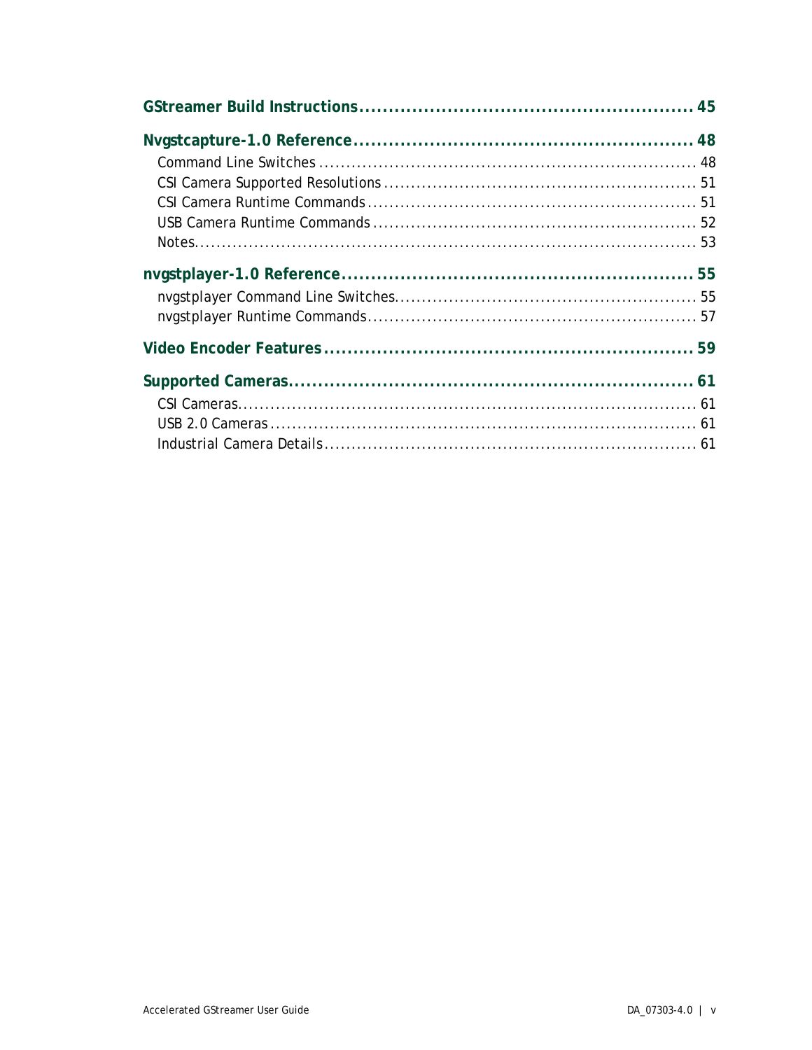**GStreamer Build Instructions ........................................................ 45**

**Nvgstcapture-1.0 Reference ......................................................... 48**

- Command Line Switches ..................................................................... 48
- CSI Camera Supported Resolutions ....................................................... 51
- CSI Camera Runtime Commands ........................................................... 51
- USB Camera Runtime Commands ........................................................... 52
- Notes ............................................................................................... 53

**nvgstplayer-1.0 Reference ........................................................... 55**

- nvgstplayer Command Line Switches ..................................................... 55
- nvgstplayer Runtime Commands ........................................................... 57

**Video Encoder Features .............................................................. 59**

**Supported Cameras .................................................................... 61**

- CSI Cameras ...................................................................................... 61
- USB 2.0 Cameras ................................................................................ 61
- Industrial Camera Details .................................................................... 61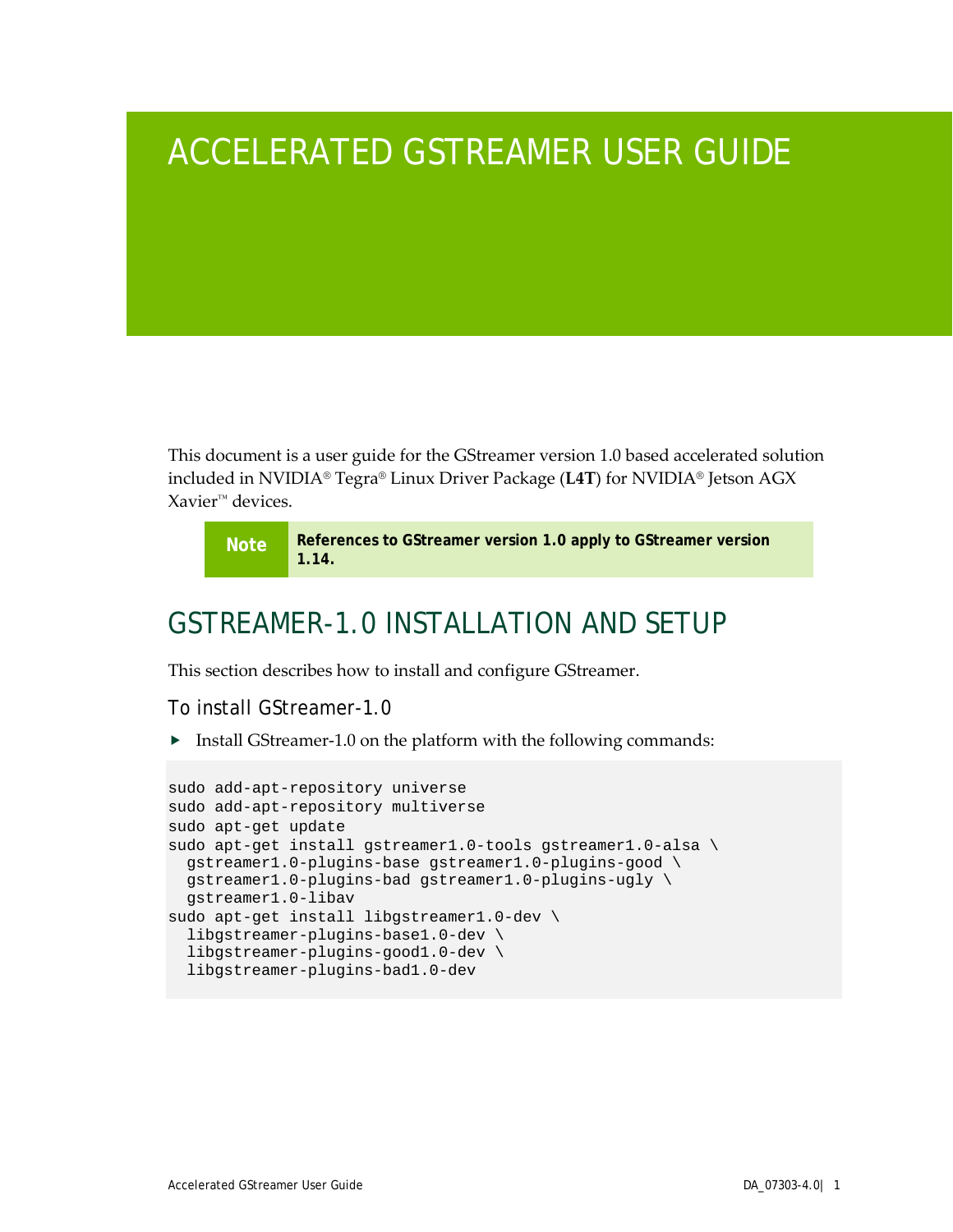# ACCELERATED GSTREAMER USER GUIDE

This document is a user guide for the GStreamer version 1.0 based accelerated solution included in NVIDIA® Tegra® Linux Driver Package (**L4T**) for NVIDIA® Jetson AGX Xavier™ devices.

> **Note** **References to GStreamer version 1.0 apply to GStreamer version 1.14.**

## GSTREAMER-1.0 INSTALLATION AND SETUP

This section describes how to install and configure GStreamer.

### To install GStreamer-1.0

- Install GStreamer-1.0 on the platform with the following commands:

```
sudo add-apt-repository universe
sudo add-apt-repository multiverse
sudo apt-get update
sudo apt-get install gstreamer1.0-tools gstreamer1.0-alsa \
  gstreamer1.0-plugins-base gstreamer1.0-plugins-good \
  gstreamer1.0-plugins-bad gstreamer1.0-plugins-ugly \
  gstreamer1.0-libav
sudo apt-get install libgstreamer1.0-dev \
  libgstreamer-plugins-base1.0-dev \
  libgstreamer-plugins-good1.0-dev \
  libgstreamer-plugins-bad1.0-dev
```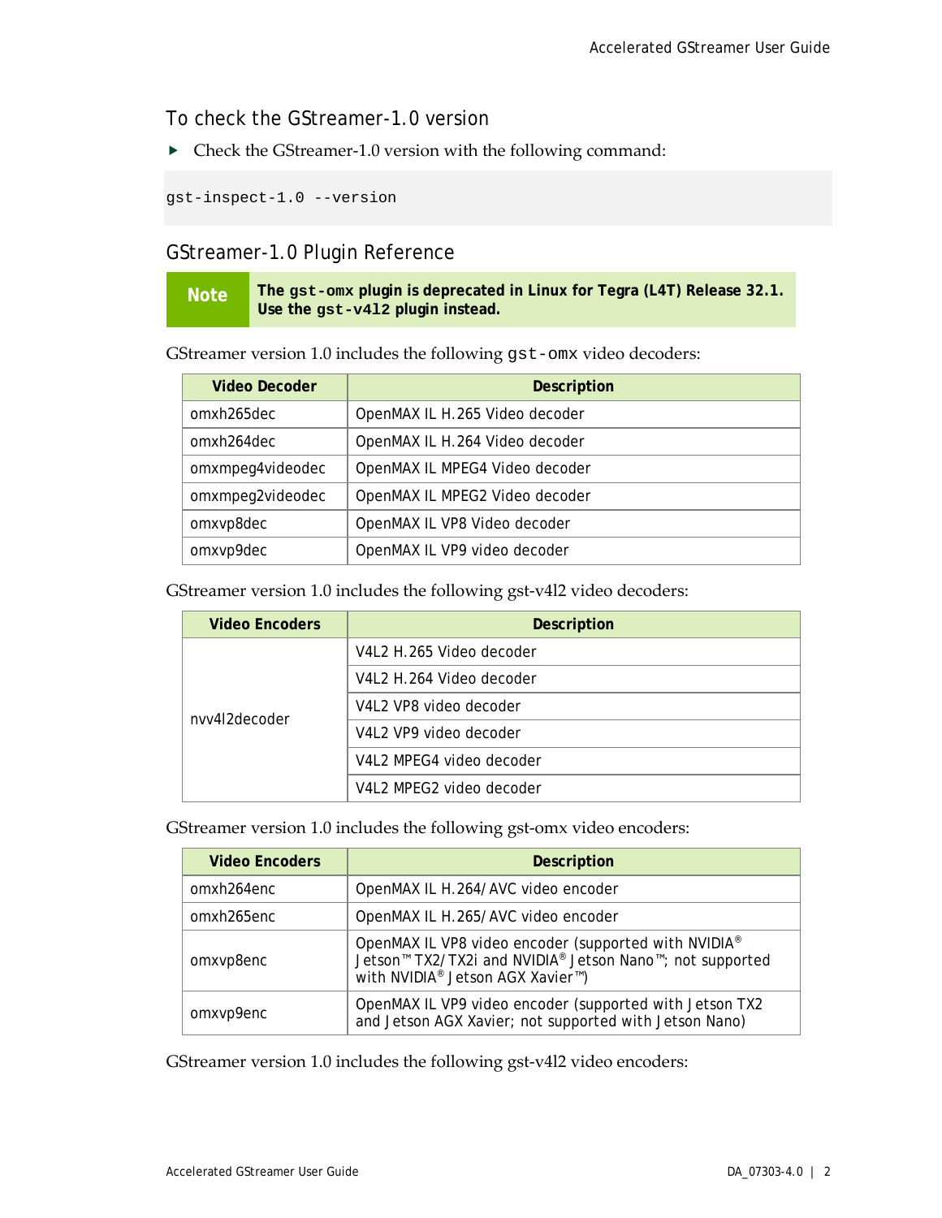## To check the GStreamer-1.0 version

- Check the GStreamer-1.0 version with the following command:

```
gst-inspect-1.0 --version
```

## GStreamer-1.0 Plugin Reference

> **Note** **The `gst-omx` plugin is deprecated in Linux for Tegra (L4T) Release 32.1. Use the `gst-v4l2` plugin instead.**

GStreamer version 1.0 includes the following `gst-omx` video decoders:

| Video Decoder | Description |
|---|---|
| omxh265dec | OpenMAX IL H.265 Video decoder |
| omxh264dec | OpenMAX IL H.264 Video decoder |
| omxmpeg4videodec | OpenMAX IL MPEG4 Video decoder |
| omxmpeg2videodec | OpenMAX IL MPEG2 Video decoder |
| omxvp8dec | OpenMAX IL VP8 Video decoder |
| omxvp9dec | OpenMAX IL VP9 video decoder |

GStreamer version 1.0 includes the following gst-v4l2 video decoders:

| Video Encoders | Description |
|---|---|
| nvv4l2decoder | V4L2 H.265 Video decoder |
| | V4L2 H.264 Video decoder |
| | V4L2 VP8 video decoder |
| | V4L2 VP9 video decoder |
| | V4L2 MPEG4 video decoder |
| | V4L2 MPEG2 video decoder |

GStreamer version 1.0 includes the following gst-omx video encoders:

| Video Encoders | Description |
|---|---|
| omxh264enc | OpenMAX IL H.264/AVC video encoder |
| omxh265enc | OpenMAX IL H.265/AVC video encoder |
| omxvp8enc | OpenMAX IL VP8 video encoder (supported with NVIDIA® Jetson™ TX2/TX2i and NVIDIA® Jetson Nano™; not supported with NVIDIA® Jetson AGX Xavier™) |
| omxvp9enc | OpenMAX IL VP9 video encoder (supported with Jetson TX2 and Jetson AGX Xavier; not supported with Jetson Nano) |

GStreamer version 1.0 includes the following gst-v4l2 video encoders: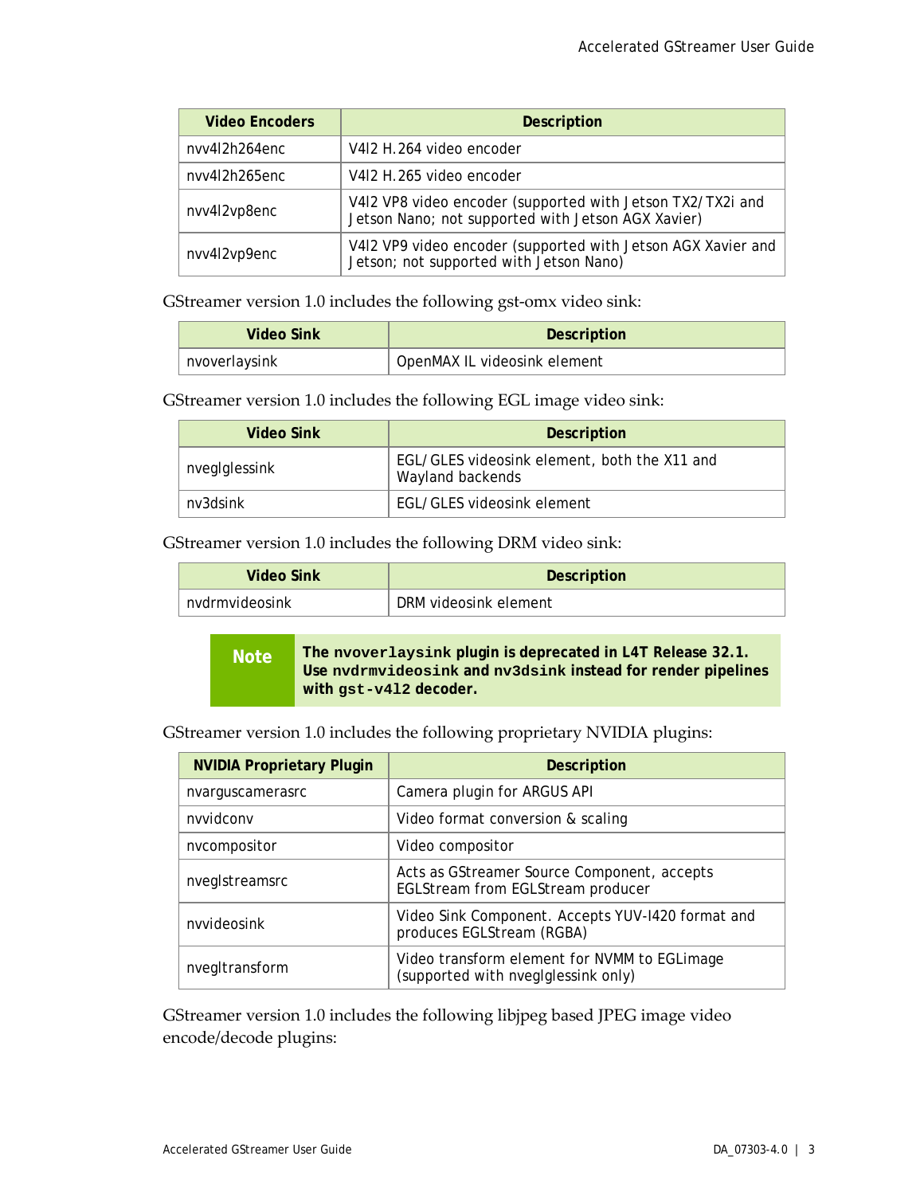| Video Encoders | Description |
| --- | --- |
| nvv4l2h264enc | V4l2 H.264 video encoder |
| nvv4l2h265enc | V4l2 H.265 video encoder |
| nvv4l2vp8enc | V4l2 VP8 video encoder (supported with Jetson TX2/TX2i and Jetson Nano; not supported with Jetson AGX Xavier) |
| nvv4l2vp9enc | V4l2 VP9 video encoder (supported with Jetson AGX Xavier and Jetson; not supported with Jetson Nano) |

GStreamer version 1.0 includes the following gst-omx video sink:

| Video Sink | Description |
| --- | --- |
| nvoverlaysink | OpenMAX IL videosink element |

GStreamer version 1.0 includes the following EGL image video sink:

| Video Sink | Description |
| --- | --- |
| nveglglessink | EGL/GLES videosink element, both the X11 and Wayland backends |
| nv3dsink | EGL/GLES videosink element |

GStreamer version 1.0 includes the following DRM video sink:

| Video Sink | Description |
| --- | --- |
| nvdrmvideosink | DRM videosink element |

> **Note** **The `nvoverlaysink` plugin is deprecated in L4T Release 32.1. Use `nvdrmvideosink` and `nv3dsink` instead for render pipelines with `gst-v4l2` decoder.**

GStreamer version 1.0 includes the following proprietary NVIDIA plugins:

| NVIDIA Proprietary Plugin | Description |
| --- | --- |
| nvarguscamerasrc | Camera plugin for ARGUS API |
| nvvidconv | Video format conversion & scaling |
| nvcompositor | Video compositor |
| nveglstreamsrc | Acts as GStreamer Source Component, accepts EGLStream from EGLStream producer |
| nvvideosink | Video Sink Component. Accepts YUV-I420 format and produces EGLStream (RGBA) |
| nvegltransform | Video transform element for NVMM to EGLimage (supported with nveglglessink only) |

GStreamer version 1.0 includes the following libjpeg based JPEG image video encode/decode plugins: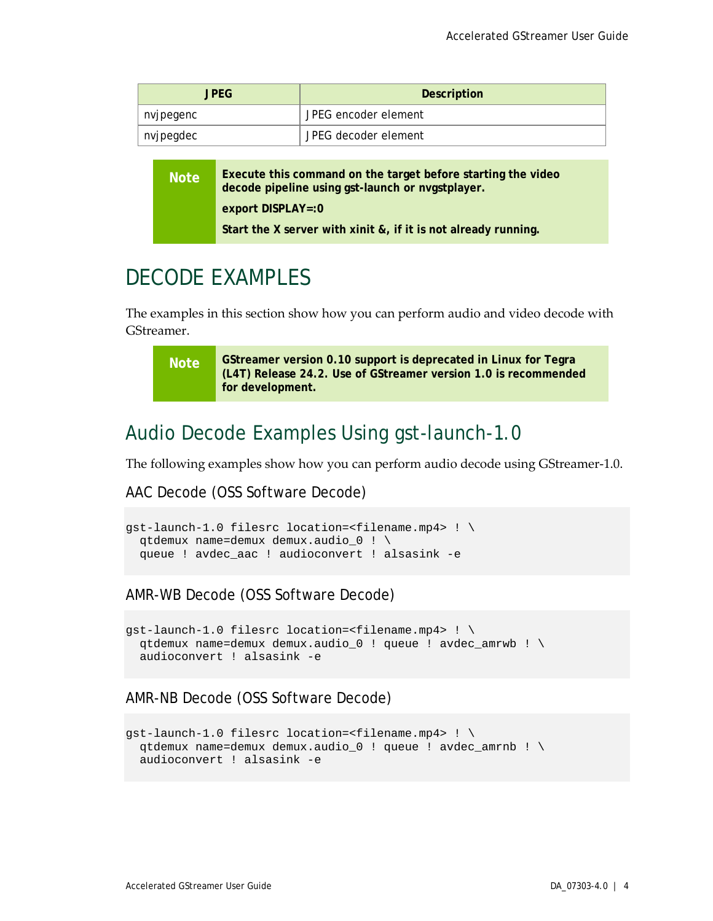| JPEG | Description |
| --- | --- |
| nvjpegenc | JPEG encoder element |
| nvjpegdec | JPEG decoder element |

> **Note** **Execute this command on the target before starting the video decode pipeline using gst-launch or nvgstplayer.**
>
> **export DISPLAY=:0**
>
> **Start the X server with xinit &, if it is not already running.**

# DECODE EXAMPLES

The examples in this section show how you can perform audio and video decode with GStreamer.

> **Note** **GStreamer version 0.10 support is deprecated in Linux for Tegra (L4T) Release 24.2. Use of GStreamer version 1.0 is recommended for development.**

## Audio Decode Examples Using gst-launch-1.0

The following examples show how you can perform audio decode using GStreamer-1.0.

### AAC Decode (OSS Software Decode)

```
gst-launch-1.0 filesrc location=<filename.mp4> ! \
  qtdemux name=demux demux.audio_0 ! \
  queue ! avdec_aac ! audioconvert ! alsasink -e
```

### AMR-WB Decode (OSS Software Decode)

```
gst-launch-1.0 filesrc location=<filename.mp4> ! \
  qtdemux name=demux demux.audio_0 ! queue ! avdec_amrwb ! \
  audioconvert ! alsasink -e
```

### AMR-NB Decode (OSS Software Decode)

```
gst-launch-1.0 filesrc location=<filename.mp4> ! \
  qtdemux name=demux demux.audio_0 ! queue ! avdec_amrnb ! \
  audioconvert ! alsasink -e
```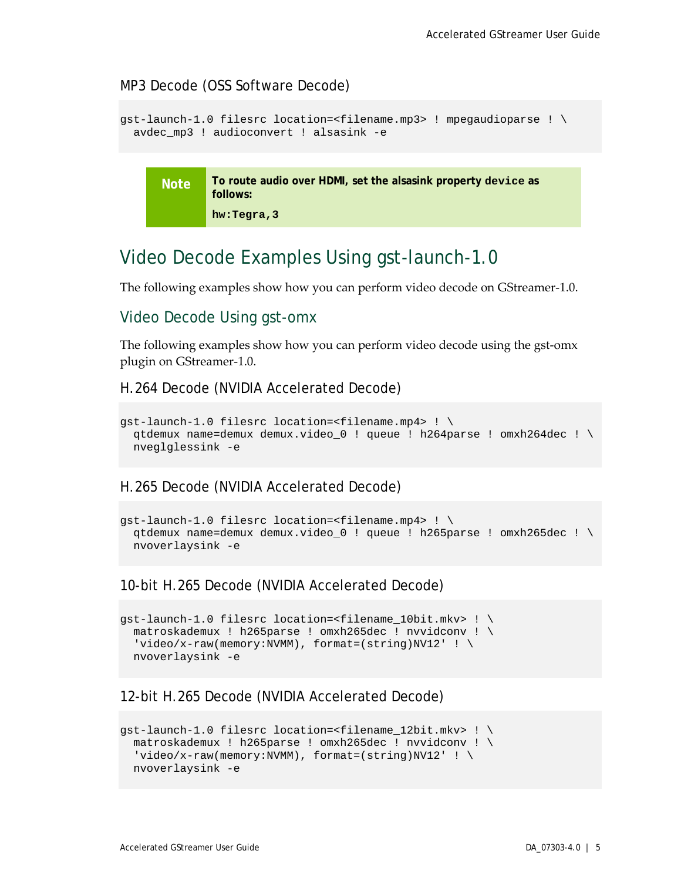#### MP3 Decode (OSS Software Decode)

```
gst-launch-1.0 filesrc location=<filename.mp3> ! mpegaudioparse ! \
  avdec_mp3 ! audioconvert ! alsasink -e
```

> **Note** **To route audio over HDMI, set the alsasink property `device` as follows:**
>
> **`hw:Tegra,3`**

## Video Decode Examples Using gst-launch-1.0

The following examples show how you can perform video decode on GStreamer-1.0.

### Video Decode Using gst-omx

The following examples show how you can perform video decode using the gst-omx plugin on GStreamer-1.0.

#### H.264 Decode (NVIDIA Accelerated Decode)

```
gst-launch-1.0 filesrc location=<filename.mp4> ! \
  qtdemux name=demux demux.video_0 ! queue ! h264parse ! omxh264dec ! \
  nveglglessink -e
```

#### H.265 Decode (NVIDIA Accelerated Decode)

```
gst-launch-1.0 filesrc location=<filename.mp4> ! \
  qtdemux name=demux demux.video_0 ! queue ! h265parse ! omxh265dec ! \
  nvoverlaysink -e
```

#### 10-bit H.265 Decode (NVIDIA Accelerated Decode)

```
gst-launch-1.0 filesrc location=<filename_10bit.mkv> ! \
  matroskademux ! h265parse ! omxh265dec ! nvvidconv ! \
  'video/x-raw(memory:NVMM), format=(string)NV12' ! \
  nvoverlaysink -e
```

#### 12-bit H.265 Decode (NVIDIA Accelerated Decode)

```
gst-launch-1.0 filesrc location=<filename_12bit.mkv> ! \
  matroskademux ! h265parse ! omxh265dec ! nvvidconv ! \
  'video/x-raw(memory:NVMM), format=(string)NV12' ! \
  nvoverlaysink -e
```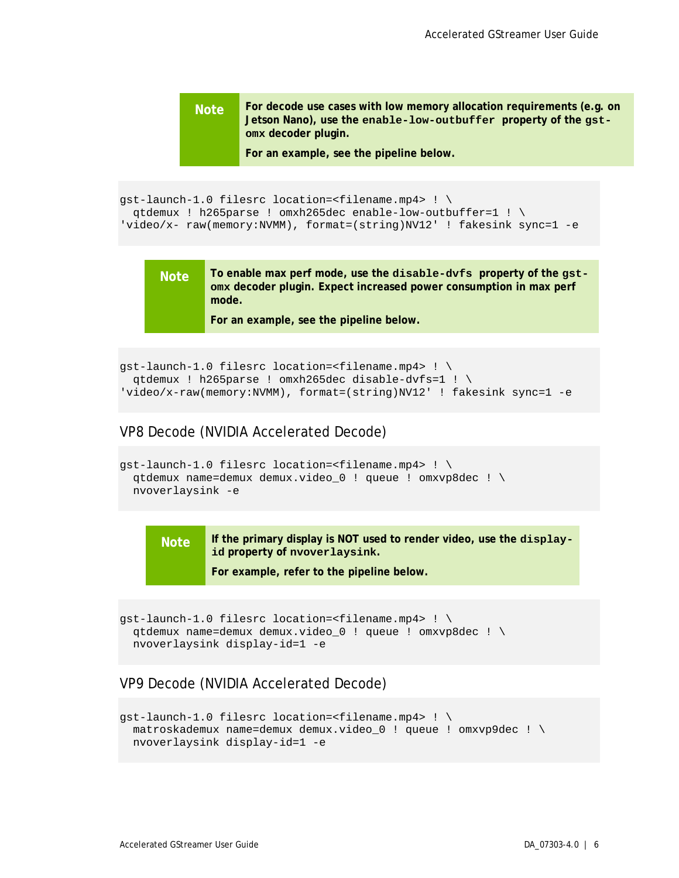> **Note** For decode use cases with low memory allocation requirements (e.g. on Jetson Nano), use the `enable-low-outbuffer` property of the `gst-omx` decoder plugin.
>
> For an example, see the pipeline below.

```
gst-launch-1.0 filesrc location=<filename.mp4> ! \
  qtdemux ! h265parse ! omxh265dec enable-low-outbuffer=1 ! \
'video/x- raw(memory:NVMM), format=(string)NV12' ! fakesink sync=1 -e
```

> **Note** To enable max perf mode, use the `disable-dvfs` property of the `gst-omx` decoder plugin. Expect increased power consumption in max perf mode.
>
> For an example, see the pipeline below.

```
gst-launch-1.0 filesrc location=<filename.mp4> ! \
  qtdemux ! h265parse ! omxh265dec disable-dvfs=1 ! \
'video/x-raw(memory:NVMM), format=(string)NV12' ! fakesink sync=1 -e
```

### VP8 Decode (NVIDIA Accelerated Decode)

```
gst-launch-1.0 filesrc location=<filename.mp4> ! \
  qtdemux name=demux demux.video_0 ! queue ! omxvp8dec ! \
  nvoverlaysink -e
```

> **Note** If the primary display is NOT used to render video, use the `display-id` property of `nvoverlaysink`.
>
> For example, refer to the pipeline below.

```
gst-launch-1.0 filesrc location=<filename.mp4> ! \
  qtdemux name=demux demux.video_0 ! queue ! omxvp8dec ! \
  nvoverlaysink display-id=1 -e
```

### VP9 Decode (NVIDIA Accelerated Decode)

```
gst-launch-1.0 filesrc location=<filename.mp4> ! \
  matroskademux name=demux demux.video_0 ! queue ! omxvp9dec ! \
  nvoverlaysink display-id=1 -e
```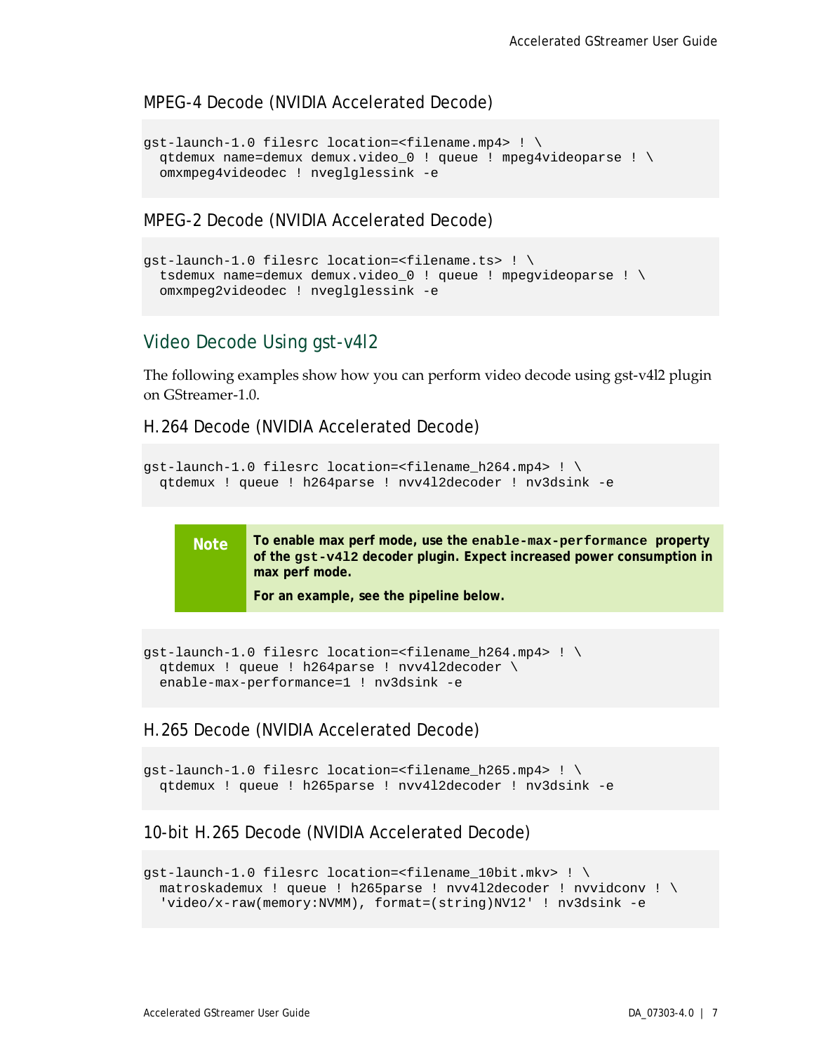### MPEG-4 Decode (NVIDIA Accelerated Decode)

```
gst-launch-1.0 filesrc location=<filename.mp4> ! \
  qtdemux name=demux demux.video_0 ! queue ! mpeg4videoparse ! \
  omxmpeg4videodec ! nveglglessink -e
```

### MPEG-2 Decode (NVIDIA Accelerated Decode)

```
gst-launch-1.0 filesrc location=<filename.ts> ! \
  tsdemux name=demux demux.video_0 ! queue ! mpegvideoparse ! \
  omxmpeg2videodec ! nveglglessink -e
```

## Video Decode Using gst-v4l2

The following examples show how you can perform video decode using gst-v4l2 plugin on GStreamer-1.0.

### H.264 Decode (NVIDIA Accelerated Decode)

```
gst-launch-1.0 filesrc location=<filename_h264.mp4> ! \
  qtdemux ! queue ! h264parse ! nvv4l2decoder ! nv3dsink -e
```

> **Note** **To enable max perf mode, use the `enable-max-performance` property of the `gst-v4l2` decoder plugin. Expect increased power consumption in max perf mode.**
>
> **For an example, see the pipeline below.**

```
gst-launch-1.0 filesrc location=<filename_h264.mp4> ! \
  qtdemux ! queue ! h264parse ! nvv4l2decoder \
  enable-max-performance=1 ! nv3dsink -e
```

### H.265 Decode (NVIDIA Accelerated Decode)

```
gst-launch-1.0 filesrc location=<filename_h265.mp4> ! \
  qtdemux ! queue ! h265parse ! nvv4l2decoder ! nv3dsink -e
```

### 10-bit H.265 Decode (NVIDIA Accelerated Decode)

```
gst-launch-1.0 filesrc location=<filename_10bit.mkv> ! \
  matroskademux ! queue ! h265parse ! nvv4l2decoder ! nvvidconv ! \
  'video/x-raw(memory:NVMM), format=(string)NV12' ! nv3dsink -e
```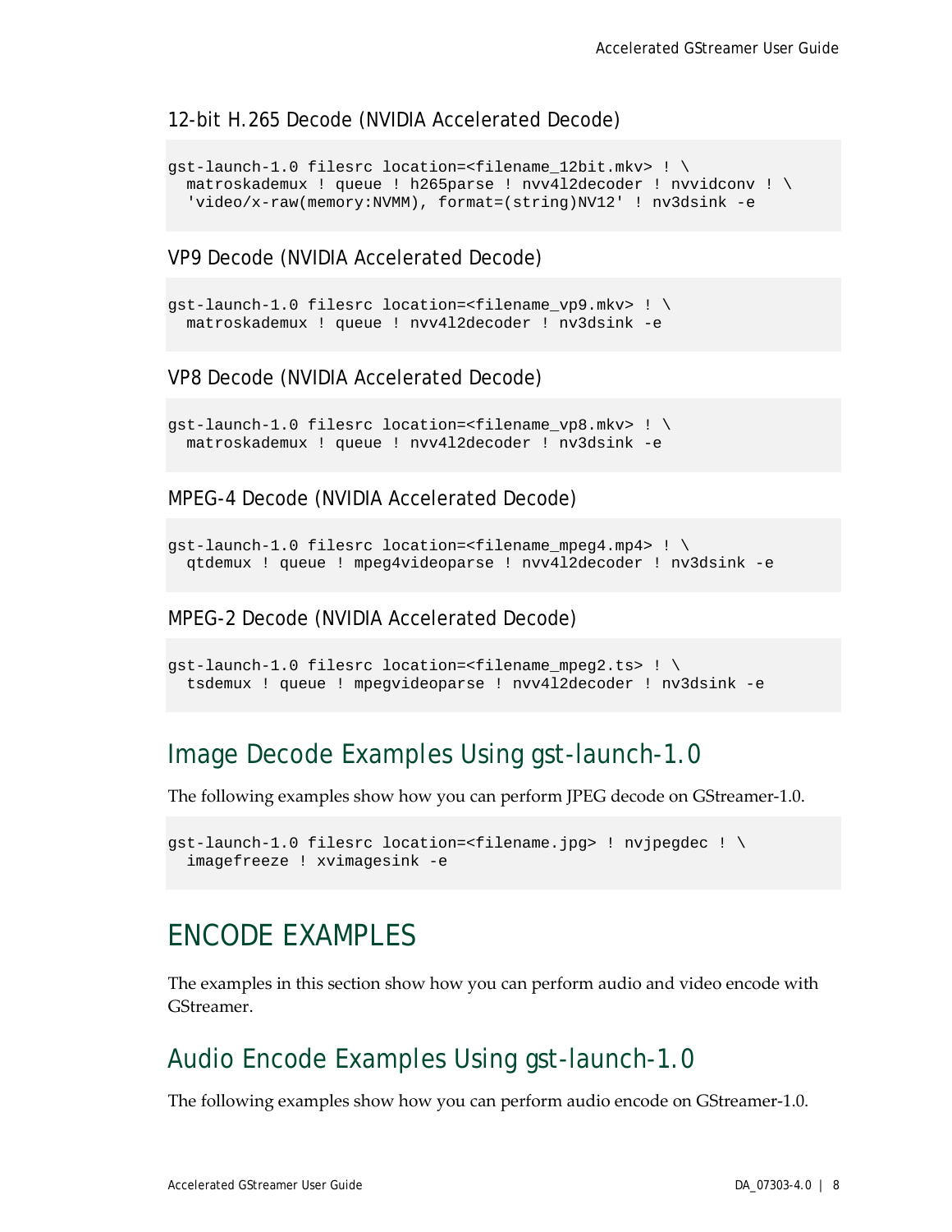### 12-bit H.265 Decode (NVIDIA Accelerated Decode)

```
gst-launch-1.0 filesrc location=<filename_12bit.mkv> ! \
  matroskademux ! queue ! h265parse ! nvv4l2decoder ! nvvidconv ! \
  'video/x-raw(memory:NVMM), format=(string)NV12' ! nv3dsink -e
```

### VP9 Decode (NVIDIA Accelerated Decode)

```
gst-launch-1.0 filesrc location=<filename_vp9.mkv> ! \
  matroskademux ! queue ! nvv4l2decoder ! nv3dsink -e
```

### VP8 Decode (NVIDIA Accelerated Decode)

```
gst-launch-1.0 filesrc location=<filename_vp8.mkv> ! \
  matroskademux ! queue ! nvv4l2decoder ! nv3dsink -e
```

### MPEG-4 Decode (NVIDIA Accelerated Decode)

```
gst-launch-1.0 filesrc location=<filename_mpeg4.mp4> ! \
  qtdemux ! queue ! mpeg4videoparse ! nvv4l2decoder ! nv3dsink -e
```

### MPEG-2 Decode (NVIDIA Accelerated Decode)

```
gst-launch-1.0 filesrc location=<filename_mpeg2.ts> ! \
  tsdemux ! queue ! mpegvideoparse ! nvv4l2decoder ! nv3dsink -e
```

## Image Decode Examples Using gst-launch-1.0

The following examples show how you can perform JPEG decode on GStreamer-1.0.

```
gst-launch-1.0 filesrc location=<filename.jpg> ! nvjpegdec ! \
  imagefreeze ! xvimagesink -e
```

# ENCODE EXAMPLES

The examples in this section show how you can perform audio and video encode with GStreamer.

## Audio Encode Examples Using gst-launch-1.0

The following examples show how you can perform audio encode on GStreamer-1.0.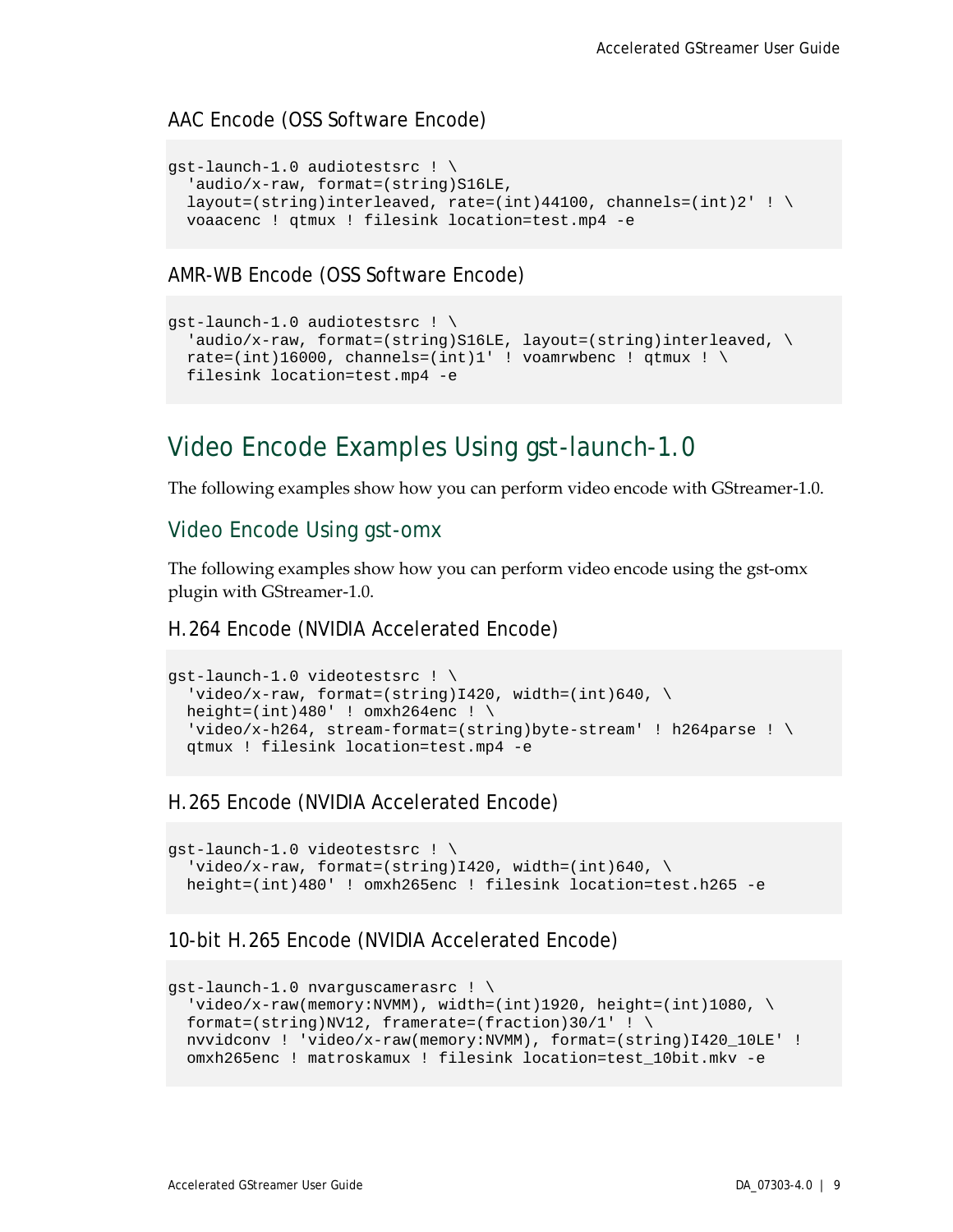### AAC Encode (OSS Software Encode)

```
gst-launch-1.0 audiotestsrc ! \
  'audio/x-raw, format=(string)S16LE,
  layout=(string)interleaved, rate=(int)44100, channels=(int)2' ! \
  voaacenc ! qtmux ! filesink location=test.mp4 -e
```

### AMR-WB Encode (OSS Software Encode)

```
gst-launch-1.0 audiotestsrc ! \
  'audio/x-raw, format=(string)S16LE, layout=(string)interleaved, \
  rate=(int)16000, channels=(int)1' ! voamrwbenc ! qtmux ! \
  filesink location=test.mp4 -e
```

# Video Encode Examples Using gst-launch-1.0

The following examples show how you can perform video encode with GStreamer-1.0.

## Video Encode Using gst-omx

The following examples show how you can perform video encode using the gst-omx plugin with GStreamer-1.0.

### H.264 Encode (NVIDIA Accelerated Encode)

```
gst-launch-1.0 videotestsrc ! \
  'video/x-raw, format=(string)I420, width=(int)640, \
  height=(int)480' ! omxh264enc ! \
  'video/x-h264, stream-format=(string)byte-stream' ! h264parse ! \
  qtmux ! filesink location=test.mp4 -e
```

### H.265 Encode (NVIDIA Accelerated Encode)

```
gst-launch-1.0 videotestsrc ! \
  'video/x-raw, format=(string)I420, width=(int)640, \
  height=(int)480' ! omxh265enc ! filesink location=test.h265 -e
```

### 10-bit H.265 Encode (NVIDIA Accelerated Encode)

```
gst-launch-1.0 nvarguscamerasrc ! \
  'video/x-raw(memory:NVMM), width=(int)1920, height=(int)1080, \
  format=(string)NV12, framerate=(fraction)30/1' ! \
  nvvidconv ! 'video/x-raw(memory:NVMM), format=(string)I420_10LE' !
  omxh265enc ! matroskamux ! filesink location=test_10bit.mkv -e
```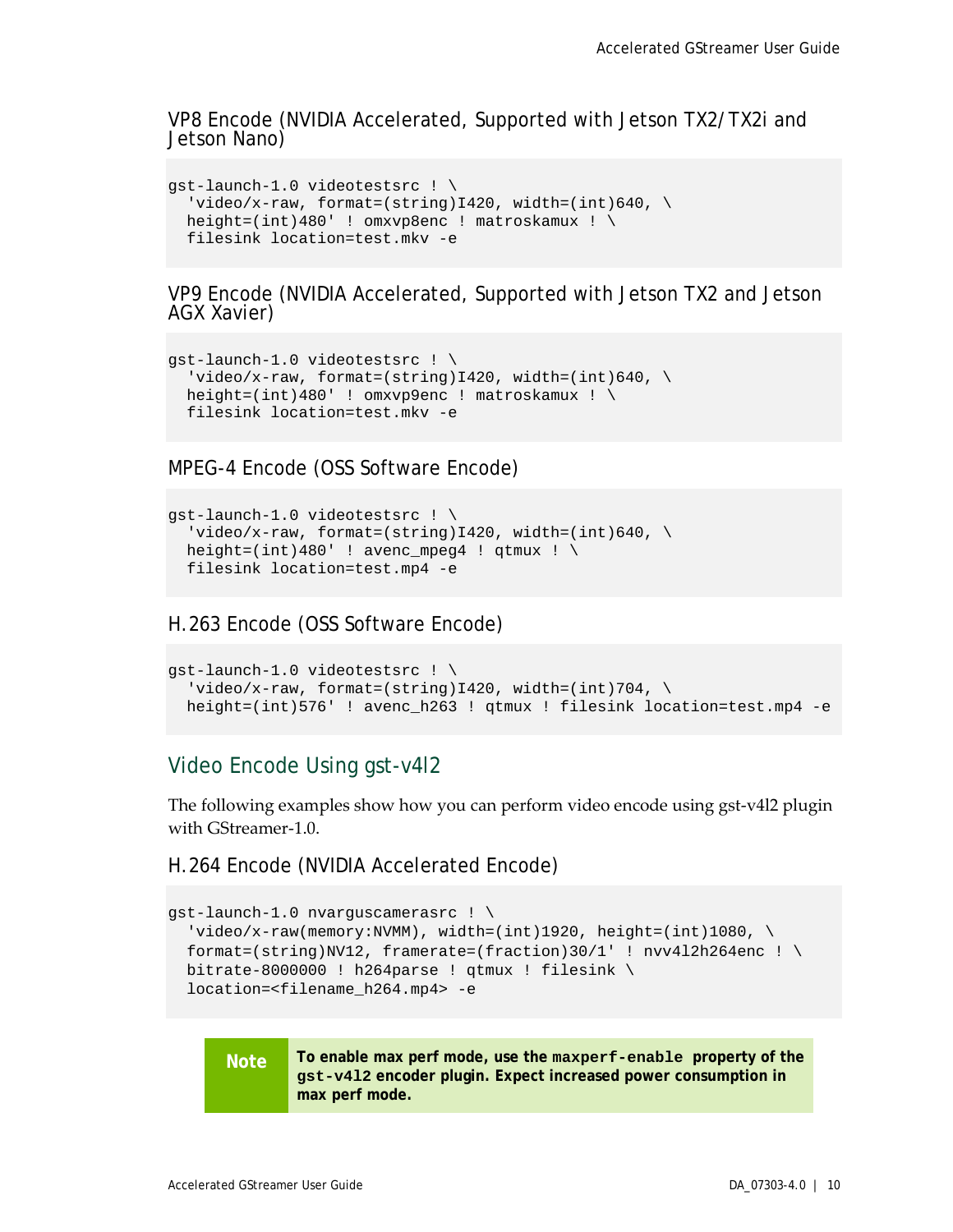### VP8 Encode (NVIDIA Accelerated, Supported with Jetson TX2/TX2i and Jetson Nano)

```
gst-launch-1.0 videotestsrc ! \
  'video/x-raw, format=(string)I420, width=(int)640, \
  height=(int)480' ! omxvp8enc ! matroskamux ! \
  filesink location=test.mkv -e
```

### VP9 Encode (NVIDIA Accelerated, Supported with Jetson TX2 and Jetson AGX Xavier)

```
gst-launch-1.0 videotestsrc ! \
  'video/x-raw, format=(string)I420, width=(int)640, \
  height=(int)480' ! omxvp9enc ! matroskamux ! \
  filesink location=test.mkv -e
```

### MPEG-4 Encode (OSS Software Encode)

```
gst-launch-1.0 videotestsrc ! \
  'video/x-raw, format=(string)I420, width=(int)640, \
  height=(int)480' ! avenc_mpeg4 ! qtmux ! \
  filesink location=test.mp4 -e
```

### H.263 Encode (OSS Software Encode)

```
gst-launch-1.0 videotestsrc ! \
  'video/x-raw, format=(string)I420, width=(int)704, \
  height=(int)576' ! avenc_h263 ! qtmux ! filesink location=test.mp4 -e
```

## Video Encode Using gst-v4l2

The following examples show how you can perform video encode using gst-v4l2 plugin with GStreamer-1.0.

### H.264 Encode (NVIDIA Accelerated Encode)

```
gst-launch-1.0 nvarguscamerasrc ! \
  'video/x-raw(memory:NVMM), width=(int)1920, height=(int)1080, \
  format=(string)NV12, framerate=(fraction)30/1' ! nvv4l2h264enc ! \
  bitrate-8000000 ! h264parse ! qtmux ! filesink \
  location=<filename_h264.mp4> -e
```

> **Note** **To enable max perf mode, use the `maxperf-enable` property of the `gst-v4l2` encoder plugin. Expect increased power consumption in max perf mode.**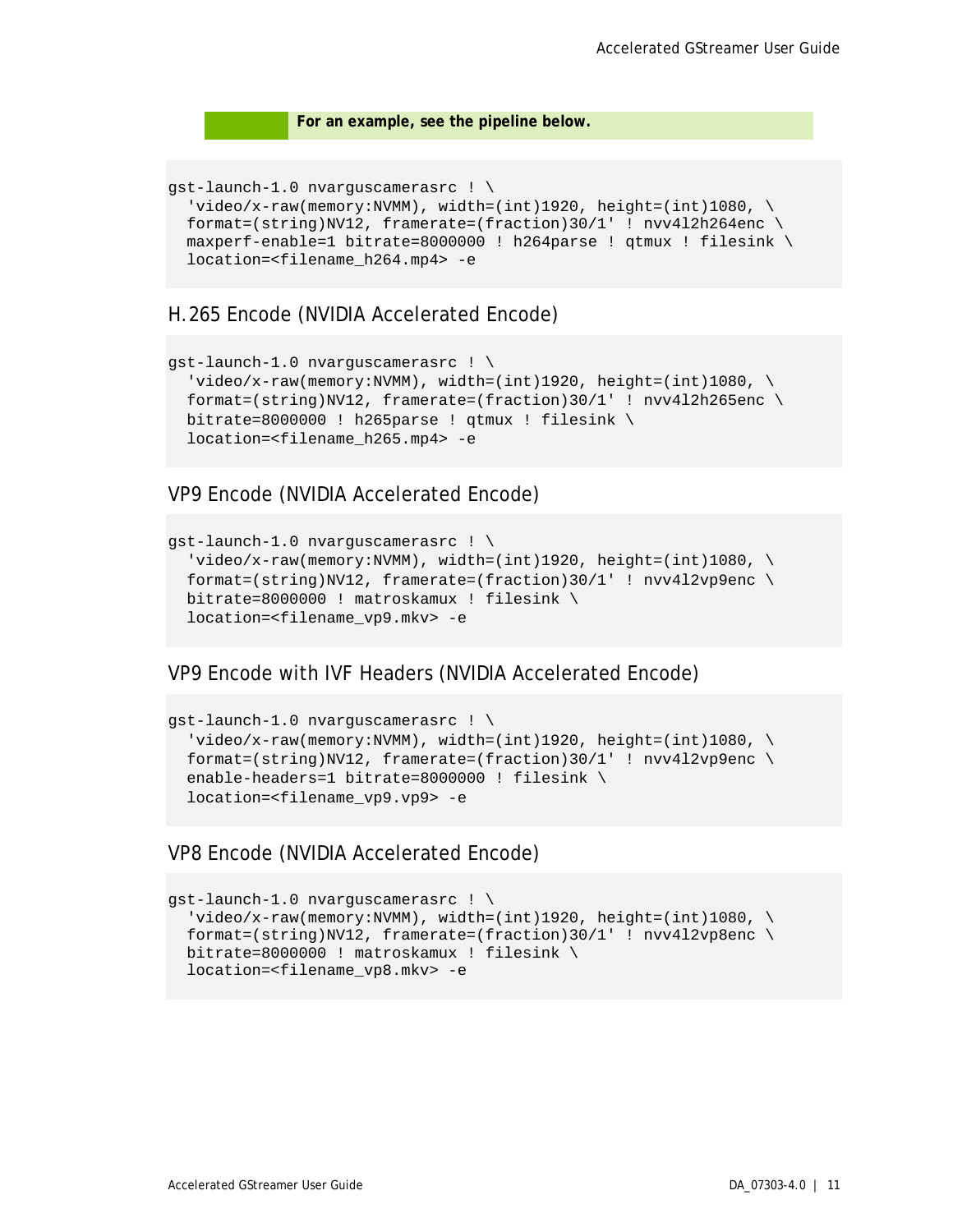**For an example, see the pipeline below.**

```
gst-launch-1.0 nvarguscamerasrc ! \
  'video/x-raw(memory:NVMM), width=(int)1920, height=(int)1080, \
  format=(string)NV12, framerate=(fraction)30/1' ! nvv4l2h264enc \
  maxperf-enable=1 bitrate=8000000 ! h264parse ! qtmux ! filesink \
  location=<filename_h264.mp4> -e
```

### H.265 Encode (NVIDIA Accelerated Encode)

```
gst-launch-1.0 nvarguscamerasrc ! \
  'video/x-raw(memory:NVMM), width=(int)1920, height=(int)1080, \
  format=(string)NV12, framerate=(fraction)30/1' ! nvv4l2h265enc \
  bitrate=8000000 ! h265parse ! qtmux ! filesink \
  location=<filename_h265.mp4> -e
```

### VP9 Encode (NVIDIA Accelerated Encode)

```
gst-launch-1.0 nvarguscamerasrc ! \
  'video/x-raw(memory:NVMM), width=(int)1920, height=(int)1080, \
  format=(string)NV12, framerate=(fraction)30/1' ! nvv4l2vp9enc \
  bitrate=8000000 ! matroskamux ! filesink \
  location=<filename_vp9.mkv> -e
```

### VP9 Encode with IVF Headers (NVIDIA Accelerated Encode)

```
gst-launch-1.0 nvarguscamerasrc ! \
  'video/x-raw(memory:NVMM), width=(int)1920, height=(int)1080, \
  format=(string)NV12, framerate=(fraction)30/1' ! nvv4l2vp9enc \
  enable-headers=1 bitrate=8000000 ! filesink \
  location=<filename_vp9.vp9> -e
```

### VP8 Encode (NVIDIA Accelerated Encode)

```
gst-launch-1.0 nvarguscamerasrc ! \
  'video/x-raw(memory:NVMM), width=(int)1920, height=(int)1080, \
  format=(string)NV12, framerate=(fraction)30/1' ! nvv4l2vp8enc \
  bitrate=8000000 ! matroskamux ! filesink \
  location=<filename_vp8.mkv> -e
```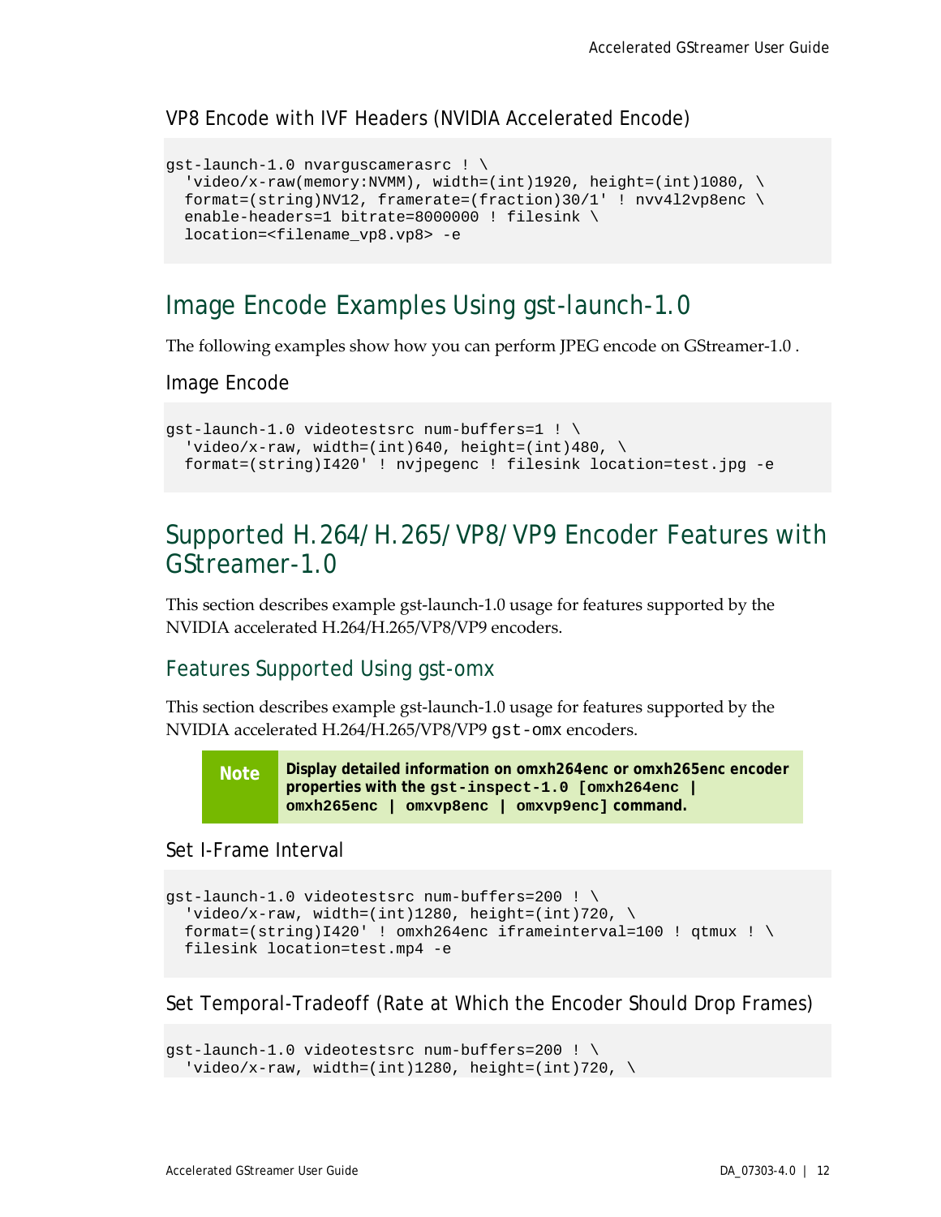### VP8 Encode with IVF Headers (NVIDIA Accelerated Encode)

```
gst-launch-1.0 nvarguscamerasrc ! \
  'video/x-raw(memory:NVMM), width=(int)1920, height=(int)1080, \
  format=(string)NV12, framerate=(fraction)30/1' ! nvv4l2vp8enc \
  enable-headers=1 bitrate=8000000 ! filesink \
  location=<filename_vp8.vp8> -e
```

## Image Encode Examples Using gst-launch-1.0

The following examples show how you can perform JPEG encode on GStreamer-1.0 .

### Image Encode

```
gst-launch-1.0 videotestsrc num-buffers=1 ! \
  'video/x-raw, width=(int)640, height=(int)480, \
  format=(string)I420' ! nvjpegenc ! filesink location=test.jpg -e
```

## Supported H.264/H.265/VP8/VP9 Encoder Features with GStreamer-1.0

This section describes example gst-launch-1.0 usage for features supported by the NVIDIA accelerated H.264/H.265/VP8/VP9 encoders.

### Features Supported Using gst-omx

This section describes example gst-launch-1.0 usage for features supported by the NVIDIA accelerated H.264/H.265/VP8/VP9 `gst-omx` encoders.

> **Note** **Display detailed information on omxh264enc or omxh265enc encoder properties with the `gst-inspect-1.0 [omxh264enc | omxh265enc | omxvp8enc | omxvp9enc]` command.**

### Set I-Frame Interval

```
gst-launch-1.0 videotestsrc num-buffers=200 ! \
  'video/x-raw, width=(int)1280, height=(int)720, \
  format=(string)I420' ! omxh264enc iframeinterval=100 ! qtmux ! \
  filesink location=test.mp4 -e
```

### Set Temporal-Tradeoff (Rate at Which the Encoder Should Drop Frames)

```
gst-launch-1.0 videotestsrc num-buffers=200 ! \
  'video/x-raw, width=(int)1280, height=(int)720, \
```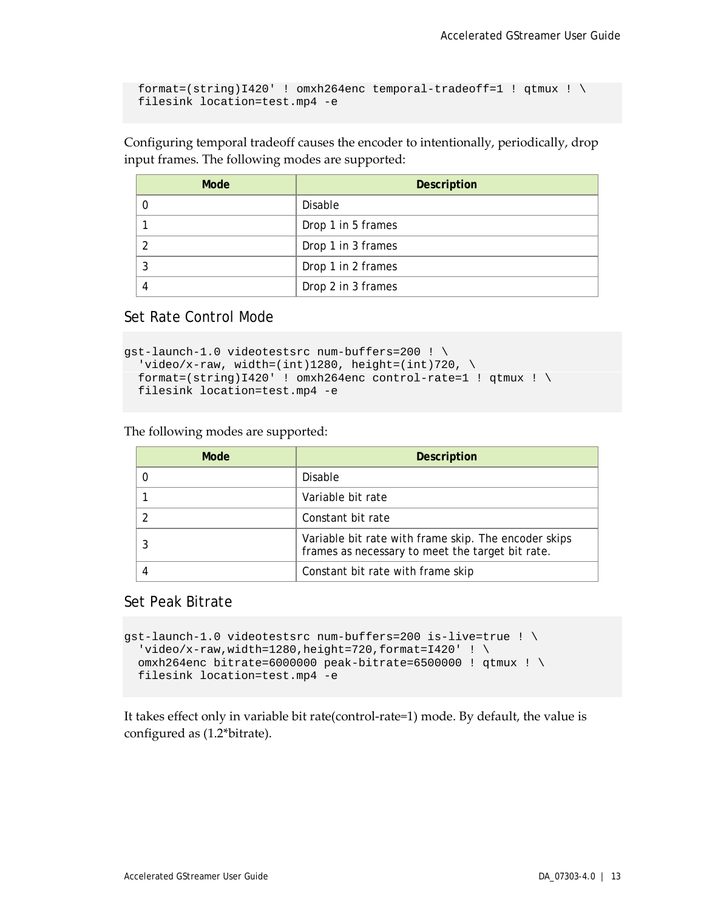```
  format=(string)I420' ! omxh264enc temporal-tradeoff=1 ! qtmux ! \
  filesink location=test.mp4 -e
```

Configuring temporal tradeoff causes the encoder to intentionally, periodically, drop input frames. The following modes are supported:

| Mode | Description |
| --- | --- |
| 0 | Disable |
| 1 | Drop 1 in 5 frames |
| 2 | Drop 1 in 3 frames |
| 3 | Drop 1 in 2 frames |
| 4 | Drop 2 in 3 frames |

### Set Rate Control Mode

```
gst-launch-1.0 videotestsrc num-buffers=200 ! \
  'video/x-raw, width=(int)1280, height=(int)720, \
  format=(string)I420' ! omxh264enc control-rate=1 ! qtmux ! \
  filesink location=test.mp4 -e
```

The following modes are supported:

| Mode | Description |
| --- | --- |
| 0 | Disable |
| 1 | Variable bit rate |
| 2 | Constant bit rate |
| 3 | Variable bit rate with frame skip. The encoder skips frames as necessary to meet the target bit rate. |
| 4 | Constant bit rate with frame skip |

### Set Peak Bitrate

```
gst-launch-1.0 videotestsrc num-buffers=200 is-live=true ! \
  'video/x-raw,width=1280,height=720,format=I420' ! \
  omxh264enc bitrate=6000000 peak-bitrate=6500000 ! qtmux ! \
  filesink location=test.mp4 -e
```

It takes effect only in variable bit rate(control-rate=1) mode. By default, the value is configured as (1.2*bitrate).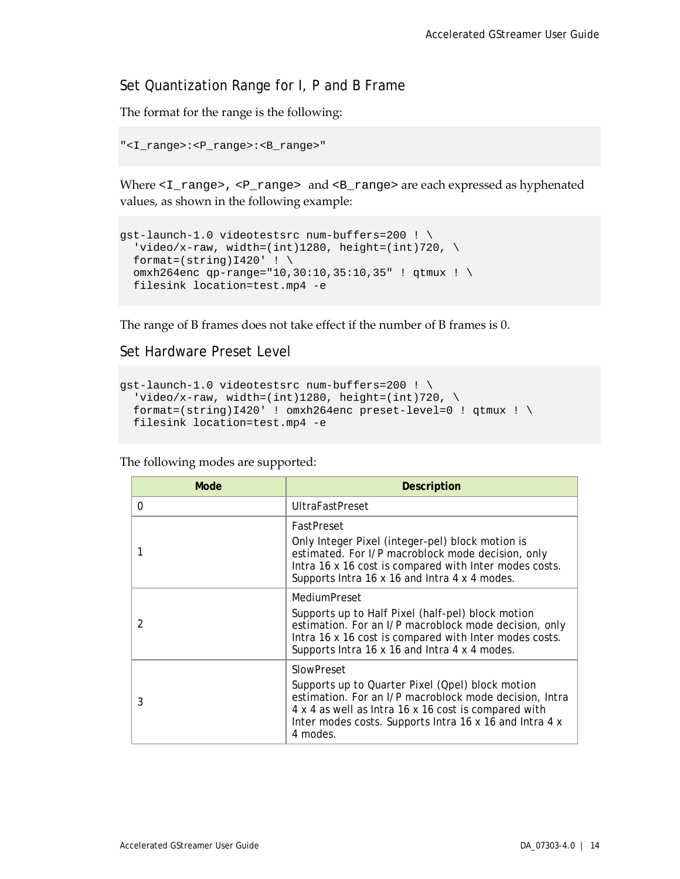## Set Quantization Range for I, P and B Frame

The format for the range is the following:

```
"<I_range>:<P_range>:<B_range>"
```

Where `<I_range>`, `<P_range>` and `<B_range>` are each expressed as hyphenated values, as shown in the following example:

```
gst-launch-1.0 videotestsrc num-buffers=200 ! \
  'video/x-raw, width=(int)1280, height=(int)720, \
  format=(string)I420' ! \
  omxh264enc qp-range="10,30:10,35:10,35" ! qtmux ! \
  filesink location=test.mp4 -e
```

The range of B frames does not take effect if the number of B frames is 0.

## Set Hardware Preset Level

```
gst-launch-1.0 videotestsrc num-buffers=200 ! \
  'video/x-raw, width=(int)1280, height=(int)720, \
  format=(string)I420' ! omxh264enc preset-level=0 ! qtmux ! \
  filesink location=test.mp4 -e
```

The following modes are supported:

| Mode | Description |
| --- | --- |
| 0 | UltraFastPreset |
| 1 | FastPreset<br>Only Integer Pixel (integer-pel) block motion is estimated. For I/P macroblock mode decision, only Intra 16 x 16 cost is compared with Inter modes costs. Supports Intra 16 x 16 and Intra 4 x 4 modes. |
| 2 | MediumPreset<br>Supports up to Half Pixel (half-pel) block motion estimation. For an I/P macroblock mode decision, only Intra 16 x 16 cost is compared with Inter modes costs. Supports Intra 16 x 16 and Intra 4 x 4 modes. |
| 3 | SlowPreset<br>Supports up to Quarter Pixel (Qpel) block motion estimation. For an I/P macroblock mode decision, Intra 4 x 4 as well as Intra 16 x 16 cost is compared with Inter modes costs. Supports Intra 16 x 16 and Intra 4 x 4 modes. |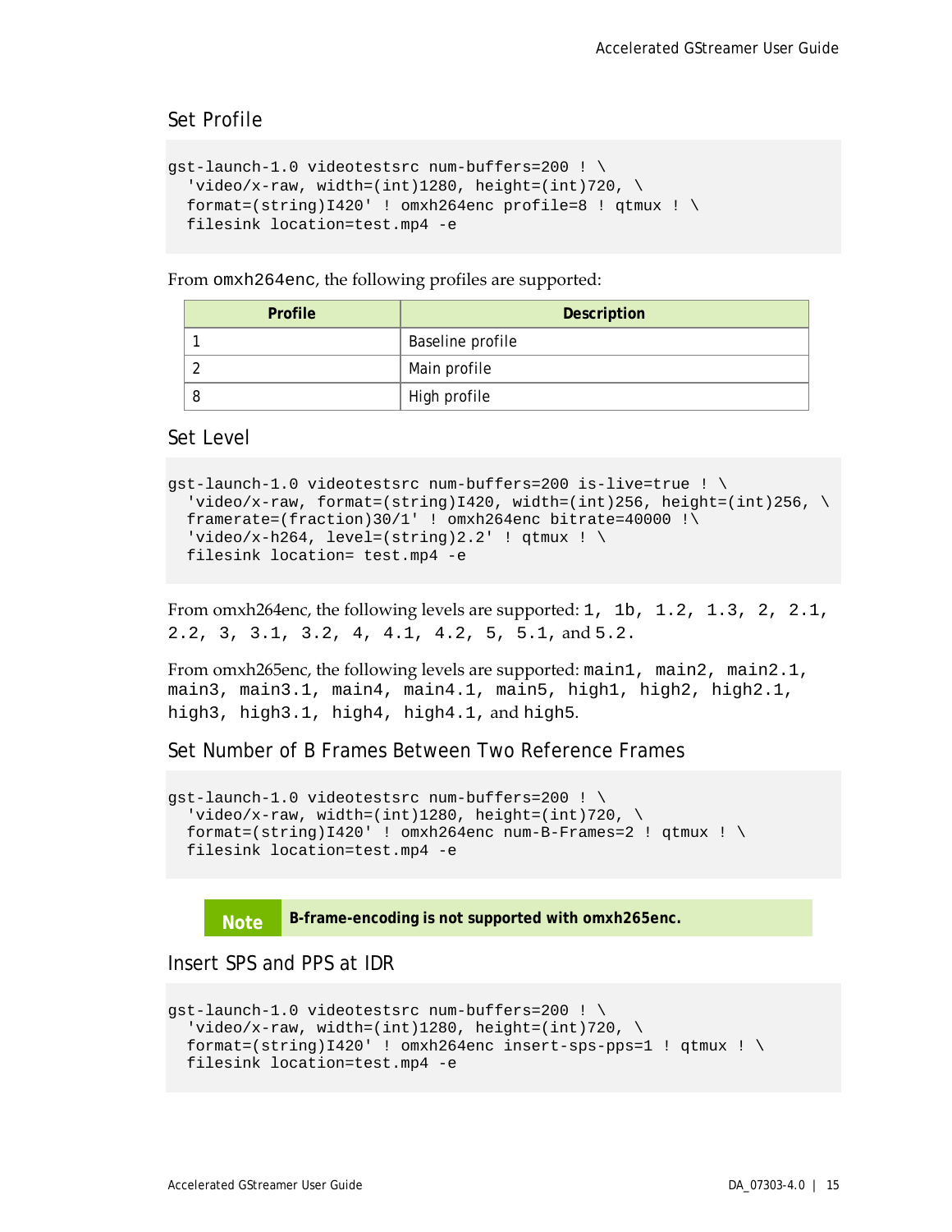### Set Profile

```
gst-launch-1.0 videotestsrc num-buffers=200 ! \
  'video/x-raw, width=(int)1280, height=(int)720, \
  format=(string)I420' ! omxh264enc profile=8 ! qtmux ! \
  filesink location=test.mp4 -e
```

From `omxh264enc`, the following profiles are supported:

| Profile | Description |
|---|---|
| 1 | Baseline profile |
| 2 | Main profile |
| 8 | High profile |

### Set Level

```
gst-launch-1.0 videotestsrc num-buffers=200 is-live=true ! \
  'video/x-raw, format=(string)I420, width=(int)256, height=(int)256, \
  framerate=(fraction)30/1' ! omxh264enc bitrate=40000 !\
  'video/x-h264, level=(string)2.2' ! qtmux ! \
  filesink location= test.mp4 -e
```

From omxh264enc, the following levels are supported: `1, 1b, 1.2, 1.3, 2, 2.1, 2.2, 3, 3.1, 3.2, 4, 4.1, 4.2, 5, 5.1,` and `5.2.`

From omxh265enc, the following levels are supported: `main1, main2, main2.1, main3, main3.1, main4, main4.1, main5, high1, high2, high2.1, high3, high3.1, high4, high4.1,` and `high5`.

### Set Number of B Frames Between Two Reference Frames

```
gst-launch-1.0 videotestsrc num-buffers=200 ! \
  'video/x-raw, width=(int)1280, height=(int)720, \
  format=(string)I420' ! omxh264enc num-B-Frames=2 ! qtmux ! \
  filesink location=test.mp4 -e
```

**Note** **B-frame-encoding is not supported with omxh265enc.**

### Insert SPS and PPS at IDR

```
gst-launch-1.0 videotestsrc num-buffers=200 ! \
  'video/x-raw, width=(int)1280, height=(int)720, \
  format=(string)I420' ! omxh264enc insert-sps-pps=1 ! qtmux ! \
  filesink location=test.mp4 -e
```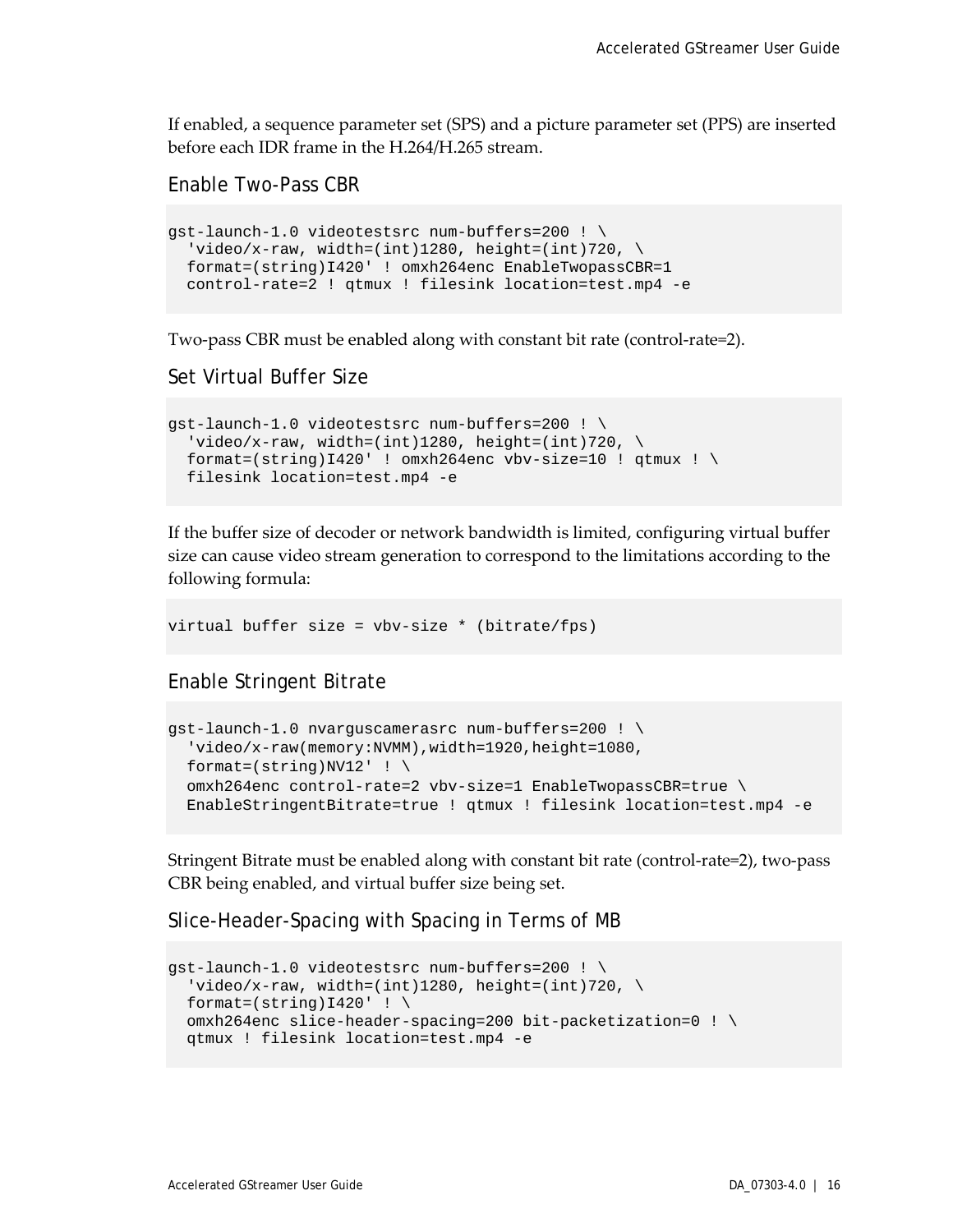If enabled, a sequence parameter set (SPS) and a picture parameter set (PPS) are inserted before each IDR frame in the H.264/H.265 stream.

### Enable Two-Pass CBR

```
gst-launch-1.0 videotestsrc num-buffers=200 ! \
  'video/x-raw, width=(int)1280, height=(int)720, \
  format=(string)I420' ! omxh264enc EnableTwopassCBR=1
  control-rate=2 ! qtmux ! filesink location=test.mp4 -e
```

Two-pass CBR must be enabled along with constant bit rate (control-rate=2).

### Set Virtual Buffer Size

```
gst-launch-1.0 videotestsrc num-buffers=200 ! \
  'video/x-raw, width=(int)1280, height=(int)720, \
  format=(string)I420' ! omxh264enc vbv-size=10 ! qtmux ! \
  filesink location=test.mp4 -e
```

If the buffer size of decoder or network bandwidth is limited, configuring virtual buffer size can cause video stream generation to correspond to the limitations according to the following formula:

```
virtual buffer size = vbv-size * (bitrate/fps)
```

### Enable Stringent Bitrate

```
gst-launch-1.0 nvarguscamerasrc num-buffers=200 ! \
  'video/x-raw(memory:NVMM),width=1920,height=1080,
  format=(string)NV12' ! \
  omxh264enc control-rate=2 vbv-size=1 EnableTwopassCBR=true \
  EnableStringentBitrate=true ! qtmux ! filesink location=test.mp4 -e
```

Stringent Bitrate must be enabled along with constant bit rate (control-rate=2), two-pass CBR being enabled, and virtual buffer size being set.

### Slice-Header-Spacing with Spacing in Terms of MB

```
gst-launch-1.0 videotestsrc num-buffers=200 ! \
  'video/x-raw, width=(int)1280, height=(int)720, \
  format=(string)I420' ! \
  omxh264enc slice-header-spacing=200 bit-packetization=0 ! \
  qtmux ! filesink location=test.mp4 -e
```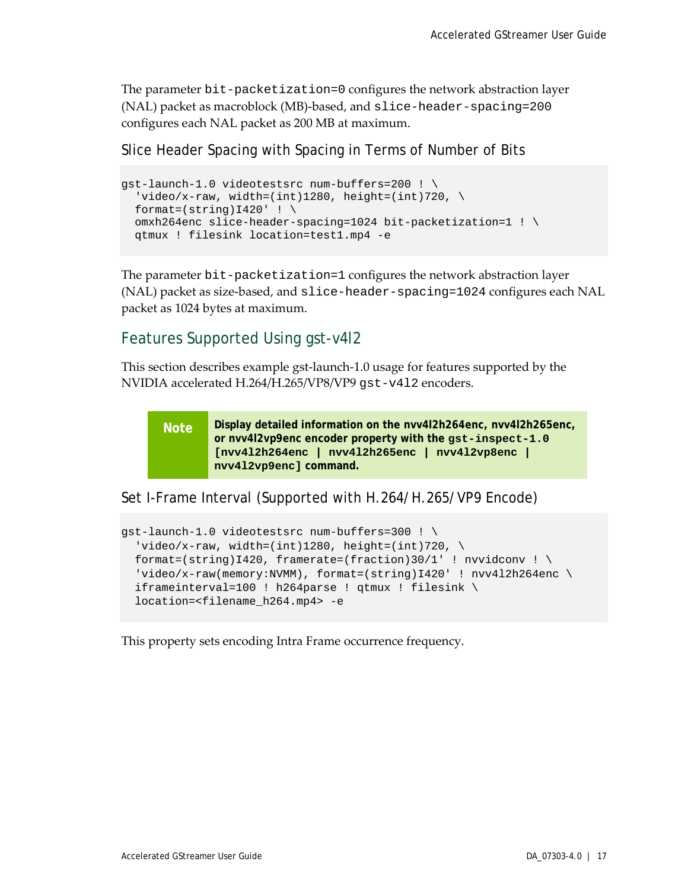The parameter `bit-packetization=0` configures the network abstraction layer (NAL) packet as macroblock (MB)-based, and `slice-header-spacing=200` configures each NAL packet as 200 MB at maximum.

### Slice Header Spacing with Spacing in Terms of Number of Bits

```
gst-launch-1.0 videotestsrc num-buffers=200 ! \
  'video/x-raw, width=(int)1280, height=(int)720, \
  format=(string)I420' ! \
  omxh264enc slice-header-spacing=1024 bit-packetization=1 ! \
  qtmux ! filesink location=test1.mp4 -e
```

The parameter `bit-packetization=1` configures the network abstraction layer (NAL) packet as size-based, and `slice-header-spacing=1024` configures each NAL packet as 1024 bytes at maximum.

## Features Supported Using gst-v4l2

This section describes example gst-launch-1.0 usage for features supported by the NVIDIA accelerated H.264/H.265/VP8/VP9 `gst-v4l2` encoders.

> **Note** **Display detailed information on the nvv4l2h264enc, nvv4l2h265enc, or nvv4l2vp9enc encoder property with the `gst-inspect-1.0 [nvv4l2h264enc | nvv4l2h265enc | nvv4l2vp8enc | nvv4l2vp9enc]` command.**

### Set I-Frame Interval (Supported with H.264/H.265/VP9 Encode)

```
gst-launch-1.0 videotestsrc num-buffers=300 ! \
  'video/x-raw, width=(int)1280, height=(int)720, \
  format=(string)I420, framerate=(fraction)30/1' ! nvvidconv ! \
  'video/x-raw(memory:NVMM), format=(string)I420' ! nvv4l2h264enc \
  iframeinterval=100 ! h264parse ! qtmux ! filesink \
  location=<filename_h264.mp4> -e
```

This property sets encoding Intra Frame occurrence frequency.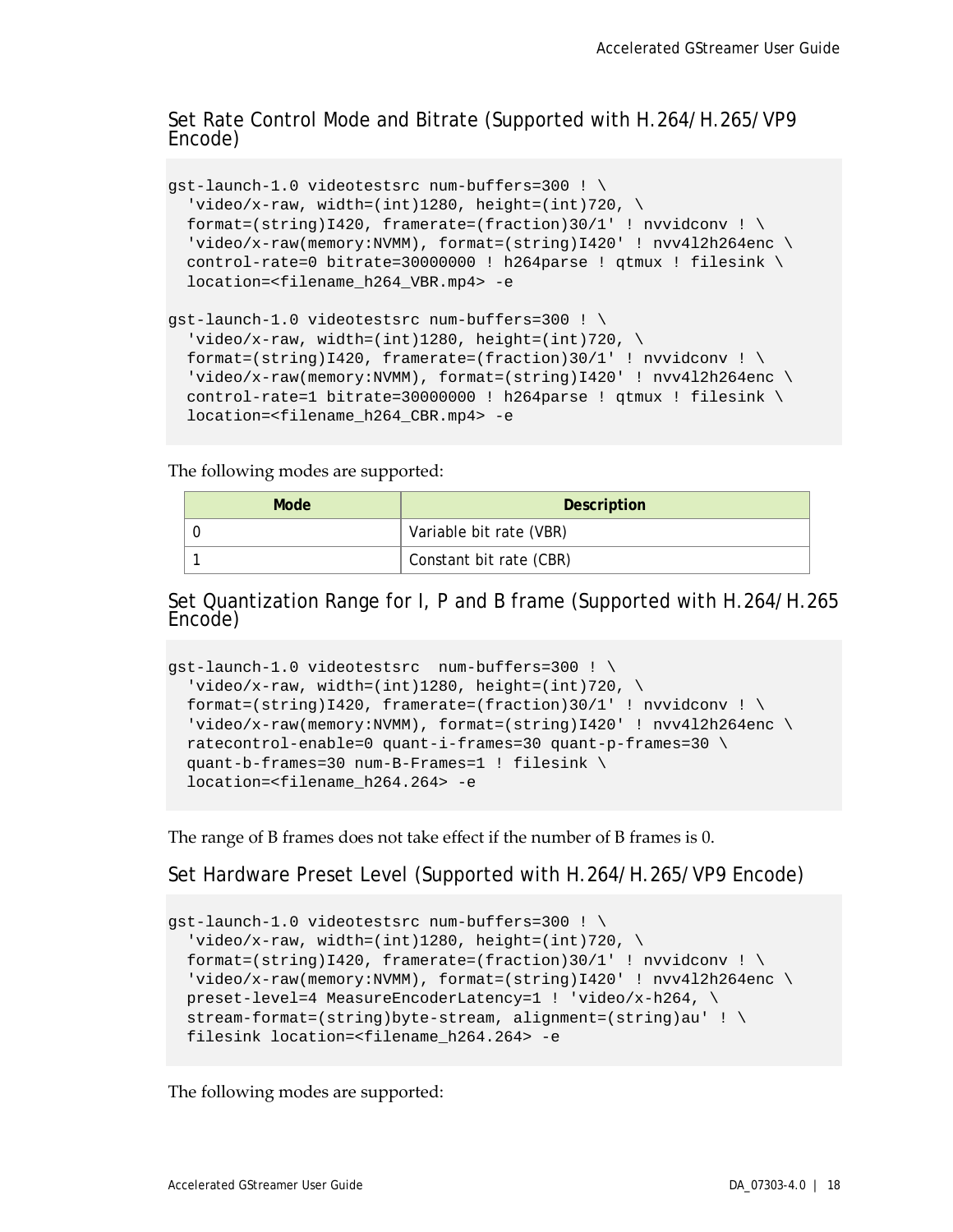### Set Rate Control Mode and Bitrate (Supported with H.264/H.265/VP9 Encode)

```
gst-launch-1.0 videotestsrc num-buffers=300 ! \
  'video/x-raw, width=(int)1280, height=(int)720, \
  format=(string)I420, framerate=(fraction)30/1' ! nvvidconv ! \
  'video/x-raw(memory:NVMM), format=(string)I420' ! nvv4l2h264enc \
  control-rate=0 bitrate=30000000 ! h264parse ! qtmux ! filesink \
  location=<filename_h264_VBR.mp4> -e

gst-launch-1.0 videotestsrc num-buffers=300 ! \
  'video/x-raw, width=(int)1280, height=(int)720, \
  format=(string)I420, framerate=(fraction)30/1' ! nvvidconv ! \
  'video/x-raw(memory:NVMM), format=(string)I420' ! nvv4l2h264enc \
  control-rate=1 bitrate=30000000 ! h264parse ! qtmux ! filesink \
  location=<filename_h264_CBR.mp4> -e
```

The following modes are supported:

| Mode | Description |
|---|---|
| 0 | Variable bit rate (VBR) |
| 1 | Constant bit rate (CBR) |

### Set Quantization Range for I, P and B frame (Supported with H.264/H.265 Encode)

```
gst-launch-1.0 videotestsrc  num-buffers=300 ! \
  'video/x-raw, width=(int)1280, height=(int)720, \
  format=(string)I420, framerate=(fraction)30/1' ! nvvidconv ! \
  'video/x-raw(memory:NVMM), format=(string)I420' ! nvv4l2h264enc \
  ratecontrol-enable=0 quant-i-frames=30 quant-p-frames=30 \
  quant-b-frames=30 num-B-Frames=1 ! filesink \
  location=<filename_h264.264> -e
```

The range of B frames does not take effect if the number of B frames is 0.

### Set Hardware Preset Level (Supported with H.264/H.265/VP9 Encode)

```
gst-launch-1.0 videotestsrc num-buffers=300 ! \
  'video/x-raw, width=(int)1280, height=(int)720, \
  format=(string)I420, framerate=(fraction)30/1' ! nvvidconv ! \
  'video/x-raw(memory:NVMM), format=(string)I420' ! nvv4l2h264enc \
  preset-level=4 MeasureEncoderLatency=1 ! 'video/x-h264, \
  stream-format=(string)byte-stream, alignment=(string)au' ! \
  filesink location=<filename_h264.264> -e
```

The following modes are supported: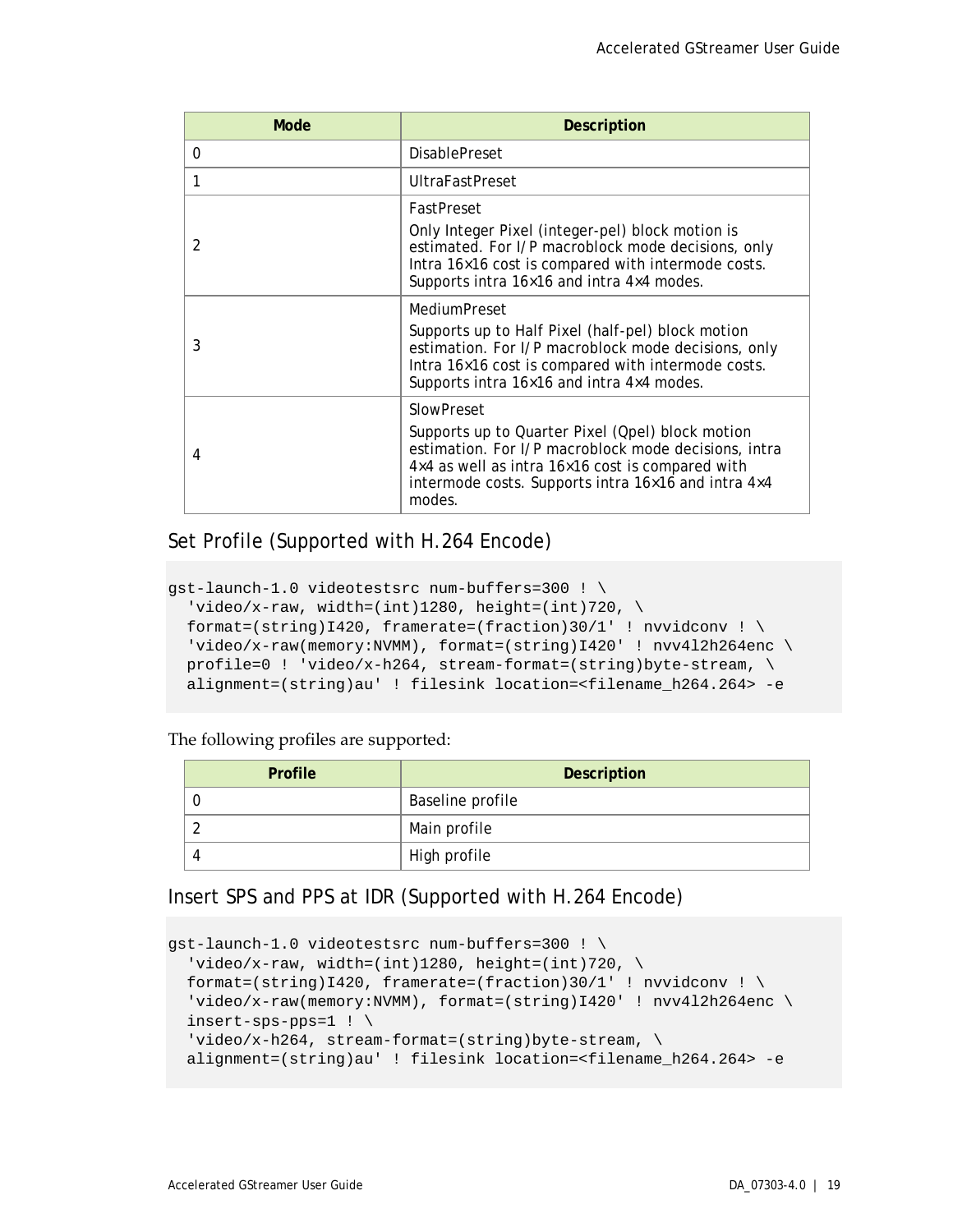| Mode | Description |
|---|---|
| 0 | DisablePreset |
| 1 | UltraFastPreset |
| 2 | FastPreset<br>Only Integer Pixel (integer-pel) block motion is estimated. For I/P macroblock mode decisions, only Intra 16×16 cost is compared with intermode costs. Supports intra 16×16 and intra 4×4 modes. |
| 3 | MediumPreset<br>Supports up to Half Pixel (half-pel) block motion estimation. For I/P macroblock mode decisions, only Intra 16×16 cost is compared with intermode costs. Supports intra 16×16 and intra 4×4 modes. |
| 4 | SlowPreset<br>Supports up to Quarter Pixel (Qpel) block motion estimation. For I/P macroblock mode decisions, intra 4×4 as well as intra 16×16 cost is compared with intermode costs. Supports intra 16×16 and intra 4×4 modes. |

## Set Profile (Supported with H.264 Encode)

```
gst-launch-1.0 videotestsrc num-buffers=300 ! \
  'video/x-raw, width=(int)1280, height=(int)720, \
  format=(string)I420, framerate=(fraction)30/1' ! nvvidconv ! \
  'video/x-raw(memory:NVMM), format=(string)I420' ! nvv4l2h264enc \
  profile=0 ! 'video/x-h264, stream-format=(string)byte-stream, \
  alignment=(string)au' ! filesink location=<filename_h264.264> -e
```

The following profiles are supported:

| Profile | Description |
|---|---|
| 0 | Baseline profile |
| 2 | Main profile |
| 4 | High profile |

## Insert SPS and PPS at IDR (Supported with H.264 Encode)

```
gst-launch-1.0 videotestsrc num-buffers=300 ! \
  'video/x-raw, width=(int)1280, height=(int)720, \
  format=(string)I420, framerate=(fraction)30/1' ! nvvidconv ! \
  'video/x-raw(memory:NVMM), format=(string)I420' ! nvv4l2h264enc \
  insert-sps-pps=1 ! \
  'video/x-h264, stream-format=(string)byte-stream, \
  alignment=(string)au' ! filesink location=<filename_h264.264> -e
```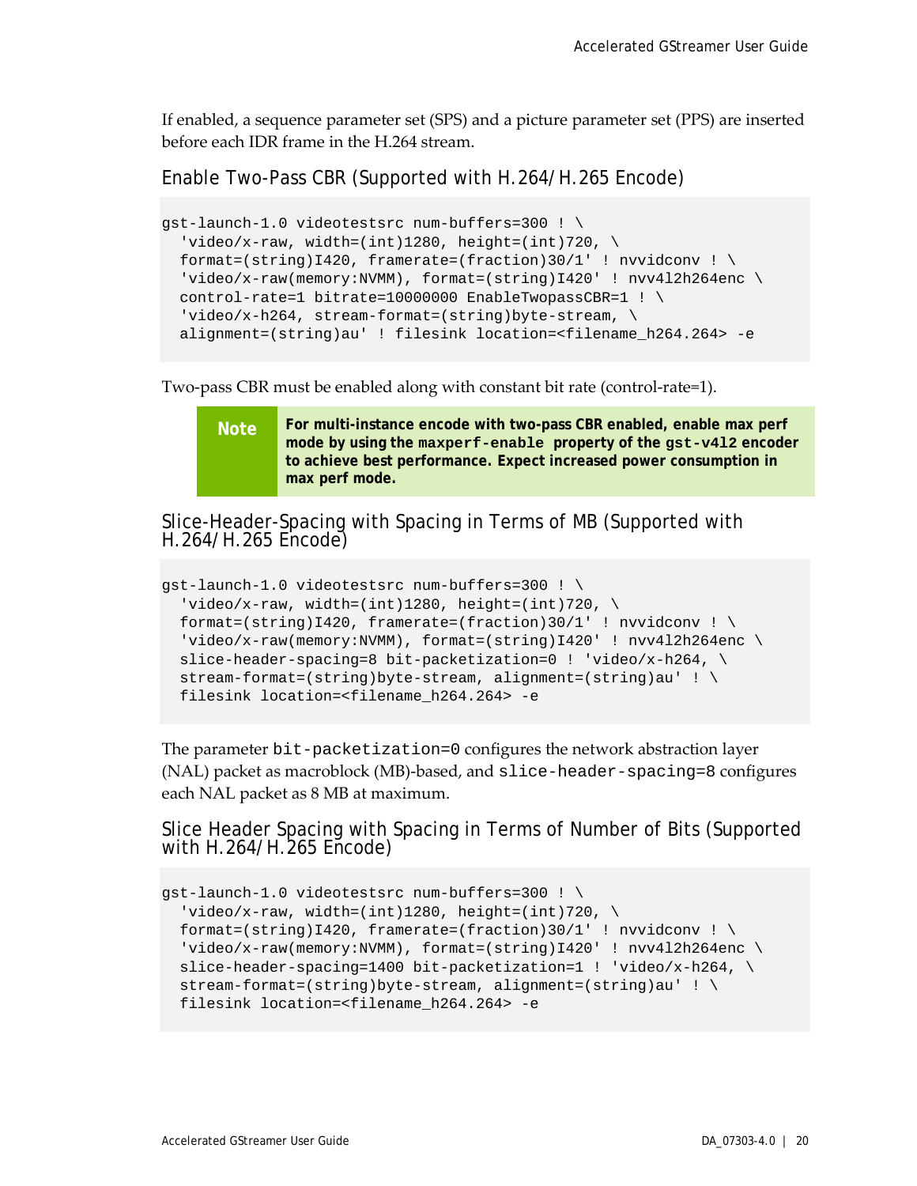If enabled, a sequence parameter set (SPS) and a picture parameter set (PPS) are inserted before each IDR frame in the H.264 stream.

## Enable Two-Pass CBR (Supported with H.264/H.265 Encode)

```
gst-launch-1.0 videotestsrc num-buffers=300 ! \
  'video/x-raw, width=(int)1280, height=(int)720, \
  format=(string)I420, framerate=(fraction)30/1' ! nvvidconv ! \
  'video/x-raw(memory:NVMM), format=(string)I420' ! nvv4l2h264enc \
  control-rate=1 bitrate=10000000 EnableTwopassCBR=1 ! \
  'video/x-h264, stream-format=(string)byte-stream, \
  alignment=(string)au' ! filesink location=<filename_h264.264> -e
```

Two-pass CBR must be enabled along with constant bit rate (control-rate=1).

> **Note** **For multi-instance encode with two-pass CBR enabled, enable max perf mode by using the `maxperf-enable` property of the `gst-v4l2` encoder to achieve best performance. Expect increased power consumption in max perf mode.**

## Slice-Header-Spacing with Spacing in Terms of MB (Supported with H.264/H.265 Encode)

```
gst-launch-1.0 videotestsrc num-buffers=300 ! \
  'video/x-raw, width=(int)1280, height=(int)720, \
  format=(string)I420, framerate=(fraction)30/1' ! nvvidconv ! \
  'video/x-raw(memory:NVMM), format=(string)I420' ! nvv4l2h264enc \
  slice-header-spacing=8 bit-packetization=0 ! 'video/x-h264, \
  stream-format=(string)byte-stream, alignment=(string)au' ! \
  filesink location=<filename_h264.264> -e
```

The parameter `bit-packetization=0` configures the network abstraction layer (NAL) packet as macroblock (MB)-based, and `slice-header-spacing=8` configures each NAL packet as 8 MB at maximum.

## Slice Header Spacing with Spacing in Terms of Number of Bits (Supported with H.264/H.265 Encode)

```
gst-launch-1.0 videotestsrc num-buffers=300 ! \
  'video/x-raw, width=(int)1280, height=(int)720, \
  format=(string)I420, framerate=(fraction)30/1' ! nvvidconv ! \
  'video/x-raw(memory:NVMM), format=(string)I420' ! nvv4l2h264enc \
  slice-header-spacing=1400 bit-packetization=1 ! 'video/x-h264, \
  stream-format=(string)byte-stream, alignment=(string)au' ! \
  filesink location=<filename_h264.264> -e
```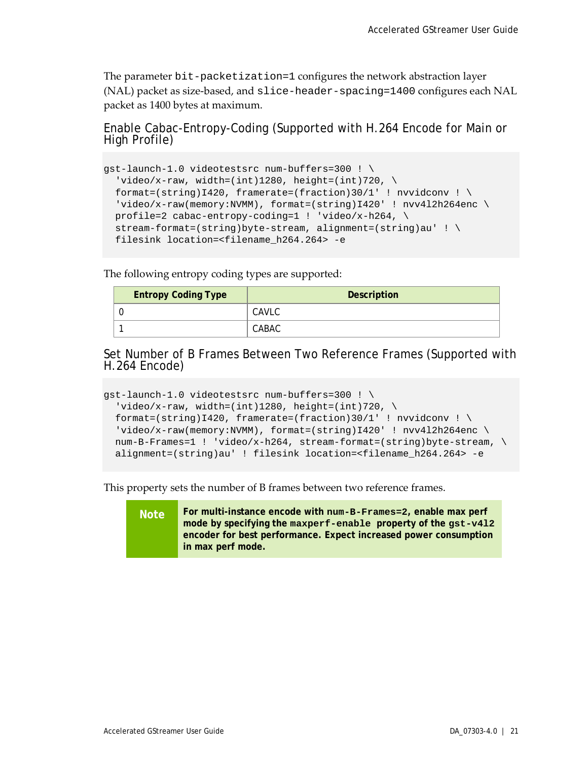The parameter `bit-packetization=1` configures the network abstraction layer (NAL) packet as size-based, and `slice-header-spacing=1400` configures each NAL packet as 1400 bytes at maximum.

## Enable Cabac-Entropy-Coding (Supported with H.264 Encode for Main or High Profile)

```
gst-launch-1.0 videotestsrc num-buffers=300 ! \
  'video/x-raw, width=(int)1280, height=(int)720, \
  format=(string)I420, framerate=(fraction)30/1' ! nvvidconv ! \
  'video/x-raw(memory:NVMM), format=(string)I420' ! nvv4l2h264enc \
  profile=2 cabac-entropy-coding=1 ! 'video/x-h264, \
  stream-format=(string)byte-stream, alignment=(string)au' ! \
  filesink location=<filename_h264.264> -e
```

The following entropy coding types are supported:

| Entropy Coding Type | Description |
| --- | --- |
| 0 | CAVLC |
| 1 | CABAC |

## Set Number of B Frames Between Two Reference Frames (Supported with H.264 Encode)

```
gst-launch-1.0 videotestsrc num-buffers=300 ! \
  'video/x-raw, width=(int)1280, height=(int)720, \
  format=(string)I420, framerate=(fraction)30/1' ! nvvidconv ! \
  'video/x-raw(memory:NVMM), format=(string)I420' ! nvv4l2h264enc \
  num-B-Frames=1 ! 'video/x-h264, stream-format=(string)byte-stream, \
  alignment=(string)au' ! filesink location=<filename_h264.264> -e
```

This property sets the number of B frames between two reference frames.

> **Note** **For multi-instance encode with `num-B-Frames=2`, enable max perf mode by specifying the `maxperf-enable` property of the `gst-v4l2` encoder for best performance. Expect increased power consumption in max perf mode.**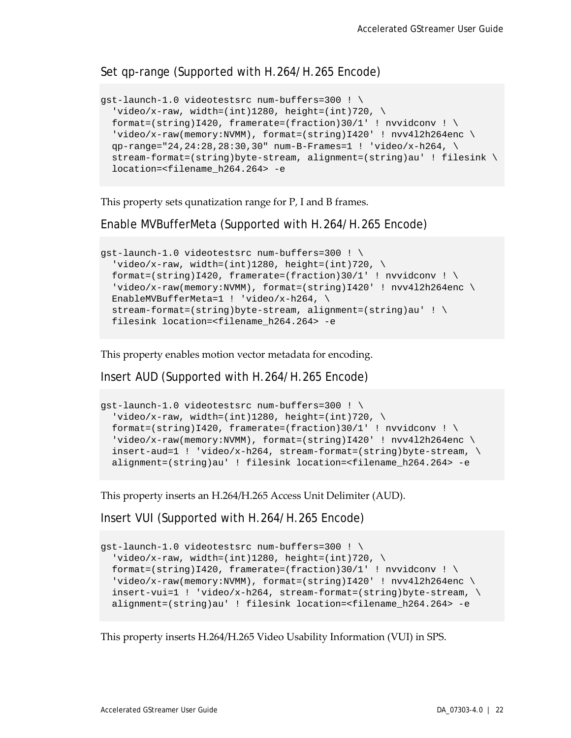### Set qp-range (Supported with H.264/H.265 Encode)

```
gst-launch-1.0 videotestsrc num-buffers=300 ! \
  'video/x-raw, width=(int)1280, height=(int)720, \
  format=(string)I420, framerate=(fraction)30/1' ! nvvidconv ! \
  'video/x-raw(memory:NVMM), format=(string)I420' ! nvv4l2h264enc \
  qp-range="24,24:28,28:30,30" num-B-Frames=1 ! 'video/x-h264, \
  stream-format=(string)byte-stream, alignment=(string)au' ! filesink \
  location=<filename_h264.264> -e
```

This property sets qunatization range for P, I and B frames.

### Enable MVBufferMeta (Supported with H.264/H.265 Encode)

```
gst-launch-1.0 videotestsrc num-buffers=300 ! \
  'video/x-raw, width=(int)1280, height=(int)720, \
  format=(string)I420, framerate=(fraction)30/1' ! nvvidconv ! \
  'video/x-raw(memory:NVMM), format=(string)I420' ! nvv4l2h264enc \
  EnableMVBufferMeta=1 ! 'video/x-h264, \
  stream-format=(string)byte-stream, alignment=(string)au' ! \
  filesink location=<filename_h264.264> -e
```

This property enables motion vector metadata for encoding.

### Insert AUD (Supported with H.264/H.265 Encode)

```
gst-launch-1.0 videotestsrc num-buffers=300 ! \
  'video/x-raw, width=(int)1280, height=(int)720, \
  format=(string)I420, framerate=(fraction)30/1' ! nvvidconv ! \
  'video/x-raw(memory:NVMM), format=(string)I420' ! nvv4l2h264enc \
  insert-aud=1 ! 'video/x-h264, stream-format=(string)byte-stream, \
  alignment=(string)au' ! filesink location=<filename_h264.264> -e
```

This property inserts an H.264/H.265 Access Unit Delimiter (AUD).

### Insert VUI (Supported with H.264/H.265 Encode)

```
gst-launch-1.0 videotestsrc num-buffers=300 ! \
  'video/x-raw, width=(int)1280, height=(int)720, \
  format=(string)I420, framerate=(fraction)30/1' ! nvvidconv ! \
  'video/x-raw(memory:NVMM), format=(string)I420' ! nvv4l2h264enc \
  insert-vui=1 ! 'video/x-h264, stream-format=(string)byte-stream, \
  alignment=(string)au' ! filesink location=<filename_h264.264> -e
```

This property inserts H.264/H.265 Video Usability Information (VUI) in SPS.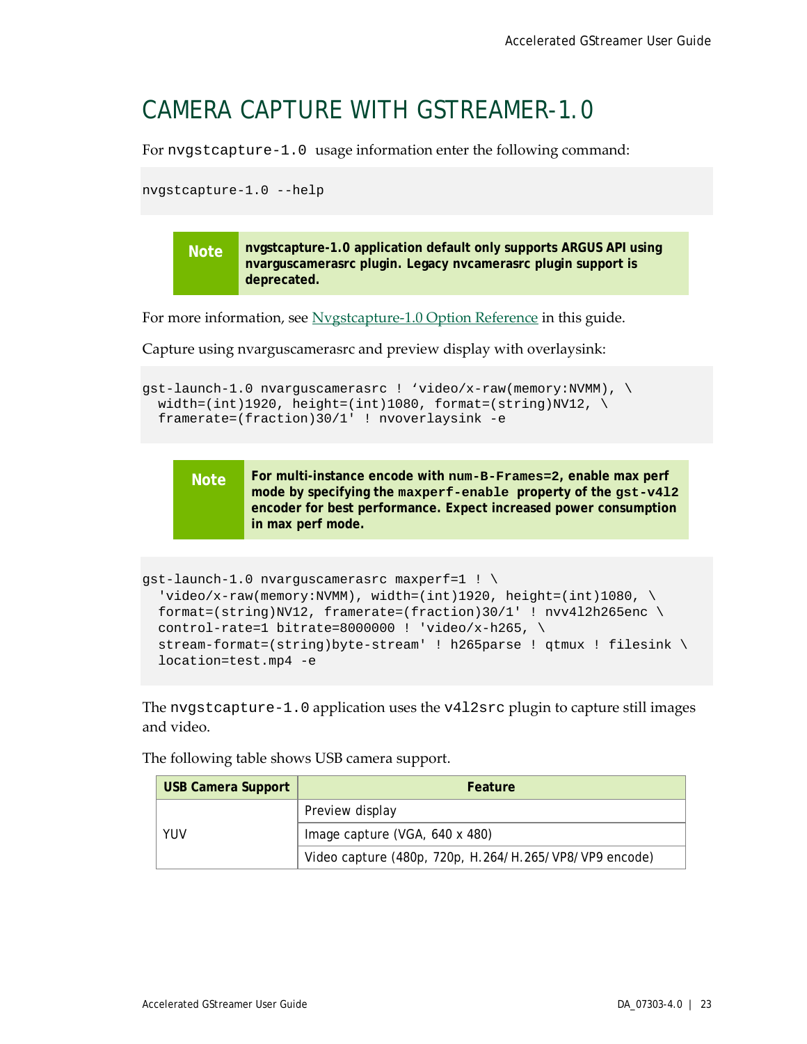# CAMERA CAPTURE WITH GSTREAMER-1.0

For `nvgstcapture-1.0` usage information enter the following command:

```
nvgstcapture-1.0 --help
```

> **Note** **nvgstcapture-1.0 application default only supports ARGUS API using nvarguscamerasrc plugin. Legacy nvcamerasrc plugin support is deprecated.**

For more information, see Nvgstcapture-1.0 Option Reference in this guide.

Capture using nvarguscamerasrc and preview display with overlaysink:

```
gst-launch-1.0 nvarguscamerasrc ! ‘video/x-raw(memory:NVMM), \
  width=(int)1920, height=(int)1080, format=(string)NV12, \
  framerate=(fraction)30/1' ! nvoverlaysink -e
```

> **Note** **For multi-instance encode with `num-B-Frames=2`, enable max perf mode by specifying the `maxperf-enable` property of the `gst-v4l2` encoder for best performance. Expect increased power consumption in max perf mode.**

```
gst-launch-1.0 nvarguscamerasrc maxperf=1 ! \
  'video/x-raw(memory:NVMM), width=(int)1920, height=(int)1080, \
  format=(string)NV12, framerate=(fraction)30/1' ! nvv4l2h265enc \
  control-rate=1 bitrate=8000000 ! 'video/x-h265, \
  stream-format=(string)byte-stream' ! h265parse ! qtmux ! filesink \
  location=test.mp4 -e
```

The `nvgstcapture-1.0` application uses the `v4l2src` plugin to capture still images and video.

The following table shows USB camera support.

| USB Camera Support | Feature |
|---|---|
| YUV | Preview display |
| | Image capture (VGA, 640 x 480) |
| | Video capture (480p, 720p, H.264/H.265/VP8/VP9 encode) |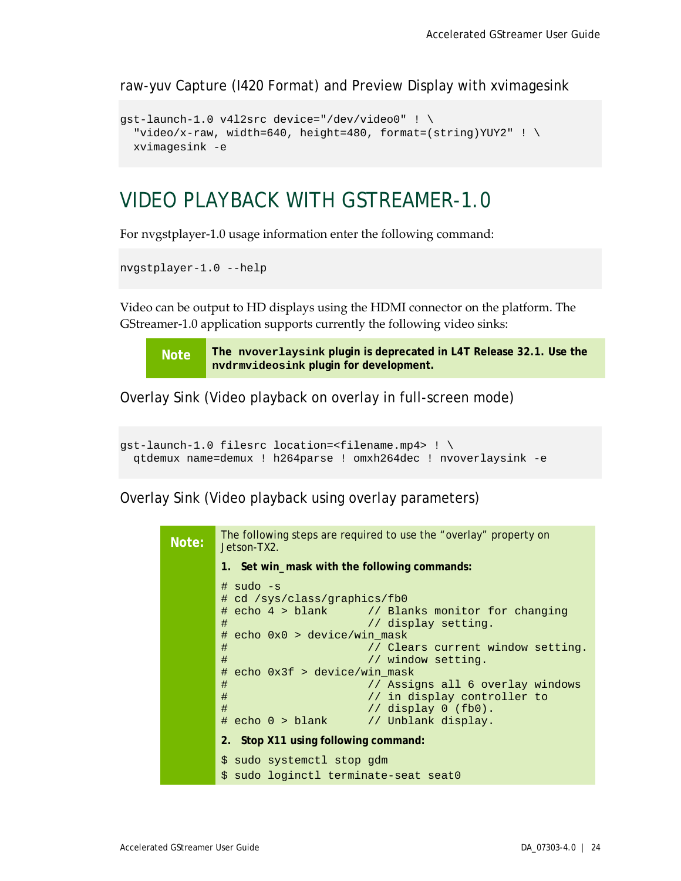### raw-yuv Capture (I420 Format) and Preview Display with xvimagesink

```
gst-launch-1.0 v4l2src device="/dev/video0" ! \
  "video/x-raw, width=640, height=480, format=(string)YUY2" ! \
  xvimagesink -e
```

## VIDEO PLAYBACK WITH GSTREAMER-1.0

For nvgstplayer-1.0 usage information enter the following command:

```
nvgstplayer-1.0 --help
```

Video can be output to HD displays using the HDMI connector on the platform. The GStreamer-1.0 application supports currently the following video sinks:

> **Note** **The nvoverlaysink plugin is deprecated in L4T Release 32.1. Use the nvdrmvideosink plugin for development.**

### Overlay Sink (Video playback on overlay in full-screen mode)

```
gst-launch-1.0 filesrc location=<filename.mp4> ! \
  qtdemux name=demux ! h264parse ! omxh264dec ! nvoverlaysink -e
```

### Overlay Sink (Video playback using overlay parameters)

> **Note:** The following steps are required to use the "overlay" property on Jetson-TX2.
>
> 1. **Set win_mask with the following commands:**
>
> ```
> # sudo -s
> # cd /sys/class/graphics/fb0
> # echo 4 > blank      // Blanks monitor for changing
> #                     // display setting.
> # echo 0x0 > device/win_mask
> #                     // Clears current window setting.
> #                     // window setting.
> # echo 0x3f > device/win_mask
> #                     // Assigns all 6 overlay windows
> #                     // in display controller to
> #                     // display 0 (fb0).
> # echo 0 > blank      // Unblank display.
> ```
>
> 2. **Stop X11 using following command:**
>
> ```
> $ sudo systemctl stop gdm
> $ sudo loginctl terminate-seat seat0
> ```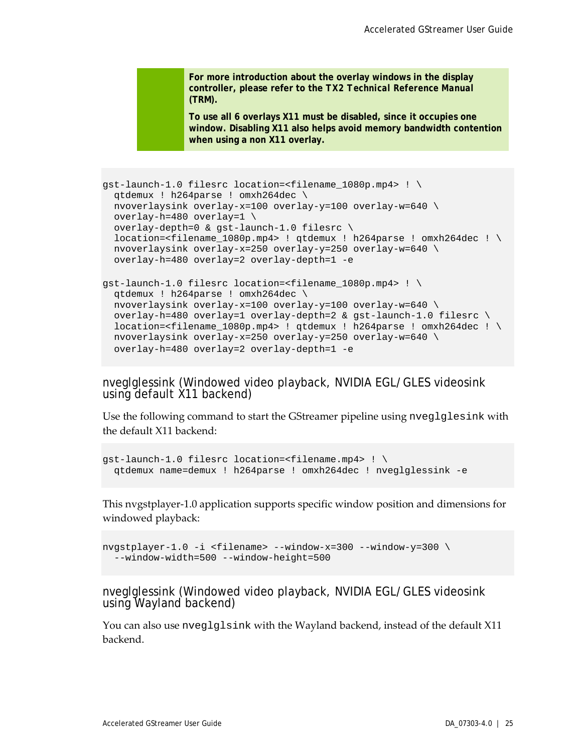**For more introduction about the overlay windows in the display controller, please refer to the TX2 Technical Reference Manual (TRM).**

**To use all 6 overlays X11 must be disabled, since it occupies one window. Disabling X11 also helps avoid memory bandwidth contention when using a non X11 overlay.**

```
gst-launch-1.0 filesrc location=<filename_1080p.mp4> ! \
  qtdemux ! h264parse ! omxh264dec \
  nvoverlaysink overlay-x=100 overlay-y=100 overlay-w=640 \
  overlay-h=480 overlay=1 \
  overlay-depth=0 & gst-launch-1.0 filesrc \
  location=<filename_1080p.mp4> ! qtdemux ! h264parse ! omxh264dec ! \
  nvoverlaysink overlay-x=250 overlay-y=250 overlay-w=640 \
  overlay-h=480 overlay=2 overlay-depth=1 -e

gst-launch-1.0 filesrc location=<filename_1080p.mp4> ! \
  qtdemux ! h264parse ! omxh264dec \
  nvoverlaysink overlay-x=100 overlay-y=100 overlay-w=640 \
  overlay-h=480 overlay=1 overlay-depth=2 & gst-launch-1.0 filesrc \
  location=<filename_1080p.mp4> ! qtdemux ! h264parse ! omxh264dec ! \
  nvoverlaysink overlay-x=250 overlay-y=250 overlay-w=640 \
  overlay-h=480 overlay=2 overlay-depth=1 -e
```

### nveglglessink (Windowed video playback, NVIDIA EGL/GLES videosink using default X11 backend)

Use the following command to start the GStreamer pipeline using `nveglglesink` with the default X11 backend:

```
gst-launch-1.0 filesrc location=<filename.mp4> ! \
  qtdemux name=demux ! h264parse ! omxh264dec ! nveglglessink -e
```

This nvgstplayer-1.0 application supports specific window position and dimensions for windowed playback:

```
nvgstplayer-1.0 -i <filename> --window-x=300 --window-y=300 \
  --window-width=500 --window-height=500
```

### nveglglessink (Windowed video playback, NVIDIA EGL/GLES videosink using Wayland backend)

You can also use `nveglglsink` with the Wayland backend, instead of the default X11 backend.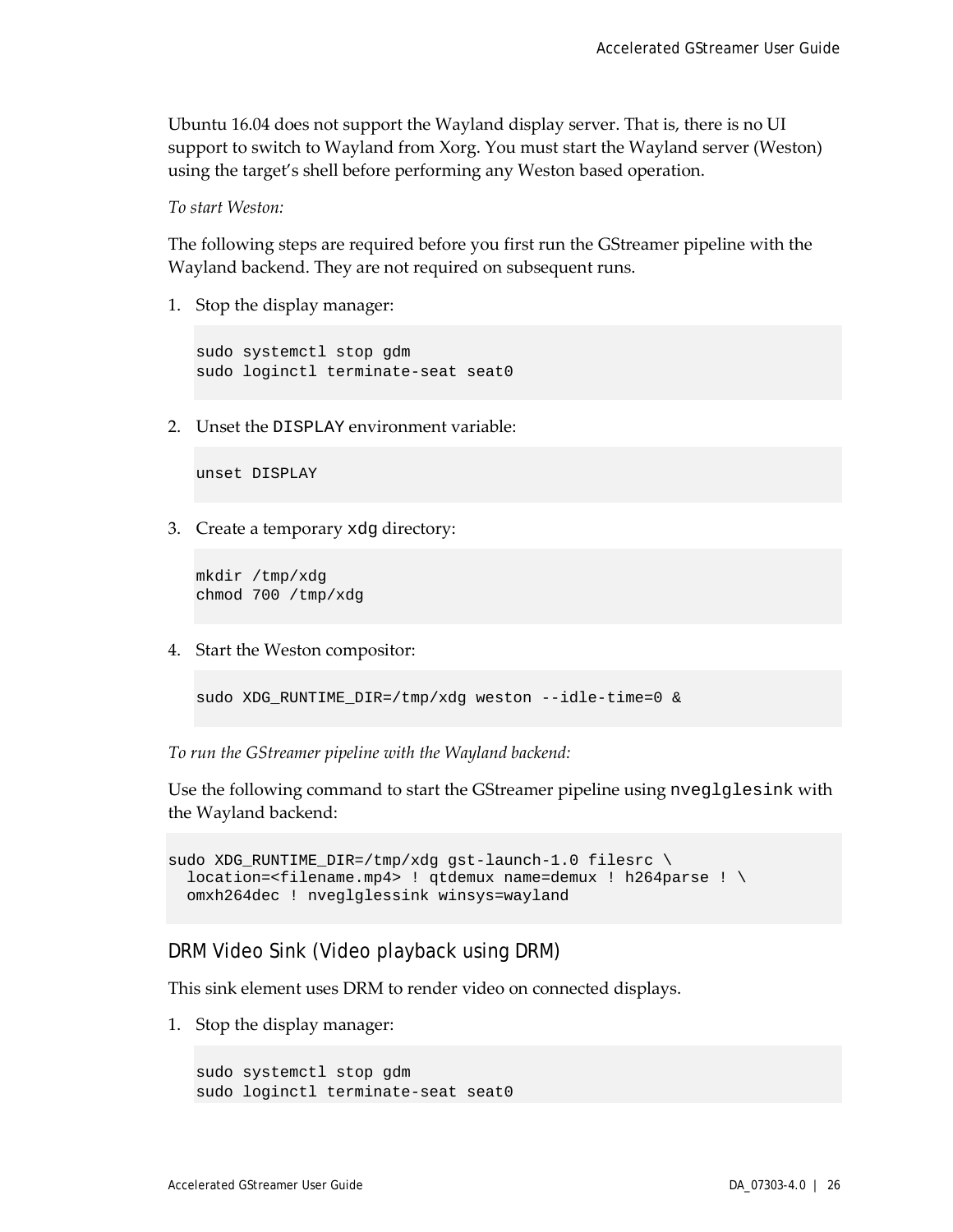Ubuntu 16.04 does not support the Wayland display server. That is, there is no UI support to switch to Wayland from Xorg. You must start the Wayland server (Weston) using the target's shell before performing any Weston based operation.

*To start Weston:*

The following steps are required before you first run the GStreamer pipeline with the Wayland backend. They are not required on subsequent runs.

1. Stop the display manager:

   ```
   sudo systemctl stop gdm
   sudo loginctl terminate-seat seat0
   ```

2. Unset the `DISPLAY` environment variable:

   ```
   unset DISPLAY
   ```

3. Create a temporary `xdg` directory:

   ```
   mkdir /tmp/xdg
   chmod 700 /tmp/xdg
   ```

4. Start the Weston compositor:

   ```
   sudo XDG_RUNTIME_DIR=/tmp/xdg weston --idle-time=0 &
   ```

*To run the GStreamer pipeline with the Wayland backend:*

Use the following command to start the GStreamer pipeline using `nveglglesink` with the Wayland backend:

```
sudo XDG_RUNTIME_DIR=/tmp/xdg gst-launch-1.0 filesrc \
  location=<filename.mp4> ! qtdemux name=demux ! h264parse ! \
  omxh264dec ! nveglglessink winsys=wayland
```

## DRM Video Sink (Video playback using DRM)

This sink element uses DRM to render video on connected displays.

1. Stop the display manager:

   ```
   sudo systemctl stop gdm
   sudo loginctl terminate-seat seat0
   ```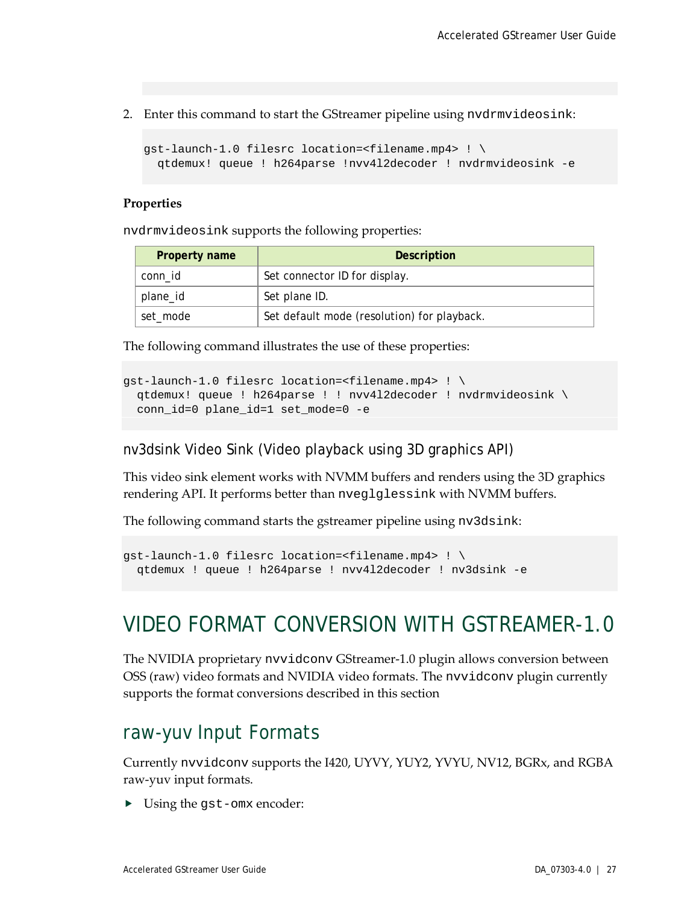2. Enter this command to start the GStreamer pipeline using `nvdrmvideosink`:

```
gst-launch-1.0 filesrc location=<filename.mp4> ! \
  qtdemux! queue ! h264parse !nvv4l2decoder ! nvdrmvideosink -e
```

**Properties**

`nvdrmvideosink` supports the following properties:

| Property name | Description |
|---|---|
| conn_id | Set connector ID for display. |
| plane_id | Set plane ID. |
| set_mode | Set default mode (resolution) for playback. |

The following command illustrates the use of these properties:

```
gst-launch-1.0 filesrc location=<filename.mp4> ! \
  qtdemux! queue ! h264parse ! ! nvv4l2decoder ! nvdrmvideosink \
  conn_id=0 plane_id=1 set_mode=0 -e
```

### nv3dsink Video Sink (Video playback using 3D graphics API)

This video sink element works with NVMM buffers and renders using the 3D graphics rendering API. It performs better than `nveglglessink` with NVMM buffers.

The following command starts the gstreamer pipeline using `nv3dsink`:

```
gst-launch-1.0 filesrc location=<filename.mp4> ! \
  qtdemux ! queue ! h264parse ! nvv4l2decoder ! nv3dsink -e
```

# VIDEO FORMAT CONVERSION WITH GSTREAMER-1.0

The NVIDIA proprietary `nvvidconv` GStreamer-1.0 plugin allows conversion between OSS (raw) video formats and NVIDIA video formats. The `nvvidconv` plugin currently supports the format conversions described in this section

## raw-yuv Input Formats

Currently `nvvidconv` supports the I420, UYVY, YUY2, YVYU, NV12, BGRx, and RGBA raw-yuv input formats.

- Using the `gst-omx` encoder: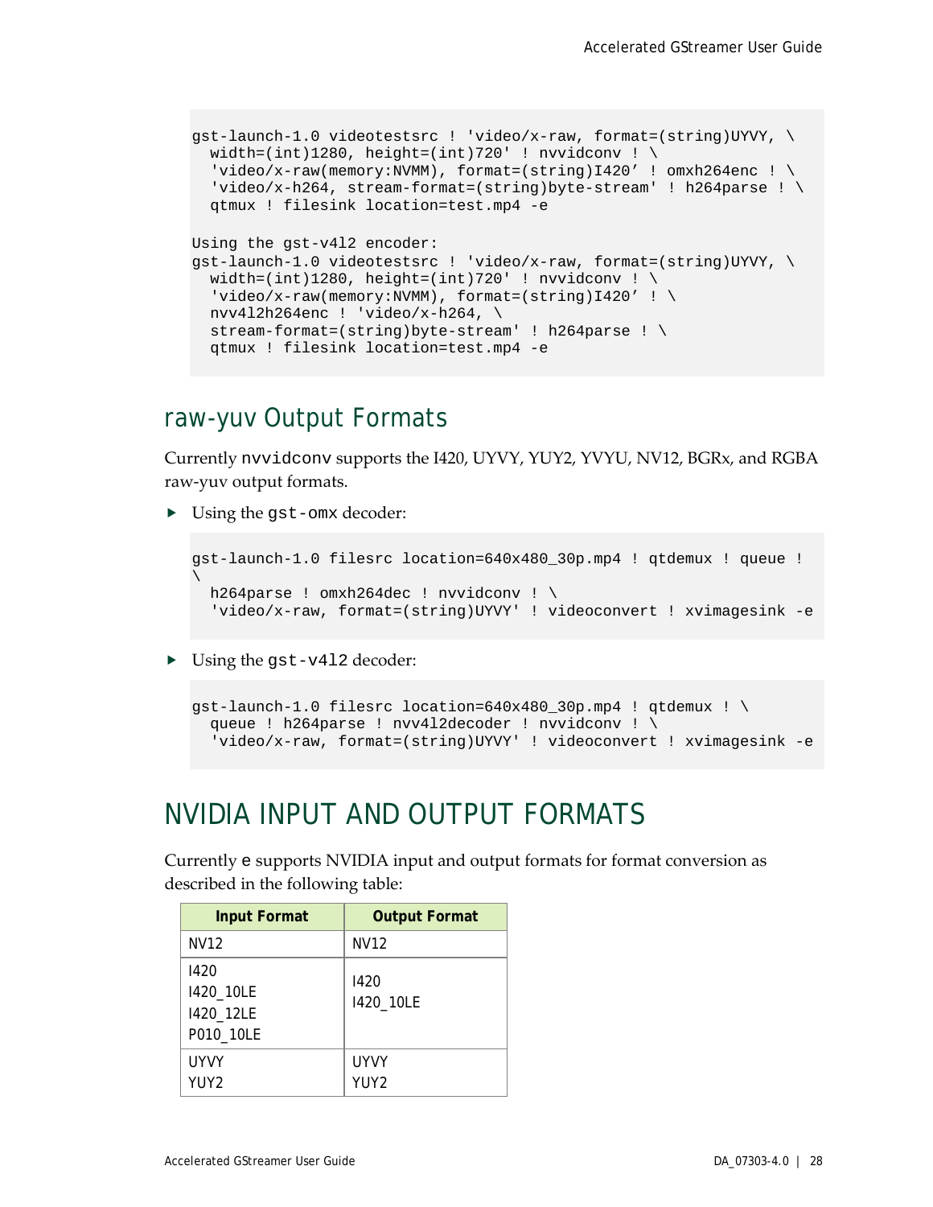```
gst-launch-1.0 videotestsrc ! 'video/x-raw, format=(string)UYVY, \
  width=(int)1280, height=(int)720' ! nvvidconv ! \
  'video/x-raw(memory:NVMM), format=(string)I420’ ! omxh264enc ! \
  'video/x-h264, stream-format=(string)byte-stream' ! h264parse ! \
  qtmux ! filesink location=test.mp4 -e

Using the gst-v4l2 encoder:
gst-launch-1.0 videotestsrc ! 'video/x-raw, format=(string)UYVY, \
  width=(int)1280, height=(int)720' ! nvvidconv ! \
  'video/x-raw(memory:NVMM), format=(string)I420’ ! \
  nvv4l2h264enc ! 'video/x-h264, \
  stream-format=(string)byte-stream' ! h264parse ! \
  qtmux ! filesink location=test.mp4 -e
```

## raw-yuv Output Formats

Currently `nvvidconv` supports the I420, UYVY, YUY2, YVYU, NV12, BGRx, and RGBA raw-yuv output formats.

- Using the `gst-omx` decoder:

```
gst-launch-1.0 filesrc location=640x480_30p.mp4 ! qtdemux ! queue !
\
  h264parse ! omxh264dec ! nvvidconv ! \
  'video/x-raw, format=(string)UYVY' ! videoconvert ! xvimagesink -e
```

- Using the `gst-v4l2` decoder:

```
gst-launch-1.0 filesrc location=640x480_30p.mp4 ! qtdemux ! \
  queue ! h264parse ! nvv4l2decoder ! nvvidconv ! \
  'video/x-raw, format=(string)UYVY' ! videoconvert ! xvimagesink -e
```

# NVIDIA INPUT AND OUTPUT FORMATS

Currently `e` supports NVIDIA input and output formats for format conversion as described in the following table:

| Input Format | Output Format |
| --- | --- |
| NV12 | NV12 |
| I420<br>I420_10LE<br>I420_12LE<br>P010_10LE | I420<br>I420_10LE |
| UYVY<br>YUY2 | UYVY<br>YUY2 |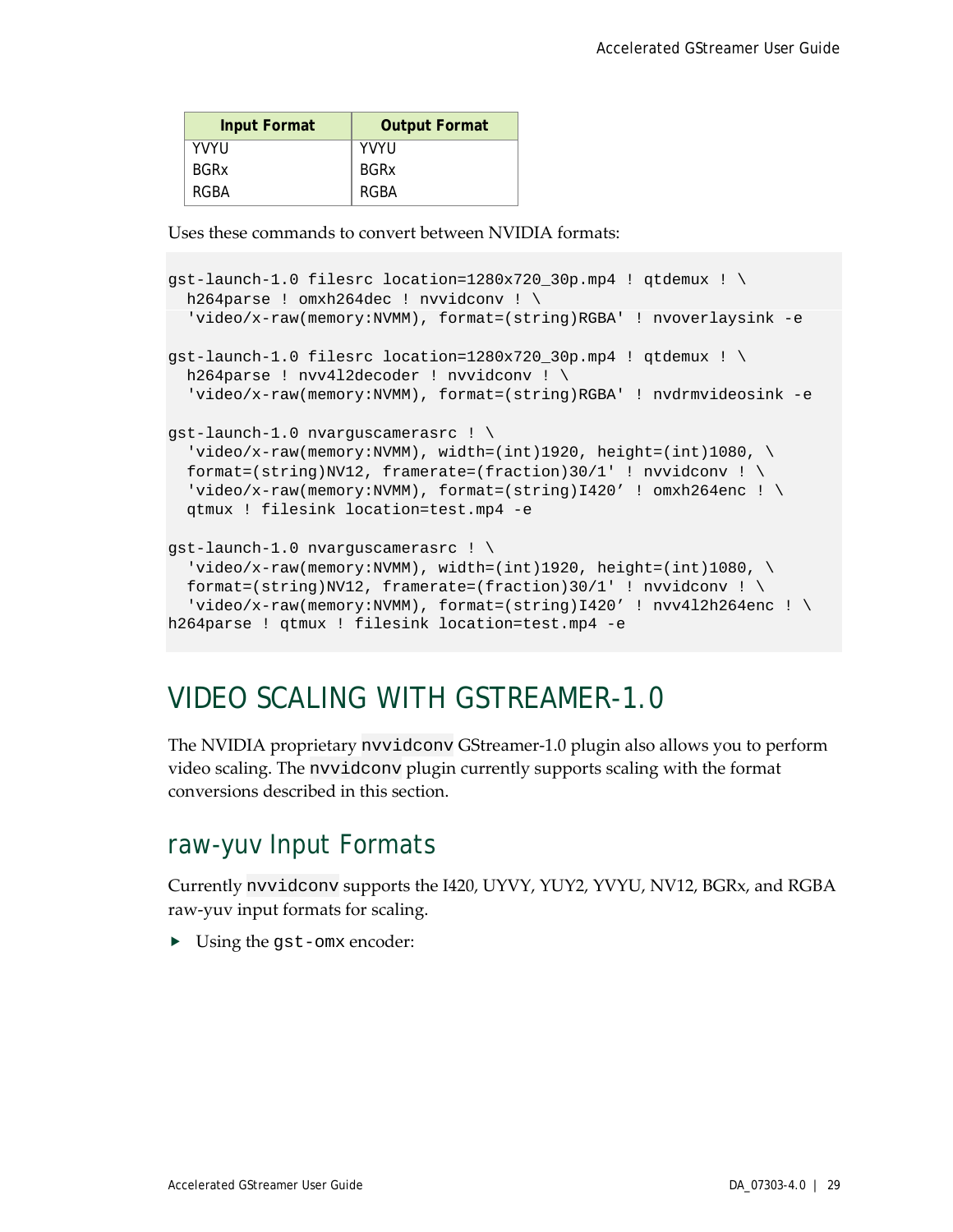| Input Format | Output Format |
| --- | --- |
| YVYU | YVYU |
| BGRx | BGRx |
| RGBA | RGBA |

Uses these commands to convert between NVIDIA formats:

```
gst-launch-1.0 filesrc location=1280x720_30p.mp4 ! qtdemux ! \
  h264parse ! omxh264dec ! nvvidconv ! \
  'video/x-raw(memory:NVMM), format=(string)RGBA' ! nvoverlaysink -e

gst-launch-1.0 filesrc location=1280x720_30p.mp4 ! qtdemux ! \
  h264parse ! nvv4l2decoder ! nvvidconv ! \
  'video/x-raw(memory:NVMM), format=(string)RGBA' ! nvdrmvideosink -e

gst-launch-1.0 nvarguscamerasrc ! \
  'video/x-raw(memory:NVMM), width=(int)1920, height=(int)1080, \
  format=(string)NV12, framerate=(fraction)30/1' ! nvvidconv ! \
  'video/x-raw(memory:NVMM), format=(string)I420’ ! omxh264enc ! \
  qtmux ! filesink location=test.mp4 -e

gst-launch-1.0 nvarguscamerasrc ! \
  'video/x-raw(memory:NVMM), width=(int)1920, height=(int)1080, \
  format=(string)NV12, framerate=(fraction)30/1' ! nvvidconv ! \
  'video/x-raw(memory:NVMM), format=(string)I420’ ! nvv4l2h264enc ! \
h264parse ! qtmux ! filesink location=test.mp4 -e
```

# VIDEO SCALING WITH GSTREAMER-1.0

The NVIDIA proprietary `nvvidconv` GStreamer-1.0 plugin also allows you to perform video scaling. The `nvvidconv` plugin currently supports scaling with the format conversions described in this section.

## raw-yuv Input Formats

Currently `nvvidconv` supports the I420, UYVY, YUY2, YVYU, NV12, BGRx, and RGBA raw-yuv input formats for scaling.

- Using the `gst-omx` encoder: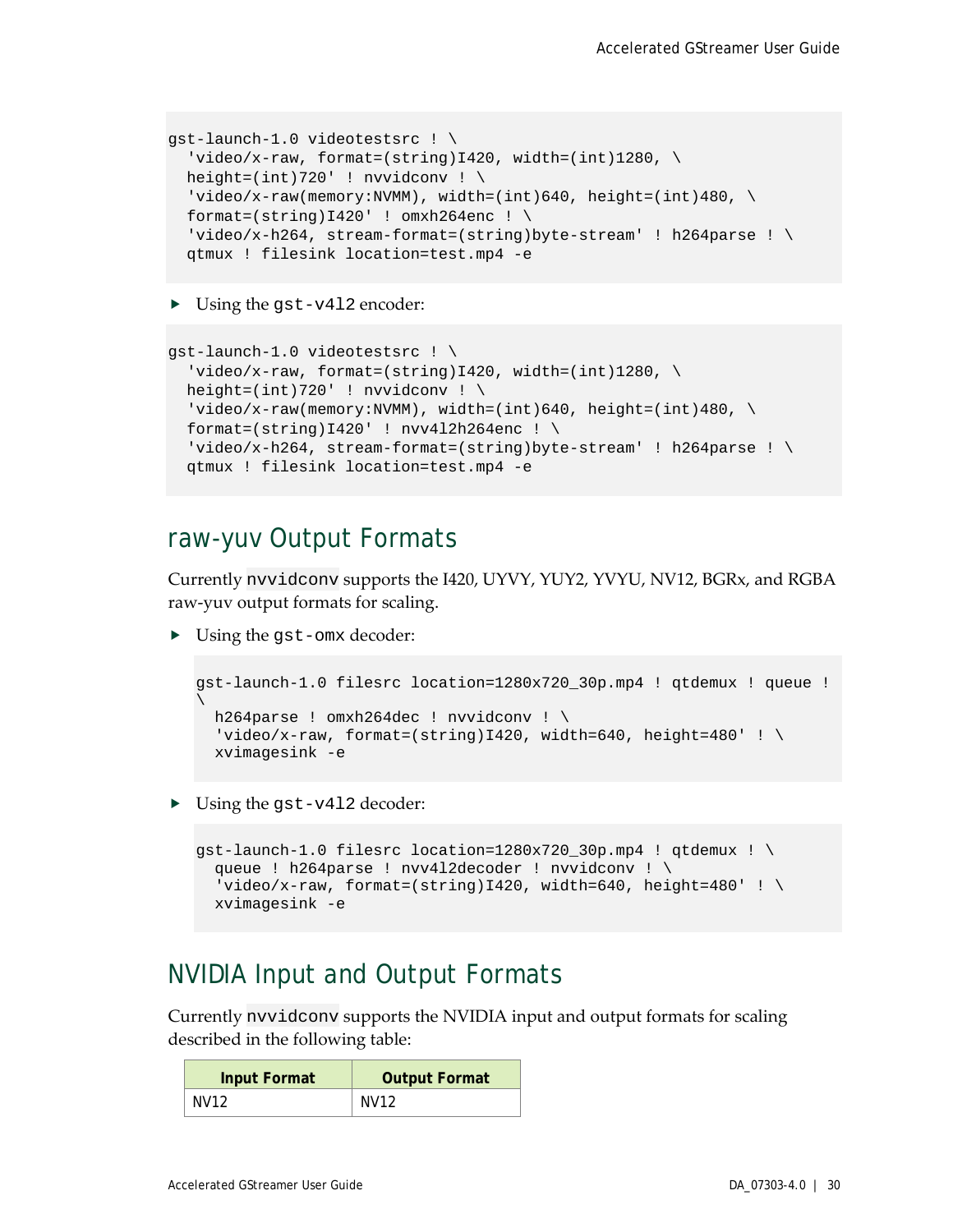```
gst-launch-1.0 videotestsrc ! \
  'video/x-raw, format=(string)I420, width=(int)1280, \
  height=(int)720' ! nvvidconv ! \
  'video/x-raw(memory:NVMM), width=(int)640, height=(int)480, \
  format=(string)I420' ! omxh264enc ! \
  'video/x-h264, stream-format=(string)byte-stream' ! h264parse ! \
  qtmux ! filesink location=test.mp4 -e
```

- Using the `gst-v4l2` encoder:

```
gst-launch-1.0 videotestsrc ! \
  'video/x-raw, format=(string)I420, width=(int)1280, \
  height=(int)720' ! nvvidconv ! \
  'video/x-raw(memory:NVMM), width=(int)640, height=(int)480, \
  format=(string)I420' ! nvv4l2h264enc ! \
  'video/x-h264, stream-format=(string)byte-stream' ! h264parse ! \
  qtmux ! filesink location=test.mp4 -e
```

## raw-yuv Output Formats

Currently `nvvidconv` supports the I420, UYVY, YUY2, YVYU, NV12, BGRx, and RGBA raw-yuv output formats for scaling.

- Using the `gst-omx` decoder:

```
gst-launch-1.0 filesrc location=1280x720_30p.mp4 ! qtdemux ! queue !
\
  h264parse ! omxh264dec ! nvvidconv ! \
  'video/x-raw, format=(string)I420, width=640, height=480' ! \
  xvimagesink -e
```

- Using the `gst-v4l2` decoder:

```
gst-launch-1.0 filesrc location=1280x720_30p.mp4 ! qtdemux ! \
  queue ! h264parse ! nvv4l2decoder ! nvvidconv ! \
  'video/x-raw, format=(string)I420, width=640, height=480' ! \
  xvimagesink -e
```

## NVIDIA Input and Output Formats

Currently `nvvidconv` supports the NVIDIA input and output formats for scaling described in the following table:

| Input Format | Output Format |
| --- | --- |
| NV12 | NV12 |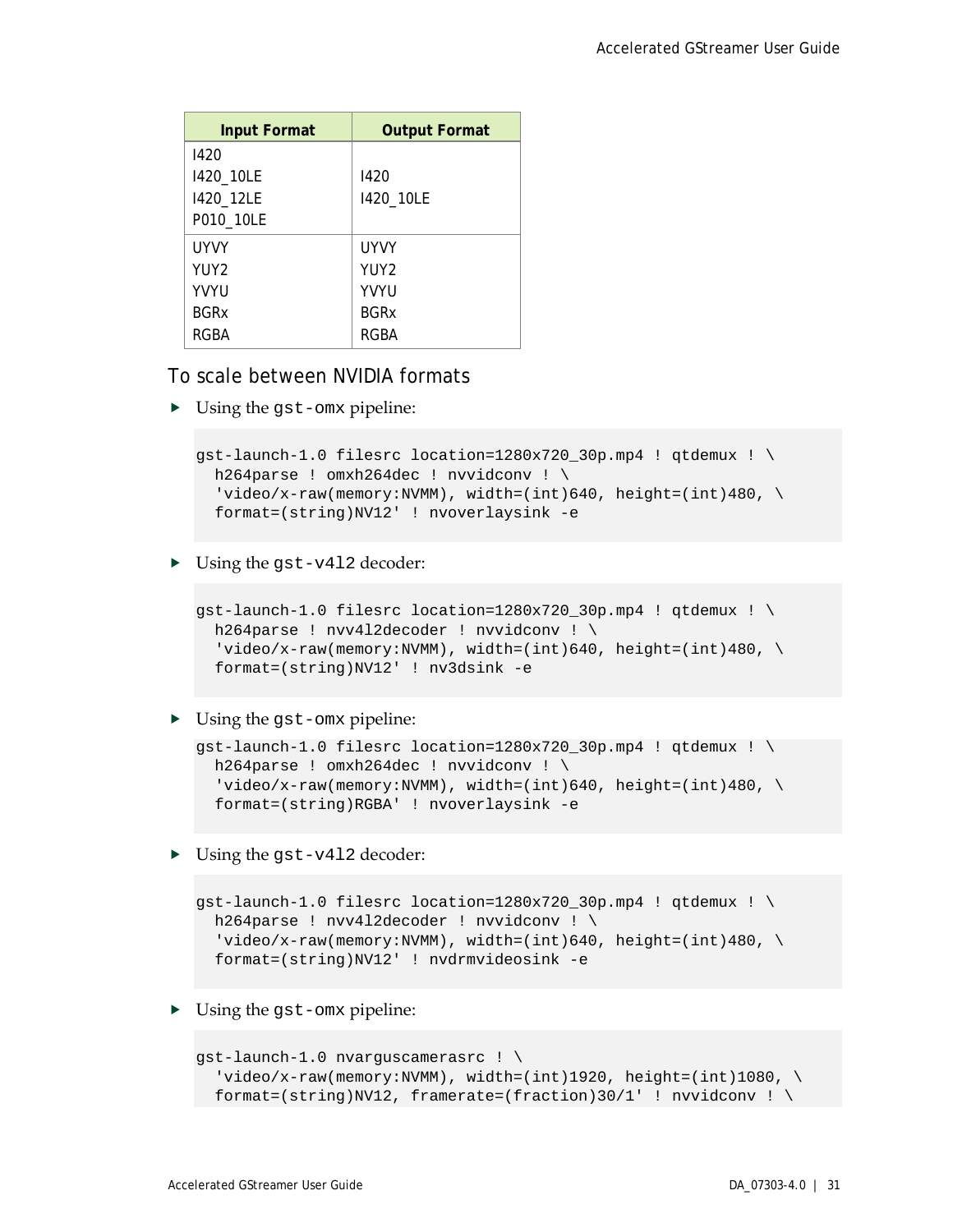| Input Format | Output Format |
| --- | --- |
| I420<br>I420_10LE<br>I420_12LE<br>P010_10LE | I420<br>I420_10LE |
| UYVY<br>YUY2<br>YVYU<br>BGRx<br>RGBA | UYVY<br>YUY2<br>YVYU<br>BGRx<br>RGBA |

### To scale between NVIDIA formats

- Using the `gst-omx` pipeline:

```
gst-launch-1.0 filesrc location=1280x720_30p.mp4 ! qtdemux ! \
  h264parse ! omxh264dec ! nvvidconv ! \
  'video/x-raw(memory:NVMM), width=(int)640, height=(int)480, \
  format=(string)NV12' ! nvoverlaysink -e
```

- Using the `gst-v4l2` decoder:

```
gst-launch-1.0 filesrc location=1280x720_30p.mp4 ! qtdemux ! \
  h264parse ! nvv4l2decoder ! nvvidconv ! \
  'video/x-raw(memory:NVMM), width=(int)640, height=(int)480, \
  format=(string)NV12' ! nv3dsink -e
```

- Using the `gst-omx` pipeline:

```
gst-launch-1.0 filesrc location=1280x720_30p.mp4 ! qtdemux ! \
  h264parse ! omxh264dec ! nvvidconv ! \
  'video/x-raw(memory:NVMM), width=(int)640, height=(int)480, \
  format=(string)RGBA' ! nvoverlaysink -e
```

- Using the `gst-v4l2` decoder:

```
gst-launch-1.0 filesrc location=1280x720_30p.mp4 ! qtdemux ! \
  h264parse ! nvv4l2decoder ! nvvidconv ! \
  'video/x-raw(memory:NVMM), width=(int)640, height=(int)480, \
  format=(string)NV12' ! nvdrmvideosink -e
```

- Using the `gst-omx` pipeline:

```
gst-launch-1.0 nvarguscamerasrc ! \
  'video/x-raw(memory:NVMM), width=(int)1920, height=(int)1080, \
  format=(string)NV12, framerate=(fraction)30/1' ! nvvidconv ! \
```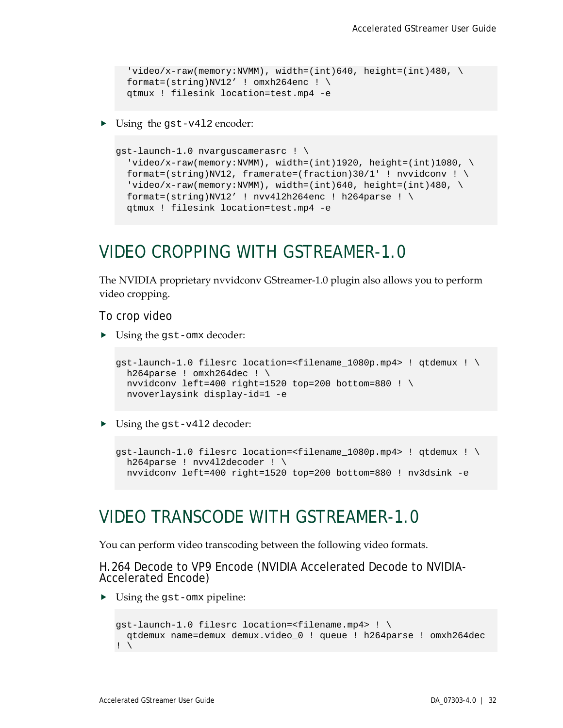```
  'video/x-raw(memory:NVMM), width=(int)640, height=(int)480, \
  format=(string)NV12' ! omxh264enc ! \
  qtmux ! filesink location=test.mp4 -e
```

- Using the `gst-v4l2` encoder:

```
gst-launch-1.0 nvarguscamerasrc ! \
  'video/x-raw(memory:NVMM), width=(int)1920, height=(int)1080, \
  format=(string)NV12, framerate=(fraction)30/1' ! nvvidconv ! \
  'video/x-raw(memory:NVMM), width=(int)640, height=(int)480, \
  format=(string)NV12' ! nvv4l2h264enc ! h264parse ! \
  qtmux ! filesink location=test.mp4 -e
```

# VIDEO CROPPING WITH GSTREAMER-1.0

The NVIDIA proprietary nvvidconv GStreamer-1.0 plugin also allows you to perform video cropping.

## To crop video

- Using the `gst-omx` decoder:

```
gst-launch-1.0 filesrc location=<filename_1080p.mp4> ! qtdemux ! \
  h264parse ! omxh264dec ! \
  nvvidconv left=400 right=1520 top=200 bottom=880 ! \
  nvoverlaysink display-id=1 -e
```

- Using the `gst-v4l2` decoder:

```
gst-launch-1.0 filesrc location=<filename_1080p.mp4> ! qtdemux ! \
  h264parse ! nvv4l2decoder ! \
  nvvidconv left=400 right=1520 top=200 bottom=880 ! nv3dsink -e
```

# VIDEO TRANSCODE WITH GSTREAMER-1.0

You can perform video transcoding between the following video formats.

## H.264 Decode to VP9 Encode (NVIDIA Accelerated Decode to NVIDIA-Accelerated Encode)

- Using the `gst-omx` pipeline:

```
gst-launch-1.0 filesrc location=<filename.mp4> ! \
  qtdemux name=demux demux.video_0 ! queue ! h264parse ! omxh264dec
! \
```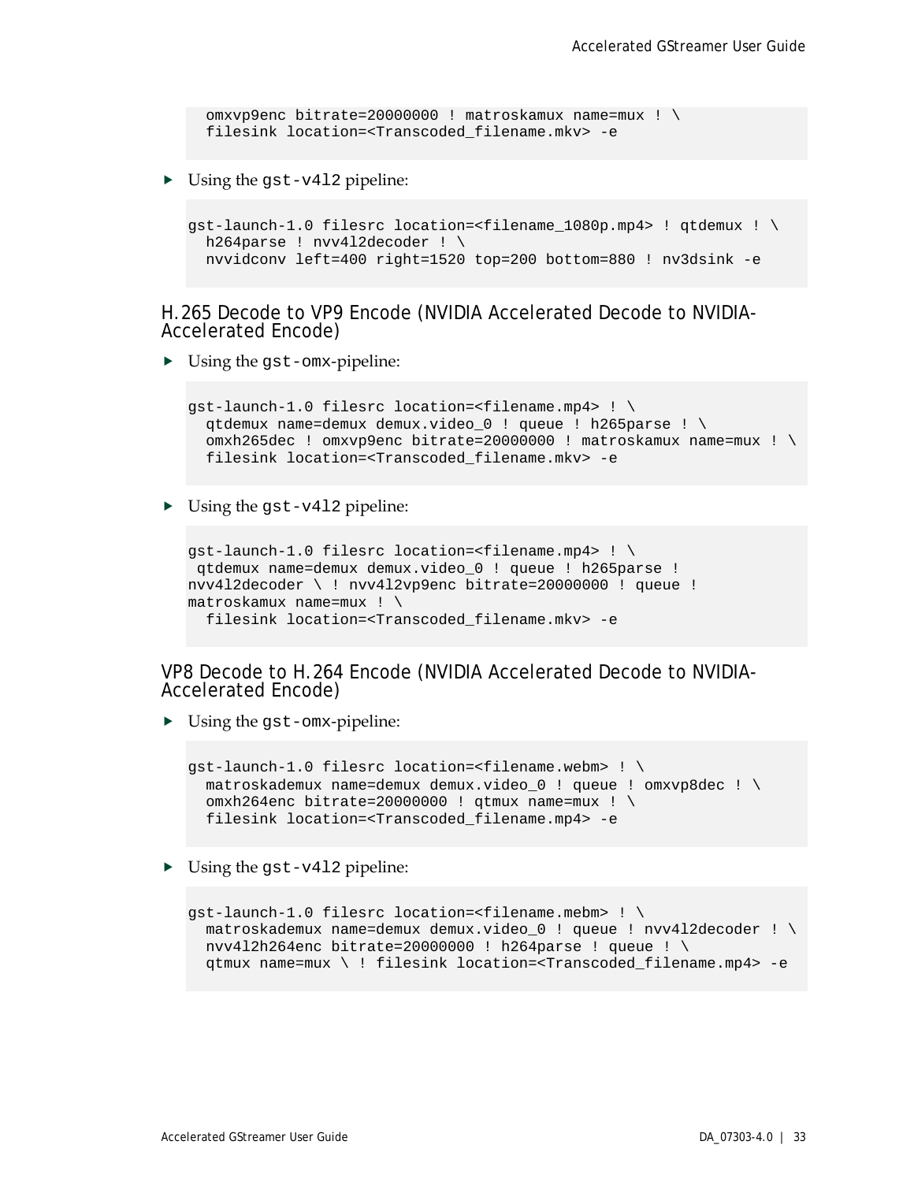```
  omxvp9enc bitrate=20000000 ! matroskamux name=mux ! \
  filesink location=<Transcoded_filename.mkv> -e
```

- Using the `gst-v4l2` pipeline:

```
gst-launch-1.0 filesrc location=<filename_1080p.mp4> ! qtdemux ! \
  h264parse ! nvv4l2decoder ! \
  nvvidconv left=400 right=1520 top=200 bottom=880 ! nv3dsink -e
```

### H.265 Decode to VP9 Encode (NVIDIA Accelerated Decode to NVIDIA-Accelerated Encode)

- Using the `gst-omx`-pipeline:

```
gst-launch-1.0 filesrc location=<filename.mp4> ! \
  qtdemux name=demux demux.video_0 ! queue ! h265parse ! \
  omxh265dec ! omxvp9enc bitrate=20000000 ! matroskamux name=mux ! \
  filesink location=<Transcoded_filename.mkv> -e
```

- Using the `gst-v4l2` pipeline:

```
gst-launch-1.0 filesrc location=<filename.mp4> ! \
 qtdemux name=demux demux.video_0 ! queue ! h265parse !
nvv4l2decoder \ ! nvv4l2vp9enc bitrate=20000000 ! queue !
matroskamux name=mux ! \
  filesink location=<Transcoded_filename.mkv> -e
```

### VP8 Decode to H.264 Encode (NVIDIA Accelerated Decode to NVIDIA-Accelerated Encode)

- Using the `gst-omx`-pipeline:

```
gst-launch-1.0 filesrc location=<filename.webm> ! \
  matroskademux name=demux demux.video_0 ! queue ! omxvp8dec ! \
  omxh264enc bitrate=20000000 ! qtmux name=mux ! \
  filesink location=<Transcoded_filename.mp4> -e
```

- Using the `gst-v4l2` pipeline:

```
gst-launch-1.0 filesrc location=<filename.mebm> ! \
  matroskademux name=demux demux.video_0 ! queue ! nvv4l2decoder ! \
  nvv4l2h264enc bitrate=20000000 ! h264parse ! queue ! \
  qtmux name=mux \ ! filesink location=<Transcoded_filename.mp4> -e
```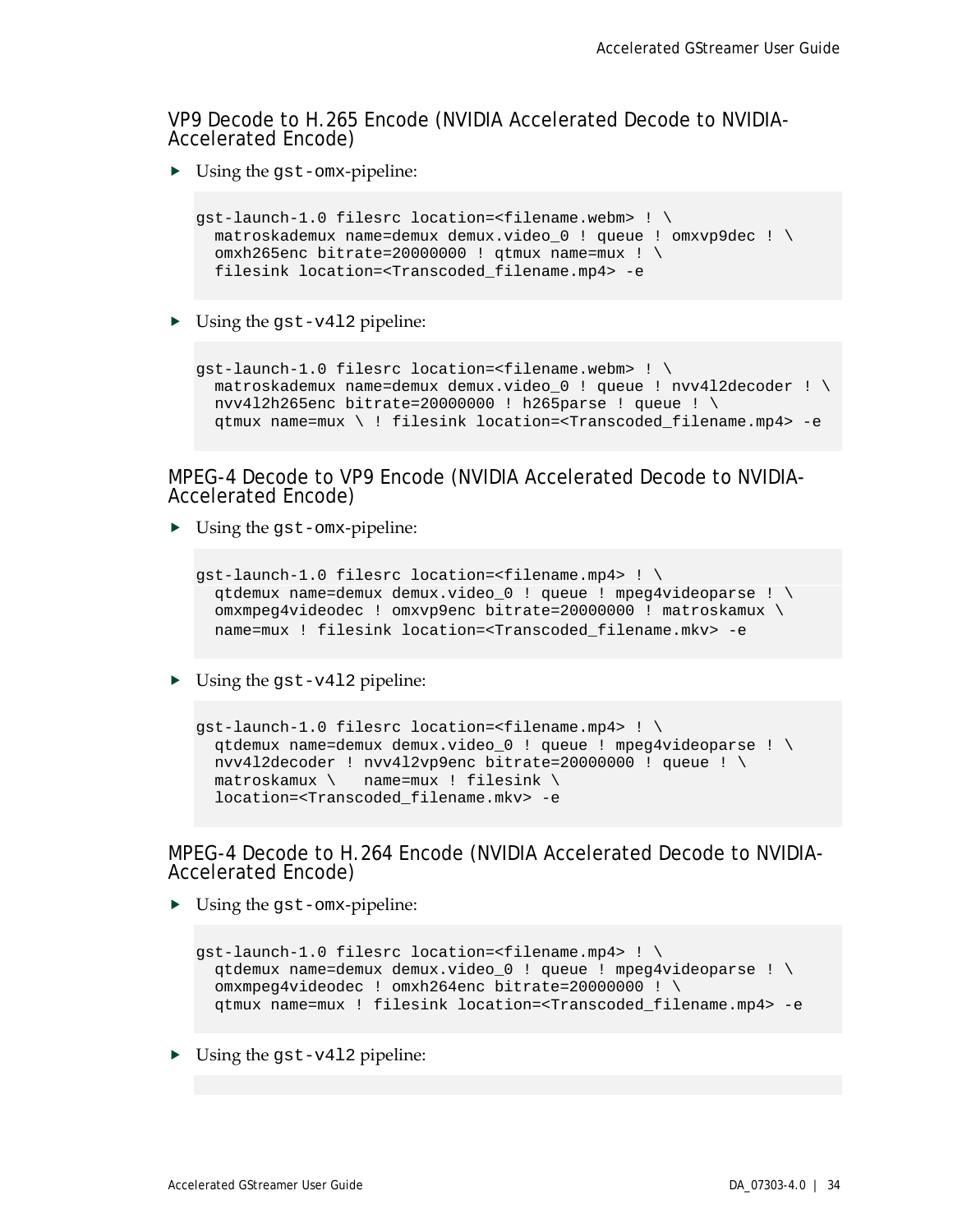### VP9 Decode to H.265 Encode (NVIDIA Accelerated Decode to NVIDIA-Accelerated Encode)

- Using the `gst-omx`-pipeline:

```
gst-launch-1.0 filesrc location=<filename.webm> ! \
  matroskademux name=demux demux.video_0 ! queue ! omxvp9dec ! \
  omxh265enc bitrate=20000000 ! qtmux name=mux ! \
  filesink location=<Transcoded_filename.mp4> -e
```

- Using the `gst-v4l2` pipeline:

```
gst-launch-1.0 filesrc location=<filename.webm> ! \
  matroskademux name=demux demux.video_0 ! queue ! nvv4l2decoder ! \
  nvv4l2h265enc bitrate=20000000 ! h265parse ! queue ! \
  qtmux name=mux \ ! filesink location=<Transcoded_filename.mp4> -e
```

### MPEG-4 Decode to VP9 Encode (NVIDIA Accelerated Decode to NVIDIA-Accelerated Encode)

- Using the `gst-omx`-pipeline:

```
gst-launch-1.0 filesrc location=<filename.mp4> ! \
  qtdemux name=demux demux.video_0 ! queue ! mpeg4videoparse ! \
  omxmpeg4videodec ! omxvp9enc bitrate=20000000 ! matroskamux \
  name=mux ! filesink location=<Transcoded_filename.mkv> -e
```

- Using the `gst-v4l2` pipeline:

```
gst-launch-1.0 filesrc location=<filename.mp4> ! \
  qtdemux name=demux demux.video_0 ! queue ! mpeg4videoparse ! \
  nvv4l2decoder ! nvv4l2vp9enc bitrate=20000000 ! queue ! \
  matroskamux \   name=mux ! filesink \
  location=<Transcoded_filename.mkv> -e
```

### MPEG-4 Decode to H.264 Encode (NVIDIA Accelerated Decode to NVIDIA-Accelerated Encode)

- Using the `gst-omx`-pipeline:

```
gst-launch-1.0 filesrc location=<filename.mp4> ! \
  qtdemux name=demux demux.video_0 ! queue ! mpeg4videoparse ! \
  omxmpeg4videodec ! omxh264enc bitrate=20000000 ! \
  qtmux name=mux ! filesink location=<Transcoded_filename.mp4> -e
```

- Using the `gst-v4l2` pipeline: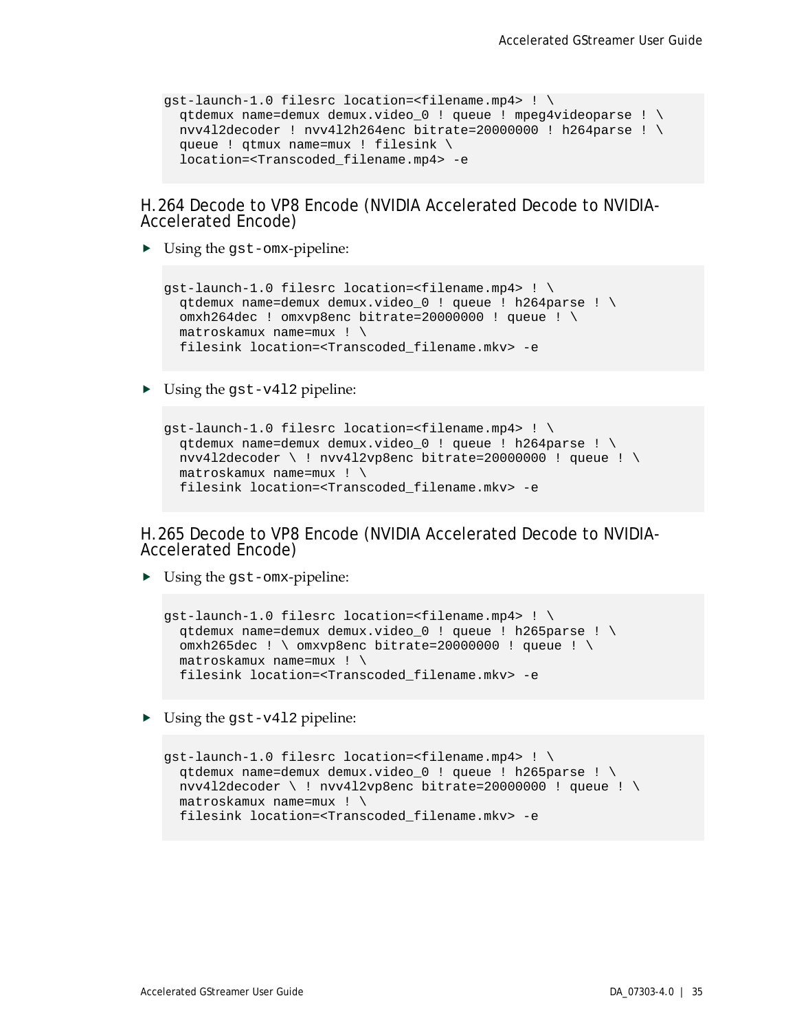```
gst-launch-1.0 filesrc location=<filename.mp4> ! \
  qtdemux name=demux demux.video_0 ! queue ! mpeg4videoparse ! \
  nvv4l2decoder ! nvv4l2h264enc bitrate=20000000 ! h264parse ! \
  queue ! qtmux name=mux ! filesink \
  location=<Transcoded_filename.mp4> -e
```

### H.264 Decode to VP8 Encode (NVIDIA Accelerated Decode to NVIDIA-Accelerated Encode)

- Using the `gst-omx`-pipeline:

```
gst-launch-1.0 filesrc location=<filename.mp4> ! \
  qtdemux name=demux demux.video_0 ! queue ! h264parse ! \
  omxh264dec ! omxvp8enc bitrate=20000000 ! queue ! \
  matroskamux name=mux ! \
  filesink location=<Transcoded_filename.mkv> -e
```

- Using the `gst-v4l2` pipeline:

```
gst-launch-1.0 filesrc location=<filename.mp4> ! \
  qtdemux name=demux demux.video_0 ! queue ! h264parse ! \
  nvv4l2decoder \ ! nvv4l2vp8enc bitrate=20000000 ! queue ! \
  matroskamux name=mux ! \
  filesink location=<Transcoded_filename.mkv> -e
```

### H.265 Decode to VP8 Encode (NVIDIA Accelerated Decode to NVIDIA-Accelerated Encode)

- Using the `gst-omx`-pipeline:

```
gst-launch-1.0 filesrc location=<filename.mp4> ! \
  qtdemux name=demux demux.video_0 ! queue ! h265parse ! \
  omxh265dec ! \ omxvp8enc bitrate=20000000 ! queue ! \
  matroskamux name=mux ! \
  filesink location=<Transcoded_filename.mkv> -e
```

- Using the `gst-v4l2` pipeline:

```
gst-launch-1.0 filesrc location=<filename.mp4> ! \
  qtdemux name=demux demux.video_0 ! queue ! h265parse ! \
  nvv4l2decoder \ ! nvv4l2vp8enc bitrate=20000000 ! queue ! \
  matroskamux name=mux ! \
  filesink location=<Transcoded_filename.mkv> -e
```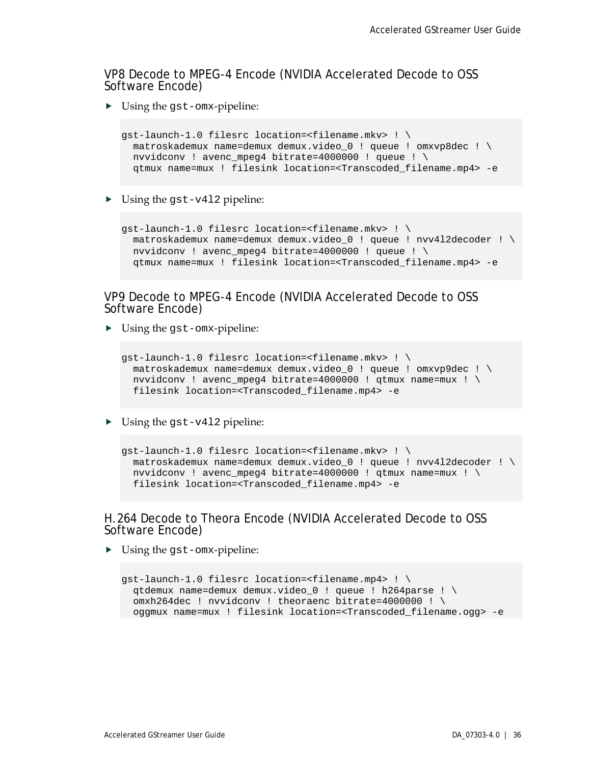### VP8 Decode to MPEG-4 Encode (NVIDIA Accelerated Decode to OSS Software Encode)

- Using the `gst-omx`-pipeline:

```
gst-launch-1.0 filesrc location=<filename.mkv> ! \
  matroskademux name=demux demux.video_0 ! queue ! omxvp8dec ! \
  nvvidconv ! avenc_mpeg4 bitrate=4000000 ! queue ! \
  qtmux name=mux ! filesink location=<Transcoded_filename.mp4> -e
```

- Using the `gst-v4l2` pipeline:

```
gst-launch-1.0 filesrc location=<filename.mkv> ! \
  matroskademux name=demux demux.video_0 ! queue ! nvv4l2decoder ! \
  nvvidconv ! avenc_mpeg4 bitrate=4000000 ! queue ! \
  qtmux name=mux ! filesink location=<Transcoded_filename.mp4> -e
```

### VP9 Decode to MPEG-4 Encode (NVIDIA Accelerated Decode to OSS Software Encode)

- Using the `gst-omx`-pipeline:

```
gst-launch-1.0 filesrc location=<filename.mkv> ! \
  matroskademux name=demux demux.video_0 ! queue ! omxvp9dec ! \
  nvvidconv ! avenc_mpeg4 bitrate=4000000 ! qtmux name=mux ! \
  filesink location=<Transcoded_filename.mp4> -e
```

- Using the `gst-v4l2` pipeline:

```
gst-launch-1.0 filesrc location=<filename.mkv> ! \
  matroskademux name=demux demux.video_0 ! queue ! nvv4l2decoder ! \
  nvvidconv ! avenc_mpeg4 bitrate=4000000 ! qtmux name=mux ! \
  filesink location=<Transcoded_filename.mp4> -e
```

### H.264 Decode to Theora Encode (NVIDIA Accelerated Decode to OSS Software Encode)

- Using the `gst-omx`-pipeline:

```
gst-launch-1.0 filesrc location=<filename.mp4> ! \
  qtdemux name=demux demux.video_0 ! queue ! h264parse ! \
  omxh264dec ! nvvidconv ! theoraenc bitrate=4000000 ! \
  oggmux name=mux ! filesink location=<Transcoded_filename.ogg> -e
```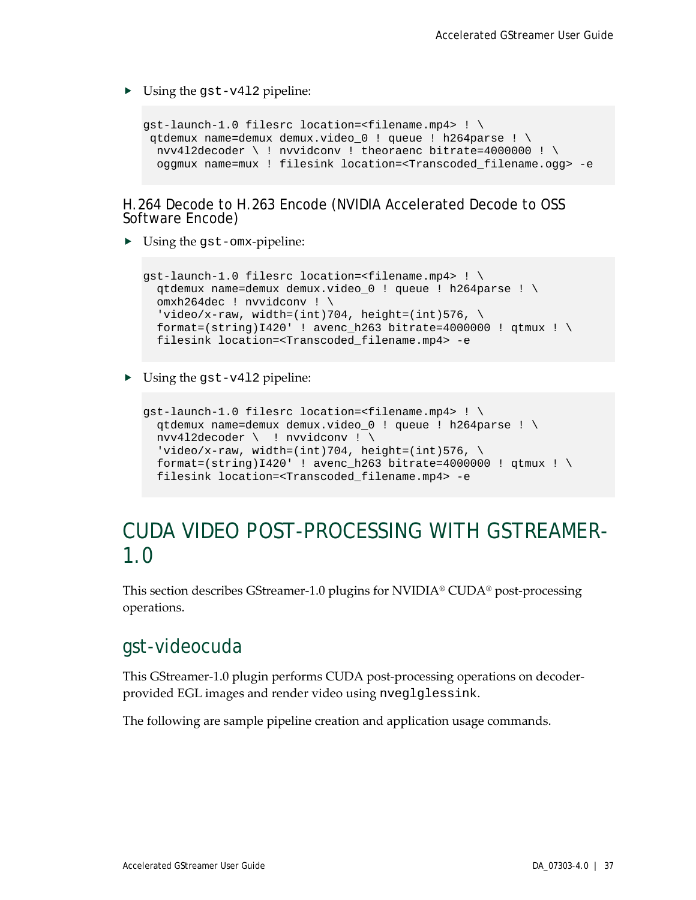- Using the `gst-v4l2` pipeline:

```
gst-launch-1.0 filesrc location=<filename.mp4> ! \
 qtdemux name=demux demux.video_0 ! queue ! h264parse ! \
  nvv4l2decoder \ ! nvvidconv ! theoraenc bitrate=4000000 ! \
  oggmux name=mux ! filesink location=<Transcoded_filename.ogg> -e
```

### H.264 Decode to H.263 Encode (NVIDIA Accelerated Decode to OSS Software Encode)

- Using the `gst-omx`-pipeline:

```
gst-launch-1.0 filesrc location=<filename.mp4> ! \
  qtdemux name=demux demux.video_0 ! queue ! h264parse ! \
  omxh264dec ! nvvidconv ! \
  'video/x-raw, width=(int)704, height=(int)576, \
  format=(string)I420' ! avenc_h263 bitrate=4000000 ! qtmux ! \
  filesink location=<Transcoded_filename.mp4> -e
```

- Using the `gst-v4l2` pipeline:

```
gst-launch-1.0 filesrc location=<filename.mp4> ! \
  qtdemux name=demux demux.video_0 ! queue ! h264parse ! \
  nvv4l2decoder \  ! nvvidconv ! \
  'video/x-raw, width=(int)704, height=(int)576, \
  format=(string)I420' ! avenc_h263 bitrate=4000000 ! qtmux ! \
  filesink location=<Transcoded_filename.mp4> -e
```

# CUDA VIDEO POST-PROCESSING WITH GSTREAMER-1.0

This section describes GStreamer-1.0 plugins for NVIDIA® CUDA® post-processing operations.

## gst-videocuda

This GStreamer-1.0 plugin performs CUDA post-processing operations on decoder-provided EGL images and render video using `nveglglessink`.

The following are sample pipeline creation and application usage commands.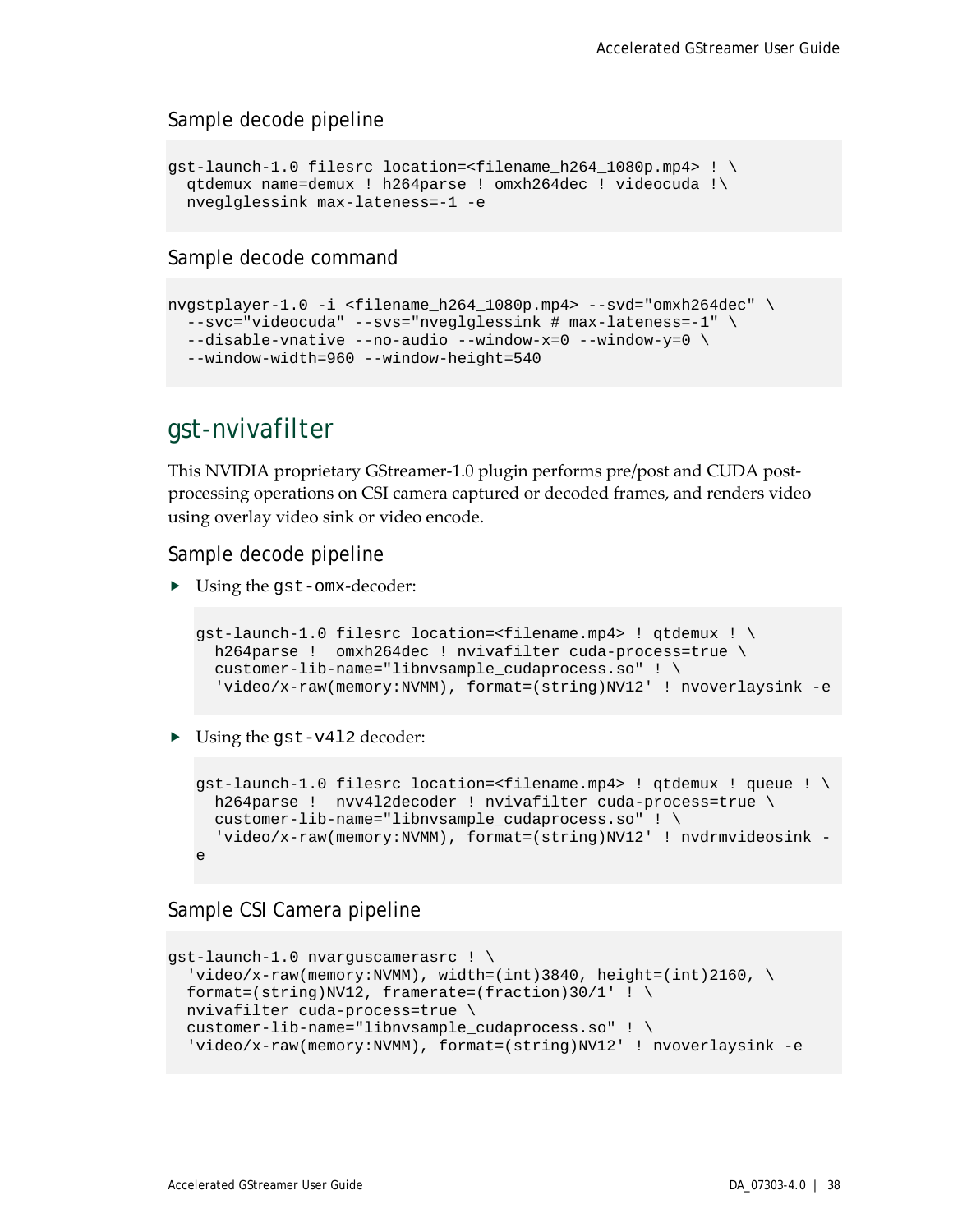### Sample decode pipeline

```
gst-launch-1.0 filesrc location=<filename_h264_1080p.mp4> ! \
  qtdemux name=demux ! h264parse ! omxh264dec ! videocuda !\
  nveglglessink max-lateness=-1 -e
```

### Sample decode command

```
nvgstplayer-1.0 -i <filename_h264_1080p.mp4> --svd="omxh264dec" \
  --svc="videocuda" --svs="nveglglessink # max-lateness=-1" \
  --disable-vnative --no-audio --window-x=0 --window-y=0 \
  --window-width=960 --window-height=540
```

## gst-nvivafilter

This NVIDIA proprietary GStreamer-1.0 plugin performs pre/post and CUDA post-processing operations on CSI camera captured or decoded frames, and renders video using overlay video sink or video encode.

### Sample decode pipeline

- Using the `gst-omx`-decoder:

```
gst-launch-1.0 filesrc location=<filename.mp4> ! qtdemux ! \
  h264parse !  omxh264dec ! nvivafilter cuda-process=true \
  customer-lib-name="libnvsample_cudaprocess.so" ! \
  'video/x-raw(memory:NVMM), format=(string)NV12' ! nvoverlaysink -e
```

- Using the `gst-v4l2` decoder:

```
gst-launch-1.0 filesrc location=<filename.mp4> ! qtdemux ! queue ! \
  h264parse !  nvv4l2decoder ! nvivafilter cuda-process=true \
  customer-lib-name="libnvsample_cudaprocess.so" ! \
  'video/x-raw(memory:NVMM), format=(string)NV12' ! nvdrmvideosink -
e
```

### Sample CSI Camera pipeline

```
gst-launch-1.0 nvarguscamerasrc ! \
  'video/x-raw(memory:NVMM), width=(int)3840, height=(int)2160, \
  format=(string)NV12, framerate=(fraction)30/1' ! \
  nvivafilter cuda-process=true \
  customer-lib-name="libnvsample_cudaprocess.so" ! \
  'video/x-raw(memory:NVMM), format=(string)NV12' ! nvoverlaysink -e
```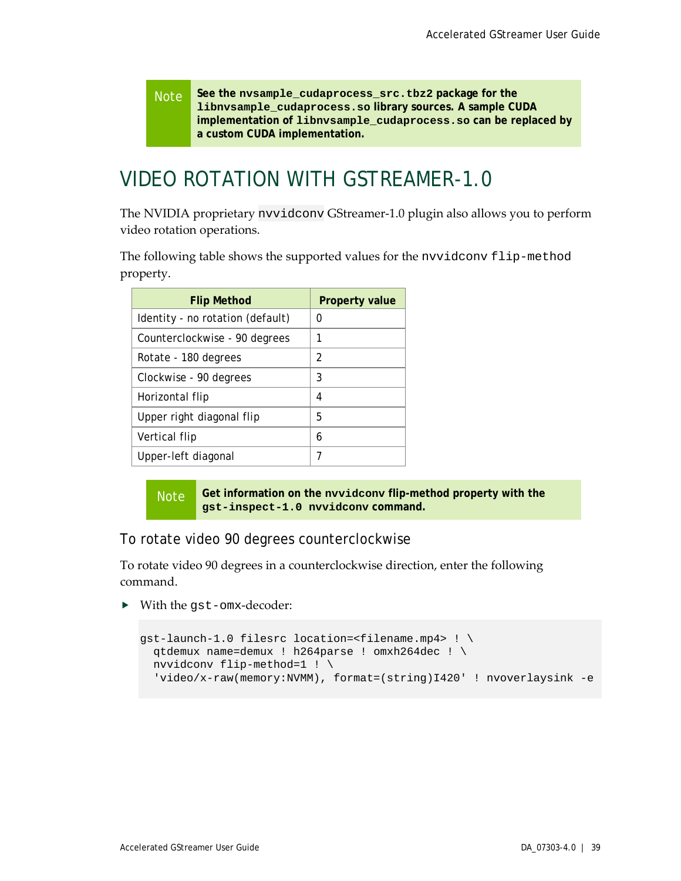> **Note** **See the `nvsample_cudaprocess_src.tbz2` package for the `libnvsample_cudaprocess.so` library sources. A sample CUDA implementation of `libnvsample_cudaprocess.so` can be replaced by a custom CUDA implementation.**

# VIDEO ROTATION WITH GSTREAMER-1.0

The NVIDIA proprietary `nvvidconv` GStreamer-1.0 plugin also allows you to perform video rotation operations.

The following table shows the supported values for the `nvvidconv` `flip-method` property.

| Flip Method | Property value |
|---|---|
| Identity - no rotation (default) | 0 |
| Counterclockwise - 90 degrees | 1 |
| Rotate - 180 degrees | 2 |
| Clockwise - 90 degrees | 3 |
| Horizontal flip | 4 |
| Upper right diagonal flip | 5 |
| Vertical flip | 6 |
| Upper-left diagonal | 7 |

> **Note** **Get information on the `nvvidconv` flip-method property with the `gst-inspect-1.0 nvvidconv` command.**

## To rotate video 90 degrees counterclockwise

To rotate video 90 degrees in a counterclockwise direction, enter the following command.

- With the `gst-omx`-decoder:

```
gst-launch-1.0 filesrc location=<filename.mp4> ! \
  qtdemux name=demux ! h264parse ! omxh264dec ! \
  nvvidconv flip-method=1 ! \
  'video/x-raw(memory:NVMM), format=(string)I420' ! nvoverlaysink -e
```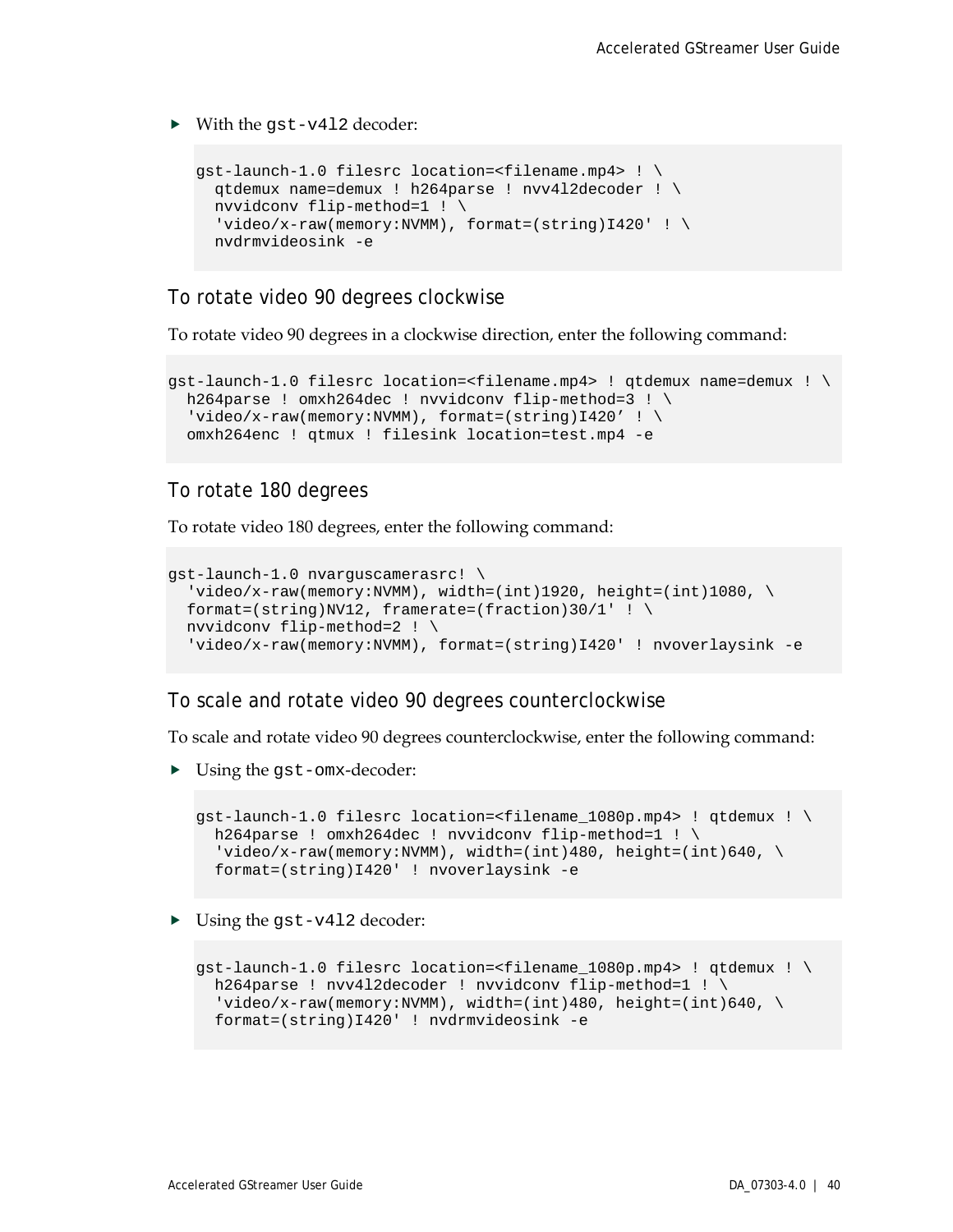- With the `gst-v4l2` decoder:

```
gst-launch-1.0 filesrc location=<filename.mp4> ! \
  qtdemux name=demux ! h264parse ! nvv4l2decoder ! \
  nvvidconv flip-method=1 ! \
  'video/x-raw(memory:NVMM), format=(string)I420' ! \
  nvdrmvideosink -e
```

### To rotate video 90 degrees clockwise

To rotate video 90 degrees in a clockwise direction, enter the following command:

```
gst-launch-1.0 filesrc location=<filename.mp4> ! qtdemux name=demux ! \
  h264parse ! omxh264dec ! nvvidconv flip-method=3 ! \
  'video/x-raw(memory:NVMM), format=(string)I420’ ! \
  omxh264enc ! qtmux ! filesink location=test.mp4 -e
```

### To rotate 180 degrees

To rotate video 180 degrees, enter the following command:

```
gst-launch-1.0 nvarguscamerasrc! \
  'video/x-raw(memory:NVMM), width=(int)1920, height=(int)1080, \
  format=(string)NV12, framerate=(fraction)30/1' ! \
  nvvidconv flip-method=2 ! \
  'video/x-raw(memory:NVMM), format=(string)I420' ! nvoverlaysink -e
```

### To scale and rotate video 90 degrees counterclockwise

To scale and rotate video 90 degrees counterclockwise, enter the following command:

- Using the `gst-omx`-decoder:

```
gst-launch-1.0 filesrc location=<filename_1080p.mp4> ! qtdemux ! \
  h264parse ! omxh264dec ! nvvidconv flip-method=1 ! \
  'video/x-raw(memory:NVMM), width=(int)480, height=(int)640, \
  format=(string)I420' ! nvoverlaysink -e
```

- Using the `gst-v4l2` decoder:

```
gst-launch-1.0 filesrc location=<filename_1080p.mp4> ! qtdemux ! \
  h264parse ! nvv4l2decoder ! nvvidconv flip-method=1 ! \
  'video/x-raw(memory:NVMM), width=(int)480, height=(int)640, \
  format=(string)I420' ! nvdrmvideosink -e
```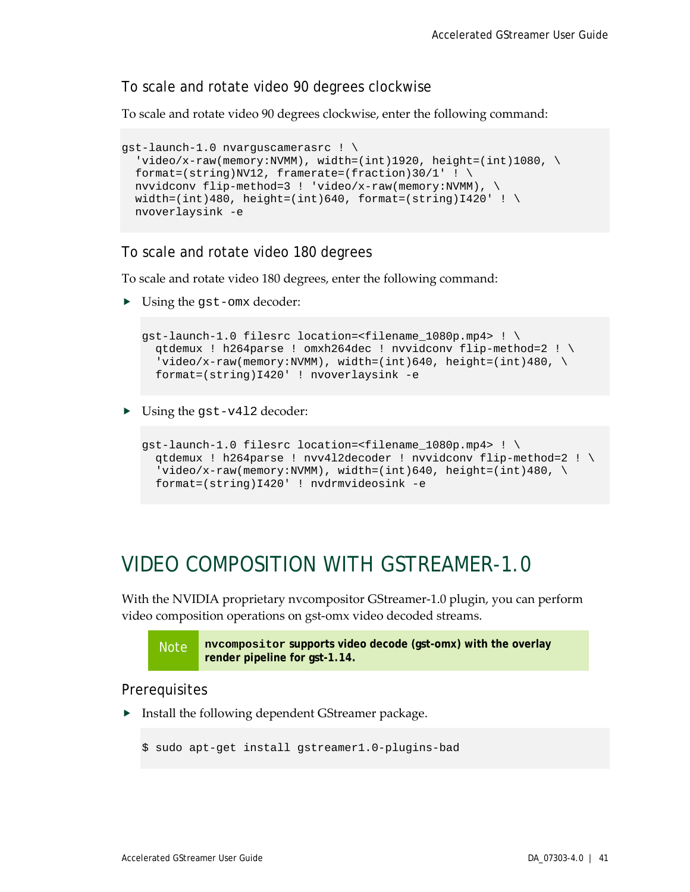### To scale and rotate video 90 degrees clockwise

To scale and rotate video 90 degrees clockwise, enter the following command:

```
gst-launch-1.0 nvarguscamerasrc ! \
  'video/x-raw(memory:NVMM), width=(int)1920, height=(int)1080, \
  format=(string)NV12, framerate=(fraction)30/1' ! \
  nvvidconv flip-method=3 ! 'video/x-raw(memory:NVMM), \
  width=(int)480, height=(int)640, format=(string)I420' ! \
  nvoverlaysink -e
```

### To scale and rotate video 180 degrees

To scale and rotate video 180 degrees, enter the following command:

- Using the `gst-omx` decoder:

```
gst-launch-1.0 filesrc location=<filename_1080p.mp4> ! \
  qtdemux ! h264parse ! omxh264dec ! nvvidconv flip-method=2 ! \
  'video/x-raw(memory:NVMM), width=(int)640, height=(int)480, \
  format=(string)I420' ! nvoverlaysink -e
```

- Using the `gst-v4l2` decoder:

```
gst-launch-1.0 filesrc location=<filename_1080p.mp4> ! \
  qtdemux ! h264parse ! nvv4l2decoder ! nvvidconv flip-method=2 ! \
  'video/x-raw(memory:NVMM), width=(int)640, height=(int)480, \
  format=(string)I420' ! nvdrmvideosink -e
```

# VIDEO COMPOSITION WITH GSTREAMER-1.0

With the NVIDIA proprietary nvcompositor GStreamer-1.0 plugin, you can perform video composition operations on gst-omx video decoded streams.

> Note **`nvcompositor` supports video decode (gst-omx) with the overlay render pipeline for gst-1.14.**

### Prerequisites

- Install the following dependent GStreamer package.

```
$ sudo apt-get install gstreamer1.0-plugins-bad
```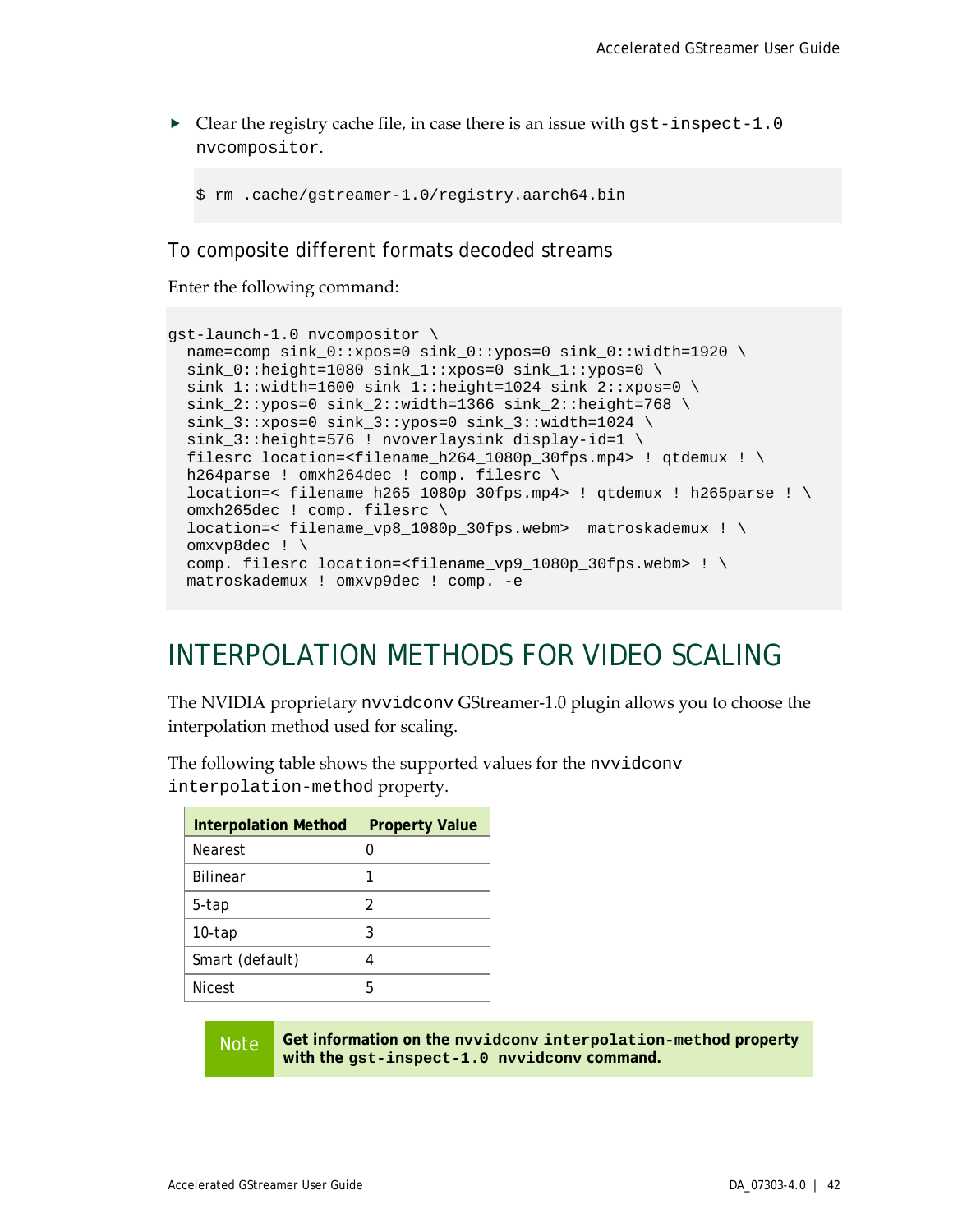- Clear the registry cache file, in case there is an issue with `gst-inspect-1.0 nvcompositor`.

```
$ rm .cache/gstreamer-1.0/registry.aarch64.bin
```

### To composite different formats decoded streams

Enter the following command:

```
gst-launch-1.0 nvcompositor \
  name=comp sink_0::xpos=0 sink_0::ypos=0 sink_0::width=1920 \
  sink_0::height=1080 sink_1::xpos=0 sink_1::ypos=0 \
  sink_1::width=1600 sink_1::height=1024 sink_2::xpos=0 \
  sink_2::ypos=0 sink_2::width=1366 sink_2::height=768 \
  sink_3::xpos=0 sink_3::ypos=0 sink_3::width=1024 \
  sink_3::height=576 ! nvoverlaysink display-id=1 \
  filesrc location=<filename_h264_1080p_30fps.mp4> ! qtdemux ! \
  h264parse ! omxh264dec ! comp. filesrc \
  location=< filename_h265_1080p_30fps.mp4> ! qtdemux ! h265parse ! \
  omxh265dec ! comp. filesrc \
  location=< filename_vp8_1080p_30fps.webm>  matroskademux ! \
  omxvp8dec ! \
  comp. filesrc location=<filename_vp9_1080p_30fps.webm> ! \
  matroskademux ! omxvp9dec ! comp. -e
```

# INTERPOLATION METHODS FOR VIDEO SCALING

The NVIDIA proprietary `nvvidconv` GStreamer-1.0 plugin allows you to choose the interpolation method used for scaling.

The following table shows the supported values for the `nvvidconv interpolation-method` property.

| Interpolation Method | Property Value |
|---|---|
| Nearest | 0 |
| Bilinear | 1 |
| 5-tap | 2 |
| 10-tap | 3 |
| Smart (default) | 4 |
| Nicest | 5 |

> **Note** **Get information on the `nvvidconv interpolation-method` property with the `gst-inspect-1.0 nvvidconv` command.**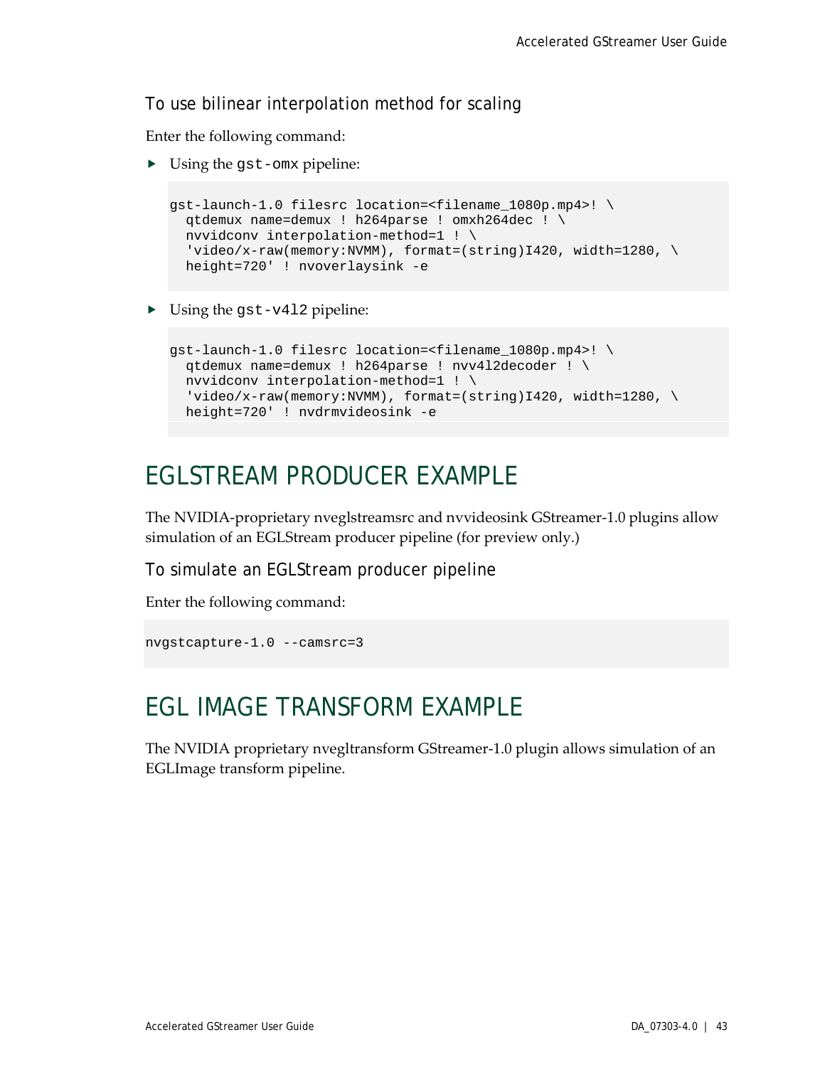### To use bilinear interpolation method for scaling

Enter the following command:

- Using the `gst-omx` pipeline:

```
gst-launch-1.0 filesrc location=<filename_1080p.mp4>! \
  qtdemux name=demux ! h264parse ! omxh264dec ! \
  nvvidconv interpolation-method=1 ! \
  'video/x-raw(memory:NVMM), format=(string)I420, width=1280, \
  height=720' ! nvoverlaysink -e
```

- Using the `gst-v4l2` pipeline:

```
gst-launch-1.0 filesrc location=<filename_1080p.mp4>! \
  qtdemux name=demux ! h264parse ! nvv4l2decoder ! \
  nvvidconv interpolation-method=1 ! \
  'video/x-raw(memory:NVMM), format=(string)I420, width=1280, \
  height=720' ! nvdrmvideosink -e
```

## EGLSTREAM PRODUCER EXAMPLE

The NVIDIA-proprietary nveglstreamsrc and nvvideosink GStreamer-1.0 plugins allow simulation of an EGLStream producer pipeline (for preview only.)

### To simulate an EGLStream producer pipeline

Enter the following command:

```
nvgstcapture-1.0 --camsrc=3
```

## EGL IMAGE TRANSFORM EXAMPLE

The NVIDIA proprietary nvegltransform GStreamer-1.0 plugin allows simulation of an EGLImage transform pipeline.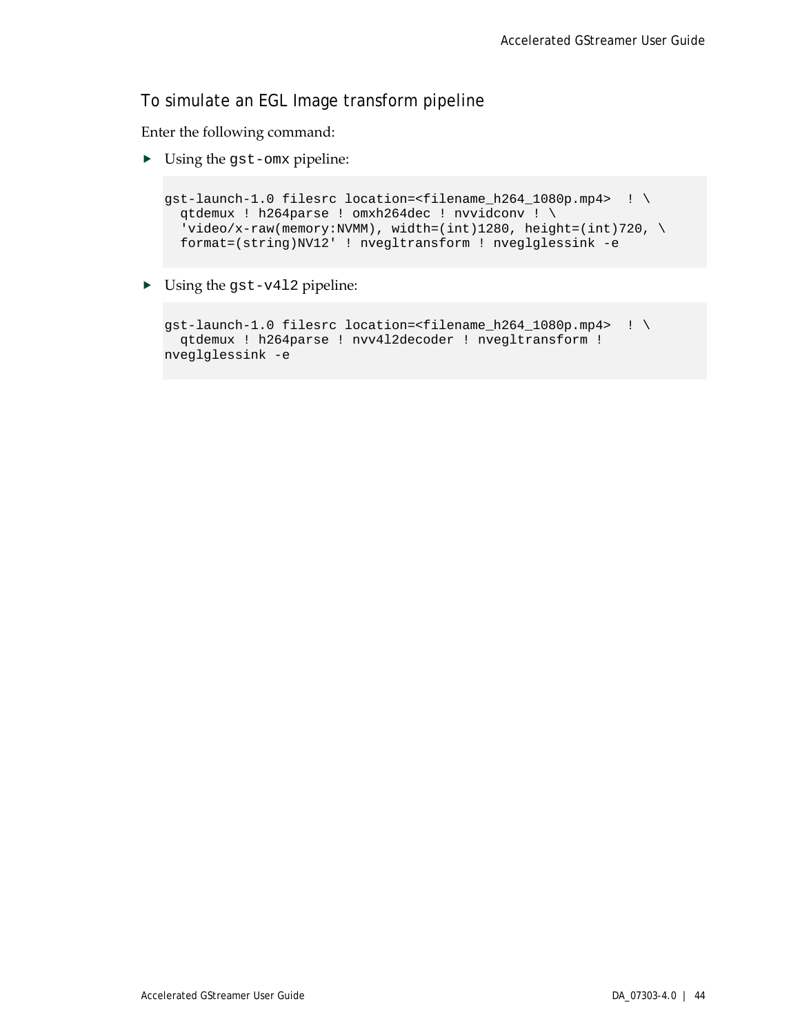### To simulate an EGL Image transform pipeline

Enter the following command:

- Using the `gst-omx` pipeline:

```
gst-launch-1.0 filesrc location=<filename_h264_1080p.mp4>  ! \
  qtdemux ! h264parse ! omxh264dec ! nvvidconv ! \
  'video/x-raw(memory:NVMM), width=(int)1280, height=(int)720, \
  format=(string)NV12' ! nvegltransform ! nveglglessink -e
```

- Using the `gst-v4l2` pipeline:

```
gst-launch-1.0 filesrc location=<filename_h264_1080p.mp4>  ! \
  qtdemux ! h264parse ! nvv4l2decoder ! nvegltransform !
nveglglessink -e
```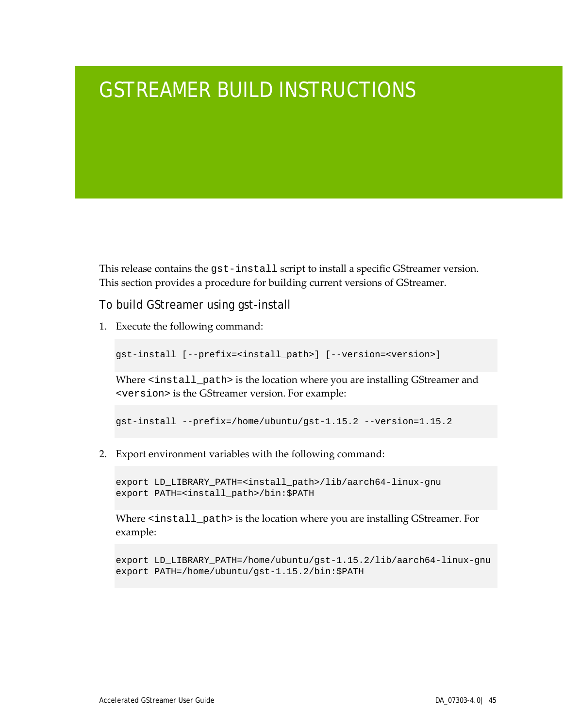# GSTREAMER BUILD INSTRUCTIONS

This release contains the `gst-install` script to install a specific GStreamer version. This section provides a procedure for building current versions of GStreamer.

## To build GStreamer using gst-install

1. Execute the following command:

   ```
   gst-install [--prefix=<install_path>] [--version=<version>]
   ```

   Where `<install_path>` is the location where you are installing GStreamer and `<version>` is the GStreamer version. For example:

   ```
   gst-install --prefix=/home/ubuntu/gst-1.15.2 --version=1.15.2
   ```

2. Export environment variables with the following command:

   ```
   export LD_LIBRARY_PATH=<install_path>/lib/aarch64-linux-gnu
   export PATH=<install_path>/bin:$PATH
   ```

   Where `<install_path>` is the location where you are installing GStreamer. For example:

   ```
   export LD_LIBRARY_PATH=/home/ubuntu/gst-1.15.2/lib/aarch64-linux-gnu
   export PATH=/home/ubuntu/gst-1.15.2/bin:$PATH
   ```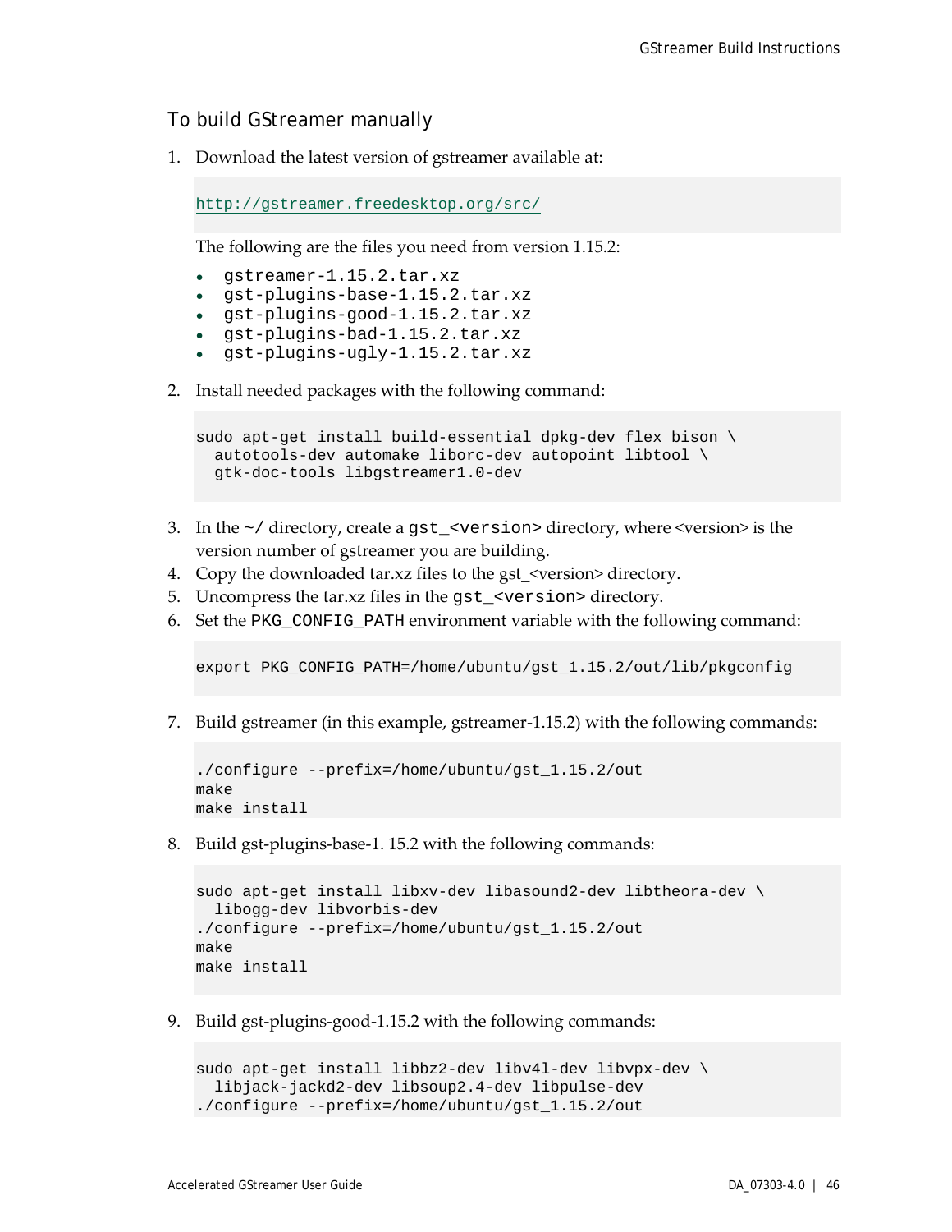## To build GStreamer manually

1. Download the latest version of gstreamer available at:

   ```
   http://gstreamer.freedesktop.org/src/
   ```

   The following are the files you need from version 1.15.2:

   - `gstreamer-1.15.2.tar.xz`
   - `gst-plugins-base-1.15.2.tar.xz`
   - `gst-plugins-good-1.15.2.tar.xz`
   - `gst-plugins-bad-1.15.2.tar.xz`
   - `gst-plugins-ugly-1.15.2.tar.xz`

2. Install needed packages with the following command:

   ```
   sudo apt-get install build-essential dpkg-dev flex bison \
     autotools-dev automake liborc-dev autopoint libtool \
     gtk-doc-tools libgstreamer1.0-dev
   ```

3. In the `~/` directory, create a `gst_<version>` directory, where <version> is the version number of gstreamer you are building.
4. Copy the downloaded tar.xz files to the gst_<version> directory.
5. Uncompress the tar.xz files in the `gst_<version>` directory.
6. Set the `PKG_CONFIG_PATH` environment variable with the following command:

   ```
   export PKG_CONFIG_PATH=/home/ubuntu/gst_1.15.2/out/lib/pkgconfig
   ```

7. Build gstreamer (in this example, gstreamer-1.15.2) with the following commands:

   ```
   ./configure --prefix=/home/ubuntu/gst_1.15.2/out
   make
   make install
   ```

8. Build gst-plugins-base-1. 15.2 with the following commands:

   ```
   sudo apt-get install libxv-dev libasound2-dev libtheora-dev \
     libogg-dev libvorbis-dev
   ./configure --prefix=/home/ubuntu/gst_1.15.2/out
   make
   make install
   ```

9. Build gst-plugins-good-1.15.2 with the following commands:

   ```
   sudo apt-get install libbz2-dev libv4l-dev libvpx-dev \
     libjack-jackd2-dev libsoup2.4-dev libpulse-dev
   ./configure --prefix=/home/ubuntu/gst_1.15.2/out
   ```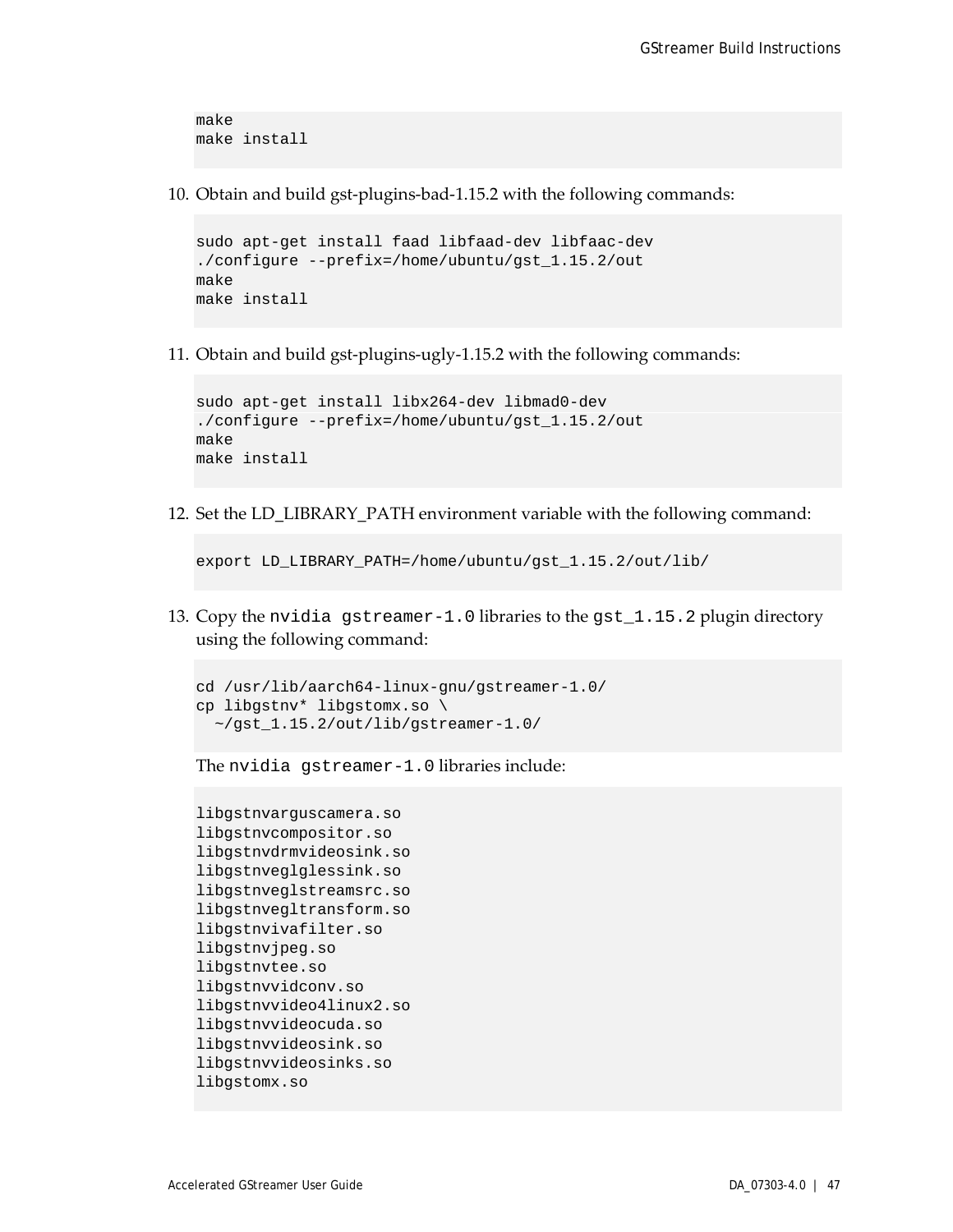```
make
make install
```

10. Obtain and build gst-plugins-bad-1.15.2 with the following commands:

```
sudo apt-get install faad libfaad-dev libfaac-dev
./configure --prefix=/home/ubuntu/gst_1.15.2/out
make
make install
```

11. Obtain and build gst-plugins-ugly-1.15.2 with the following commands:

```
sudo apt-get install libx264-dev libmad0-dev
./configure --prefix=/home/ubuntu/gst_1.15.2/out
make
make install
```

12. Set the LD_LIBRARY_PATH environment variable with the following command:

```
export LD_LIBRARY_PATH=/home/ubuntu/gst_1.15.2/out/lib/
```

13. Copy the `nvidia gstreamer-1.0` libraries to the `gst_1.15.2` plugin directory using the following command:

```
cd /usr/lib/aarch64-linux-gnu/gstreamer-1.0/
cp libgstnv* libgstomx.so \
  ~/gst_1.15.2/out/lib/gstreamer-1.0/
```

The `nvidia gstreamer-1.0` libraries include:

```
libgstnvarguscamera.so
libgstnvcompositor.so
libgstnvdrmvideosink.so
libgstnveglglessink.so
libgstnveglstreamsrc.so
libgstnvegltransform.so
libgstnvivafilter.so
libgstnvjpeg.so
libgstnvtee.so
libgstnvvidconv.so
libgstnvvideo4linux2.so
libgstnvvideocuda.so
libgstnvvideosink.so
libgstnvvideosinks.so
libgstomx.so
```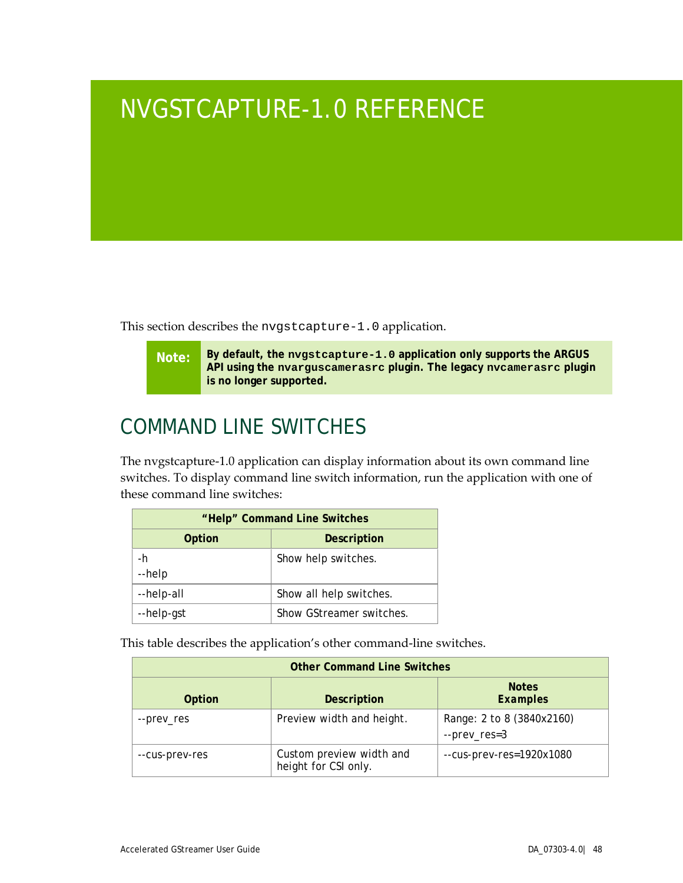# NVGSTCAPTURE-1.0 REFERENCE

This section describes the `nvgstcapture-1.0` application.

> **Note:** **By default, the `nvgstcapture-1.0` application only supports the ARGUS API using the `nvarguscamerasrc` plugin. The legacy `nvcamerasrc` plugin is no longer supported.**

## COMMAND LINE SWITCHES

The nvgstcapture-1.0 application can display information about its own command line switches. To display command line switch information, run the application with one of these command line switches:

| “Help” Command Line Switches | |
|---|---|
| **Option** | **Description** |
| -h<br>--help | Show help switches. |
| --help-all | Show all help switches. |
| --help-gst | Show GStreamer switches. |

This table describes the application’s other command-line switches.

| Other Command Line Switches | | |
|---|---|---|
| **Option** | **Description** | **Notes**<br>**Examples** |
| --prev_res | Preview width and height. | Range: 2 to 8 (3840x2160)<br>--prev_res=3 |
| --cus-prev-res | Custom preview width and height for CSI only. | --cus-prev-res=1920x1080 |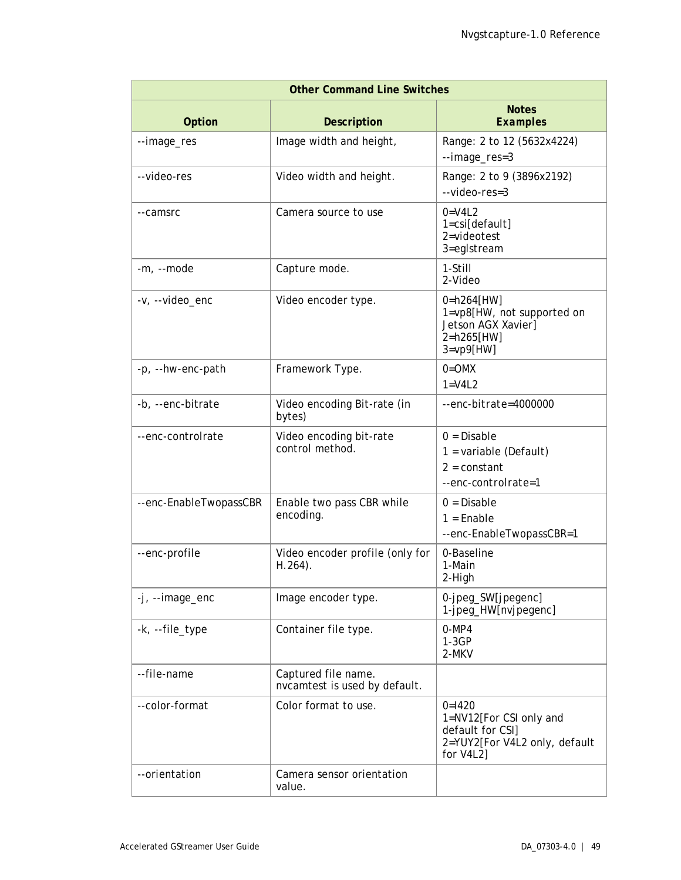| Other Command Line Switches | | |
|---|---|---|
| **Option** | **Description** | **Notes Examples** |
| --image_res | Image width and height, | Range: 2 to 12 (5632x4224)<br>--image_res=3 |
| --video-res | Video width and height. | Range: 2 to 9 (3896x2192)<br>--video-res=3 |
| --camsrc | Camera source to use | 0=V4L2<br>1=csi[default]<br>2=videotest<br>3=eglstream |
| -m, --mode | Capture mode. | 1-Still<br>2-Video |
| -v, --video_enc | Video encoder type. | 0=h264[HW]<br>1=vp8[HW, not supported on Jetson AGX Xavier]<br>2=h265[HW]<br>3=vp9[HW] |
| -p, --hw-enc-path | Framework Type. | 0=OMX<br>1=V4L2 |
| -b, --enc-bitrate | Video encoding Bit-rate (in bytes) | --enc-bitrate=4000000 |
| --enc-controlrate | Video encoding bit-rate control method. | 0 = Disable<br>1 = variable (Default)<br>2 = constant<br>--enc-controlrate=1 |
| --enc-EnableTwopassCBR | Enable two pass CBR while encoding. | 0 = Disable<br>1 = Enable<br>--enc-EnableTwopassCBR=1 |
| --enc-profile | Video encoder profile (only for H.264). | 0-Baseline<br>1-Main<br>2-High |
| -j, --image_enc | Image encoder type. | 0-jpeg_SW[jpegenc]<br>1-jpeg_HW[nvjpegenc] |
| -k, --file_type | Container file type. | 0-MP4<br>1-3GP<br>2-MKV |
| --file-name | Captured file name. nvcamtest is used by default. | |
| --color-format | Color format to use. | 0=I420<br>1=NV12[For CSI only and default for CSI]<br>2=YUY2[For V4L2 only, default for V4L2] |
| --orientation | Camera sensor orientation value. | |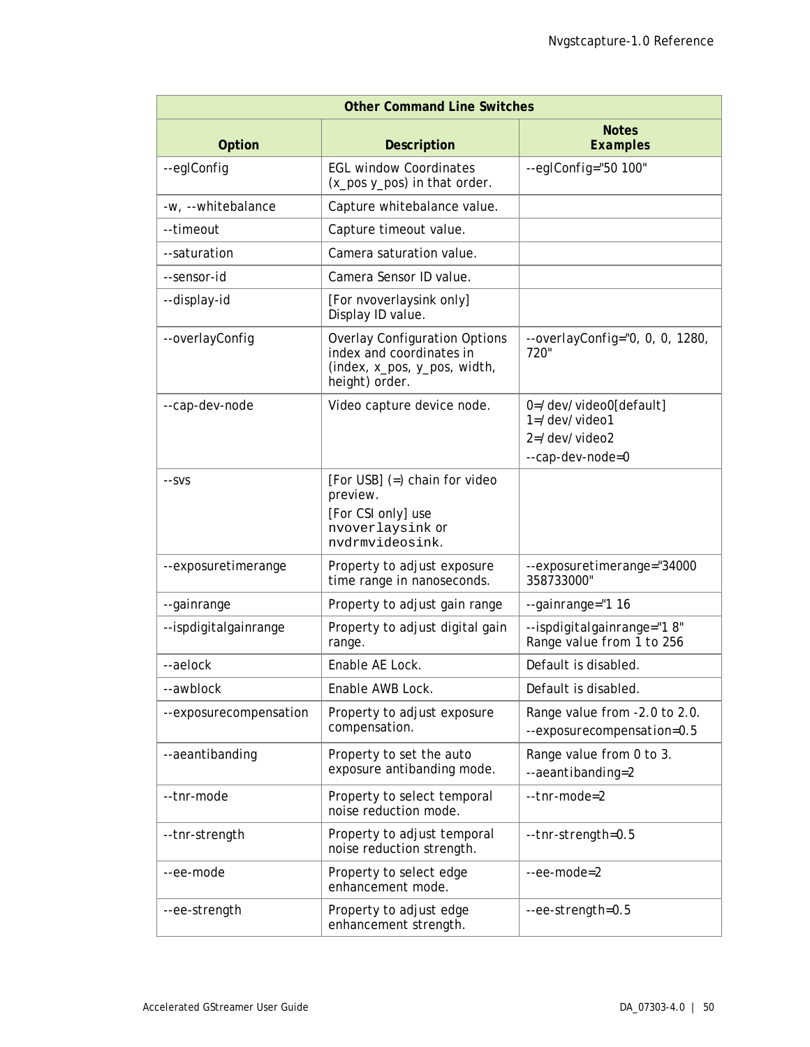| Other Command Line Switches | | |
|---|---|---|
| **Option** | **Description** | **Notes Examples** |
| --eglConfig | EGL window Coordinates (x_pos y_pos) in that order. | --eglConfig="50 100" |
| -w, --whitebalance | Capture whitebalance value. | |
| --timeout | Capture timeout value. | |
| --saturation | Camera saturation value. | |
| --sensor-id | Camera Sensor ID value. | |
| --display-id | [For nvoverlaysink only] Display ID value. | |
| --overlayConfig | Overlay Configuration Options index and coordinates in (index, x_pos, y_pos, width, height) order. | --overlayConfig="0, 0, 0, 1280, 720" |
| --cap-dev-node | Video capture device node. | 0=/dev/video0[default]<br>1=/dev/video1<br>2=/dev/video2<br>--cap-dev-node=0 |
| --svs | [For USB] (=) chain for video preview.<br>[For CSI only] use `nvoverlaysink` or `nvdrmvideosink`. | |
| --exposuretimerange | Property to adjust exposure time range in nanoseconds. | --exposuretimerange="34000 358733000" |
| --gainrange | Property to adjust gain range | --gainrange="1 16 |
| --ispdigitalgainrange | Property to adjust digital gain range. | --ispdigitalgainrange="1 8"<br>Range value from 1 to 256 |
| --aelock | Enable AE Lock. | Default is disabled. |
| --awblock | Enable AWB Lock. | Default is disabled. |
| --exposurecompensation | Property to adjust exposure compensation. | Range value from -2.0 to 2.0.<br>--exposurecompensation=0.5 |
| --aeantibanding | Property to set the auto exposure antibanding mode. | Range value from 0 to 3.<br>--aeantibanding=2 |
| --tnr-mode | Property to select temporal noise reduction mode. | --tnr-mode=2 |
| --tnr-strength | Property to adjust temporal noise reduction strength. | --tnr-strength=0.5 |
| --ee-mode | Property to select edge enhancement mode. | --ee-mode=2 |
| --ee-strength | Property to adjust edge enhancement strength. | --ee-strength=0.5 |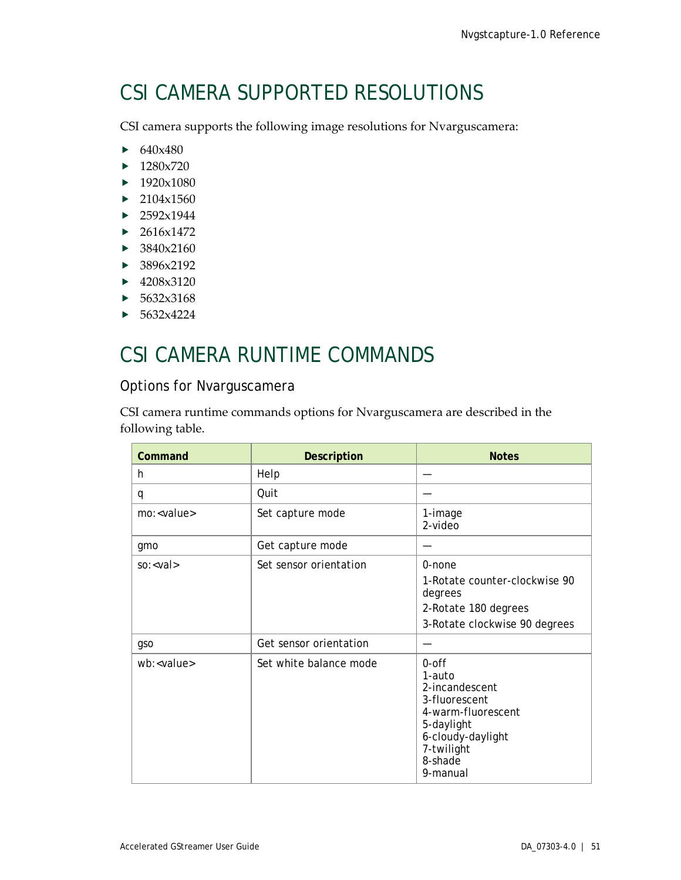# CSI CAMERA SUPPORTED RESOLUTIONS

CSI camera supports the following image resolutions for Nvarguscamera:

- 640x480
- 1280x720
- 1920x1080
- 2104x1560
- 2592x1944
- 2616x1472
- 3840x2160
- 3896x2192
- 4208x3120
- 5632x3168
- 5632x4224

# CSI CAMERA RUNTIME COMMANDS

## Options for Nvarguscamera

CSI camera runtime commands options for Nvarguscamera are described in the following table.

| Command | Description | Notes |
| --- | --- | --- |
| h | Help | — |
| q | Quit | — |
| mo:<value> | Set capture mode | 1-image<br>2-video |
| gmo | Get capture mode | — |
| so:<val> | Set sensor orientation | 0-none<br>1-Rotate counter-clockwise 90 degrees<br>2-Rotate 180 degrees<br>3-Rotate clockwise 90 degrees |
| gso | Get sensor orientation | — |
| wb:<value> | Set white balance mode | 0-off<br>1-auto<br>2-incandescent<br>3-fluorescent<br>4-warm-fluorescent<br>5-daylight<br>6-cloudy-daylight<br>7-twilight<br>8-shade<br>9-manual |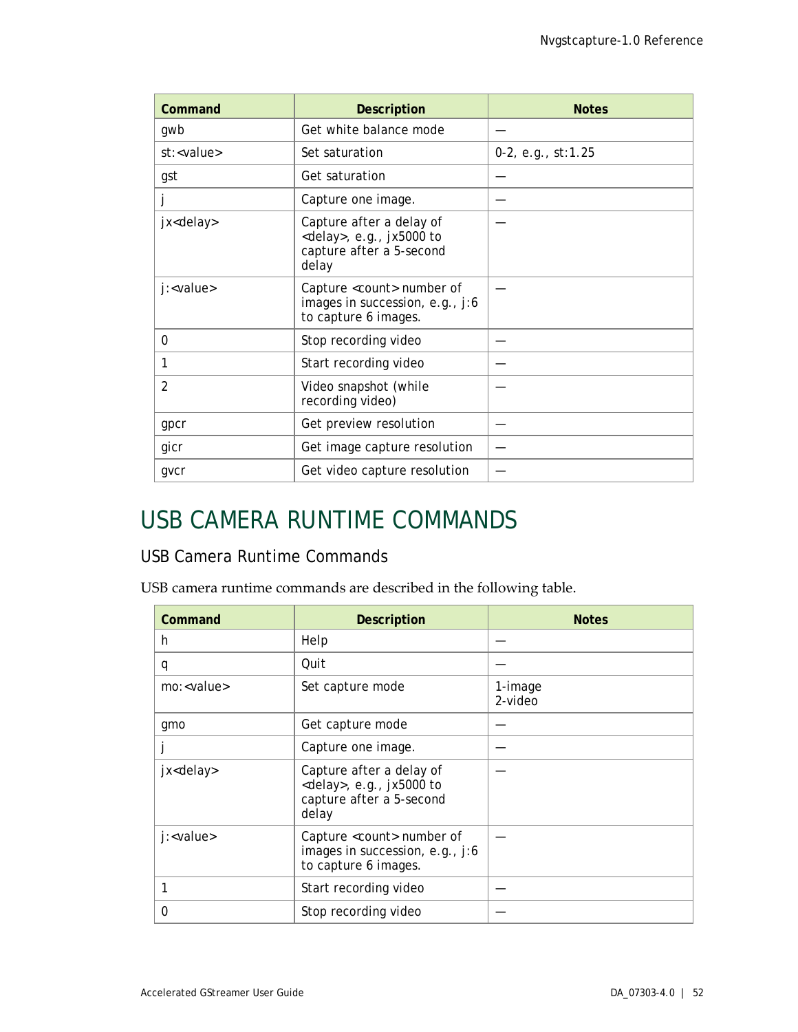| Command | Description | Notes |
| --- | --- | --- |
| gwb | Get white balance mode | — |
| st:<value> | Set saturation | 0-2, e.g., st:1.25 |
| gst | Get saturation | — |
| j | Capture one image. | — |
| jx<delay> | Capture after a delay of <delay>, e.g., jx5000 to capture after a 5-second delay | — |
| j:<value> | Capture <count> number of images in succession, e.g., j:6 to capture 6 images. | — |
| 0 | Stop recording video | — |
| 1 | Start recording video | — |
| 2 | Video snapshot (while recording video) | — |
| gpcr | Get preview resolution | — |
| gicr | Get image capture resolution | — |
| gvcr | Get video capture resolution | — |

# USB CAMERA RUNTIME COMMANDS

## USB Camera Runtime Commands

USB camera runtime commands are described in the following table.

| Command | Description | Notes |
| --- | --- | --- |
| h | Help | — |
| q | Quit | — |
| mo:<value> | Set capture mode | 1-image<br>2-video |
| gmo | Get capture mode | — |
| j | Capture one image. | — |
| jx<delay> | Capture after a delay of <delay>, e.g., jx5000 to capture after a 5-second delay | — |
| j:<value> | Capture <count> number of images in succession, e.g., j:6 to capture 6 images. | — |
| 1 | Start recording video | — |
| 0 | Stop recording video | — |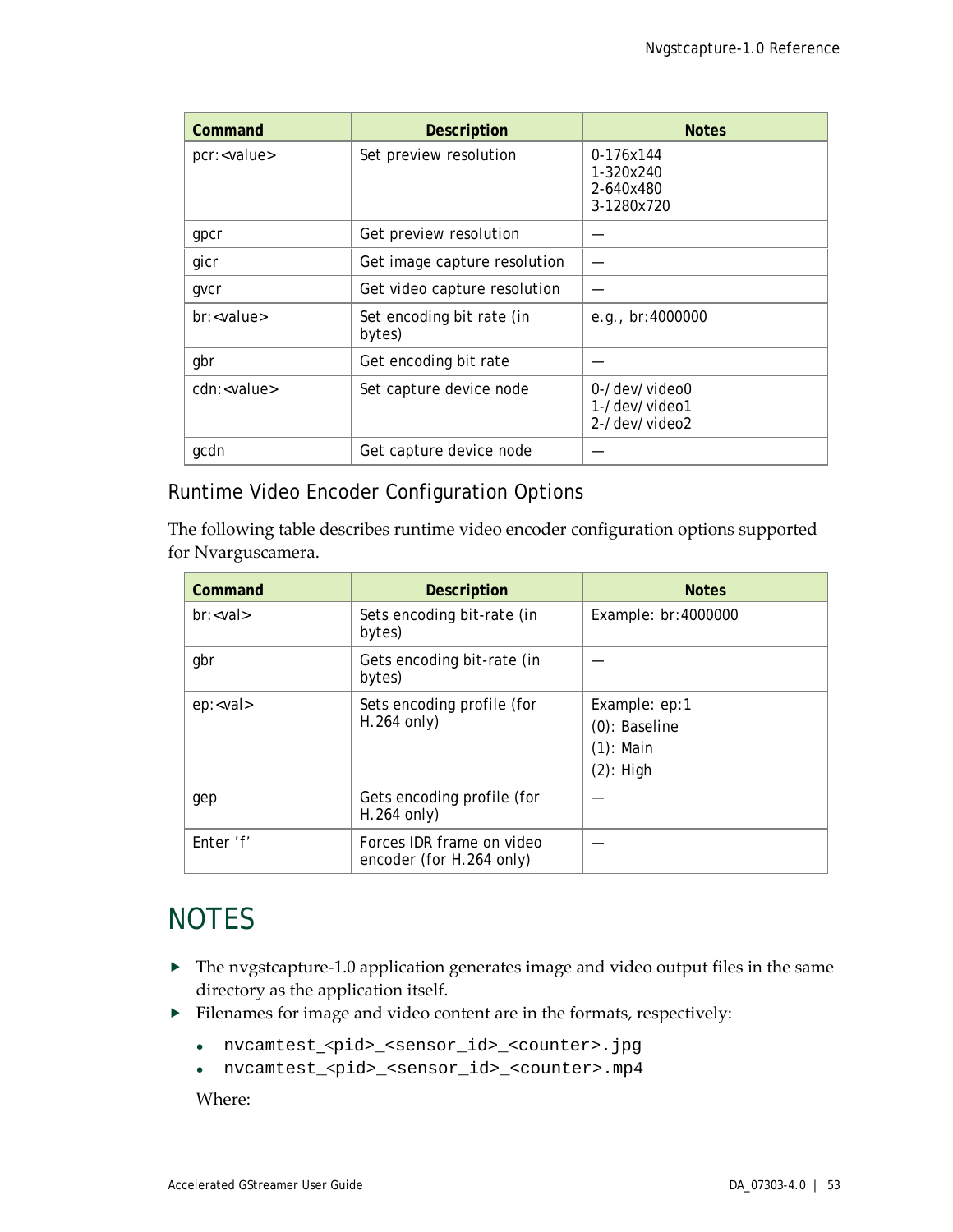| Command | Description | Notes |
| --- | --- | --- |
| pcr:<value> | Set preview resolution | 0-176x144<br>1-320x240<br>2-640x480<br>3-1280x720 |
| gpcr | Get preview resolution | — |
| gicr | Get image capture resolution | — |
| gvcr | Get video capture resolution | — |
| br:<value> | Set encoding bit rate (in bytes) | e.g., br:4000000 |
| gbr | Get encoding bit rate | — |
| cdn:<value> | Set capture device node | 0-/dev/video0<br>1-/dev/video1<br>2-/dev/video2 |
| gcdn | Get capture device node | — |

### Runtime Video Encoder Configuration Options

The following table describes runtime video encoder configuration options supported for Nvarguscamera.

| Command | Description | Notes |
| --- | --- | --- |
| br:<val> | Sets encoding bit-rate (in bytes) | Example: br:4000000 |
| gbr | Gets encoding bit-rate (in bytes) | — |
| ep:<val> | Sets encoding profile (for H.264 only) | Example: ep:1<br>(0): Baseline<br>(1): Main<br>(2): High |
| gep | Gets encoding profile (for H.264 only) | — |
| Enter 'f' | Forces IDR frame on video encoder (for H.264 only) | — |

# NOTES

- The nvgstcapture-1.0 application generates image and video output files in the same directory as the application itself.
- Filenames for image and video content are in the formats, respectively:
  - `nvcamtest_<pid>_<sensor_id>_<counter>.jpg`
  - `nvcamtest_<pid>_<sensor_id>_<counter>.mp4`

  Where: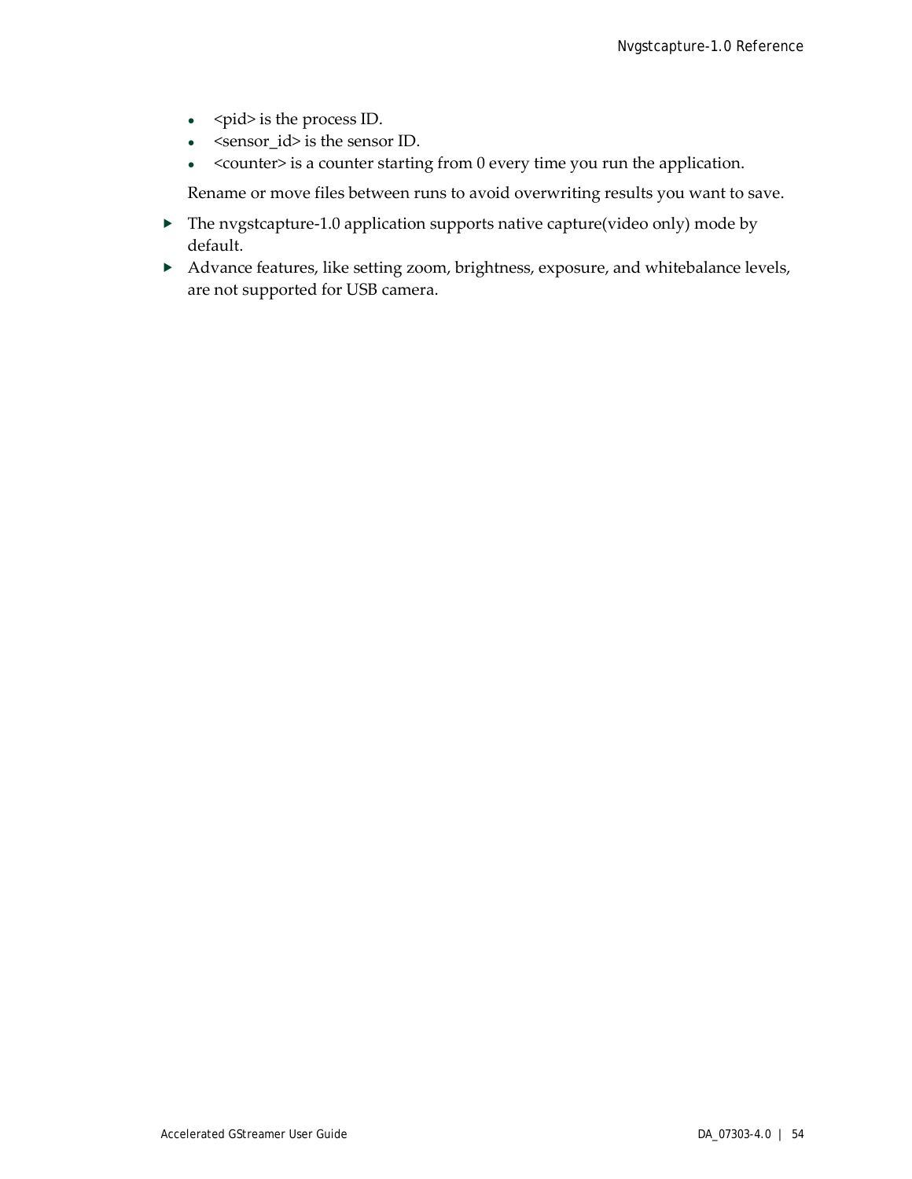- <pid> is the process ID.
   - <sensor_id> is the sensor ID.
   - <counter> is a counter starting from 0 every time you run the application.

  Rename or move files between runs to avoid overwriting results you want to save.

- The nvgstcapture-1.0 application supports native capture(video only) mode by default.
- Advance features, like setting zoom, brightness, exposure, and whitebalance levels, are not supported for USB camera.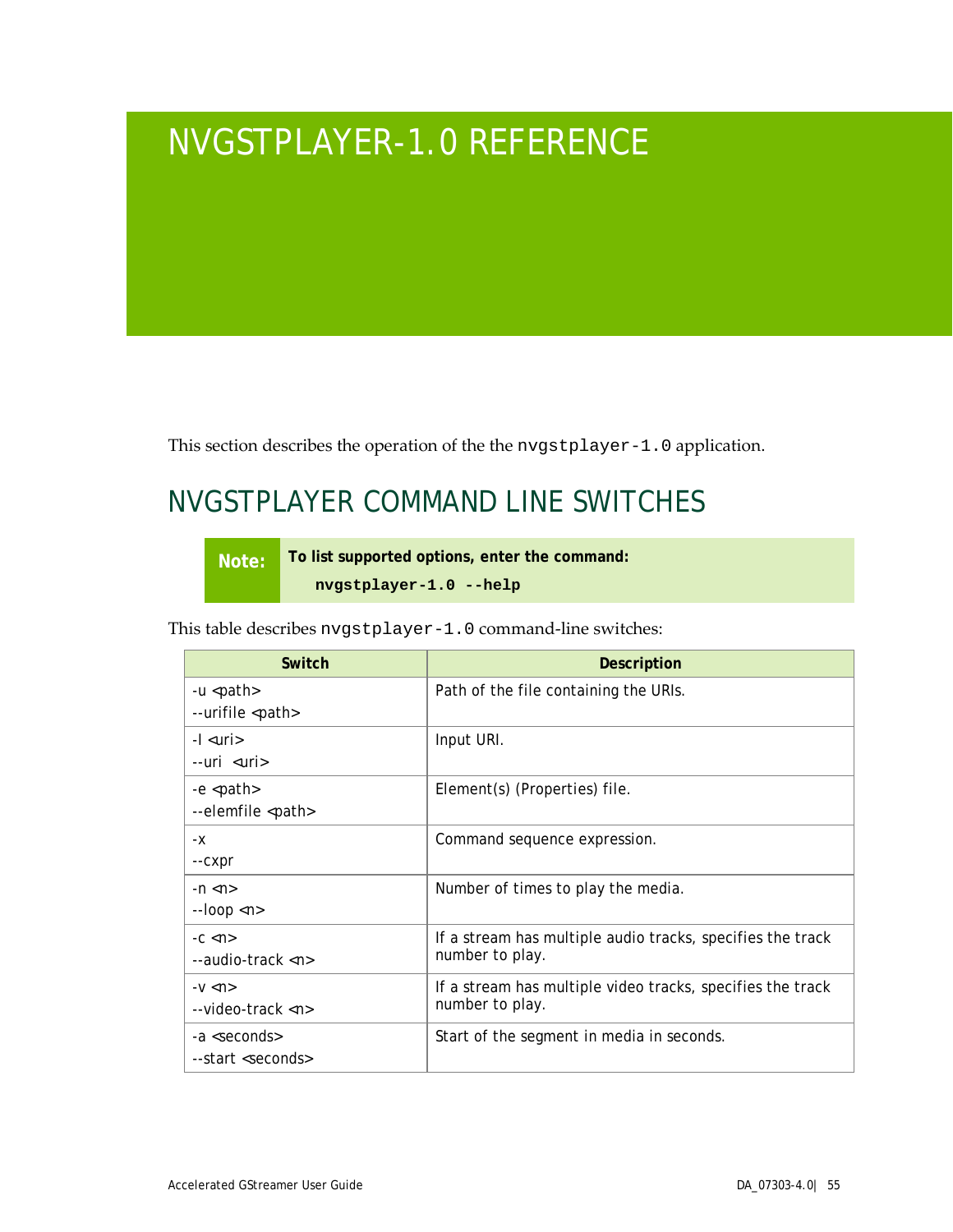# NVGSTPLAYER-1.0 REFERENCE

This section describes the operation of the the `nvgstplayer-1.0` application.

## NVGSTPLAYER COMMAND LINE SWITCHES

> **Note:** **To list supported options, enter the command:**
>
> ```
> nvgstplayer-1.0 --help
> ```

This table describes `nvgstplayer-1.0` command-line switches:

| Switch | Description |
|---|---|
| -u <path><br>--urifile <path> | Path of the file containing the URIs. |
| -I <uri><br>--uri <uri> | Input URI. |
| -e <path><br>--elemfile <path> | Element(s) (Properties) file. |
| -x<br>--cxpr | Command sequence expression. |
| -n <n><br>--loop <n> | Number of times to play the media. |
| -c <n><br>--audio-track <n> | If a stream has multiple audio tracks, specifies the track number to play. |
| -v <n><br>--video-track <n> | If a stream has multiple video tracks, specifies the track number to play. |
| -a <seconds><br>--start <seconds> | Start of the segment in media in seconds. |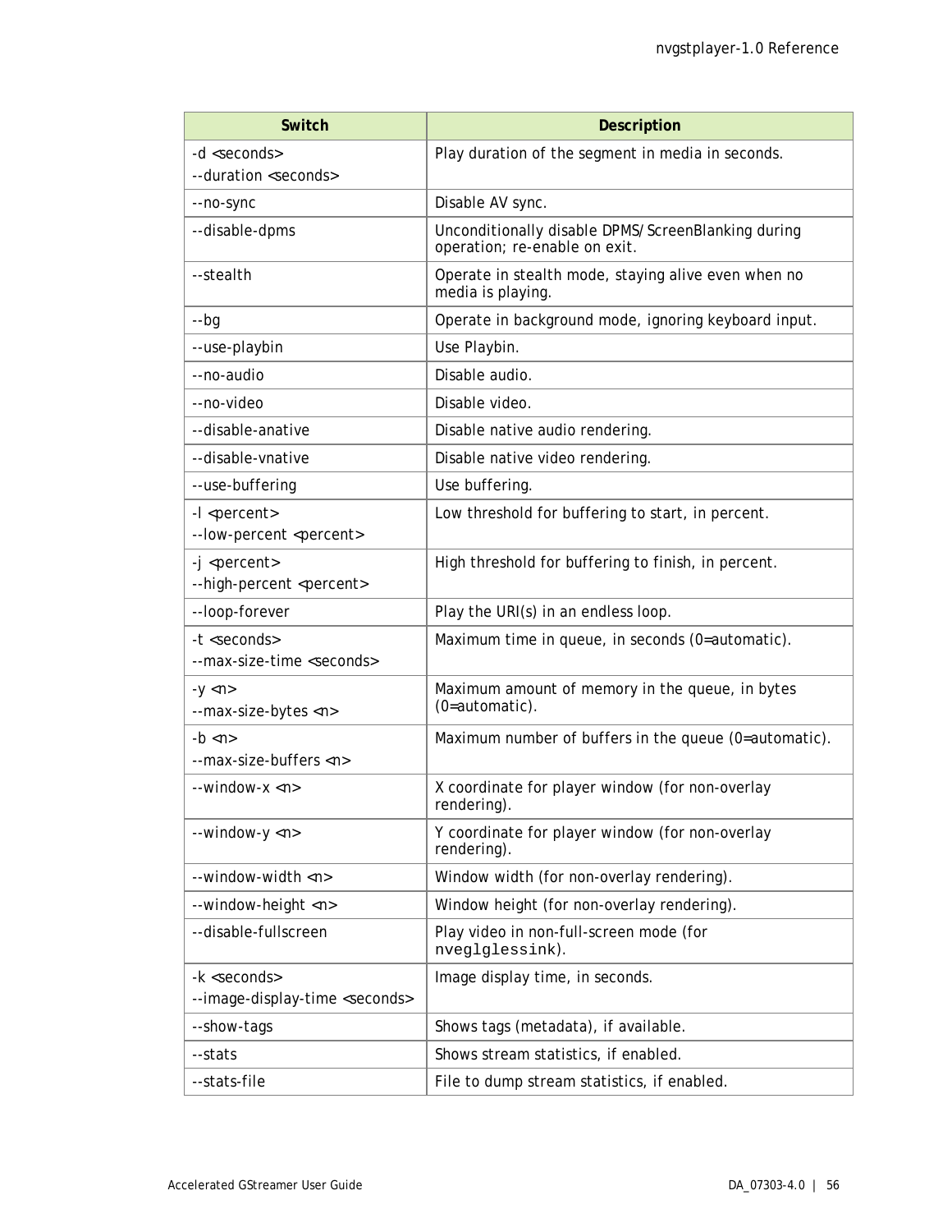| Switch | Description |
|---|---|
| -d <seconds><br>--duration <seconds> | Play duration of the segment in media in seconds. |
| --no-sync | Disable AV sync. |
| --disable-dpms | Unconditionally disable DPMS/ScreenBlanking during operation; re-enable on exit. |
| --stealth | Operate in stealth mode, staying alive even when no media is playing. |
| --bg | Operate in background mode, ignoring keyboard input. |
| --use-playbin | Use Playbin. |
| --no-audio | Disable audio. |
| --no-video | Disable video. |
| --disable-anative | Disable native audio rendering. |
| --disable-vnative | Disable native video rendering. |
| --use-buffering | Use buffering. |
| -l <percent><br>--low-percent <percent> | Low threshold for buffering to start, in percent. |
| -j <percent><br>--high-percent <percent> | High threshold for buffering to finish, in percent. |
| --loop-forever | Play the URI(s) in an endless loop. |
| -t <seconds><br>--max-size-time <seconds> | Maximum time in queue, in seconds (0=automatic). |
| -y <n><br>--max-size-bytes <n> | Maximum amount of memory in the queue, in bytes (0=automatic). |
| -b <n><br>--max-size-buffers <n> | Maximum number of buffers in the queue (0=automatic). |
| --window-x <n> | X coordinate for player window (for non-overlay rendering). |
| --window-y <n> | Y coordinate for player window (for non-overlay rendering). |
| --window-width <n> | Window width (for non-overlay rendering). |
| --window-height <n> | Window height (for non-overlay rendering). |
| --disable-fullscreen | Play video in non-full-screen mode (for `nveglglessink`). |
| -k <seconds><br>--image-display-time <seconds> | Image display time, in seconds. |
| --show-tags | Shows tags (metadata), if available. |
| --stats | Shows stream statistics, if enabled. |
| --stats-file | File to dump stream statistics, if enabled. |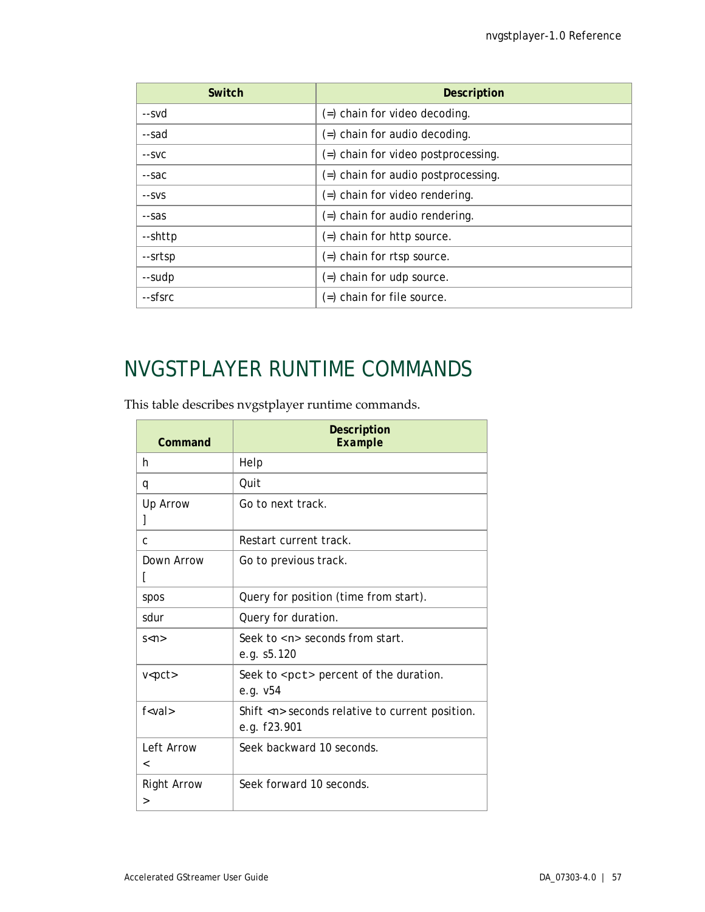| Switch | Description |
| --- | --- |
| --svd | (=) chain for video decoding. |
| --sad | (=) chain for audio decoding. |
| --svc | (=) chain for video postprocessing. |
| --sac | (=) chain for audio postprocessing. |
| --svs | (=) chain for video rendering. |
| --sas | (=) chain for audio rendering. |
| --shttp | (=) chain for http source. |
| --srtsp | (=) chain for rtsp source. |
| --sudp | (=) chain for udp source. |
| --sfsrc | (=) chain for file source. |

# NVGSTPLAYER RUNTIME COMMANDS

This table describes nvgstplayer runtime commands.

| Command | Description *Example* |
| --- | --- |
| h | Help |
| q | Quit |
| Up Arrow<br>] | Go to next track. |
| c | Restart current track. |
| Down Arrow<br>[ | Go to previous track. |
| spos | Query for position (time from start). |
| sdur | Query for duration. |
| s<n> | Seek to <n> seconds from start.<br>e.g. s5.120 |
| v<pct> | Seek to <pct> percent of the duration.<br>e.g. v54 |
| f<val> | Shift <n> seconds relative to current position.<br>e.g. f23.901 |
| Left Arrow<br>< | Seek backward 10 seconds. |
| Right Arrow<br>> | Seek forward 10 seconds. |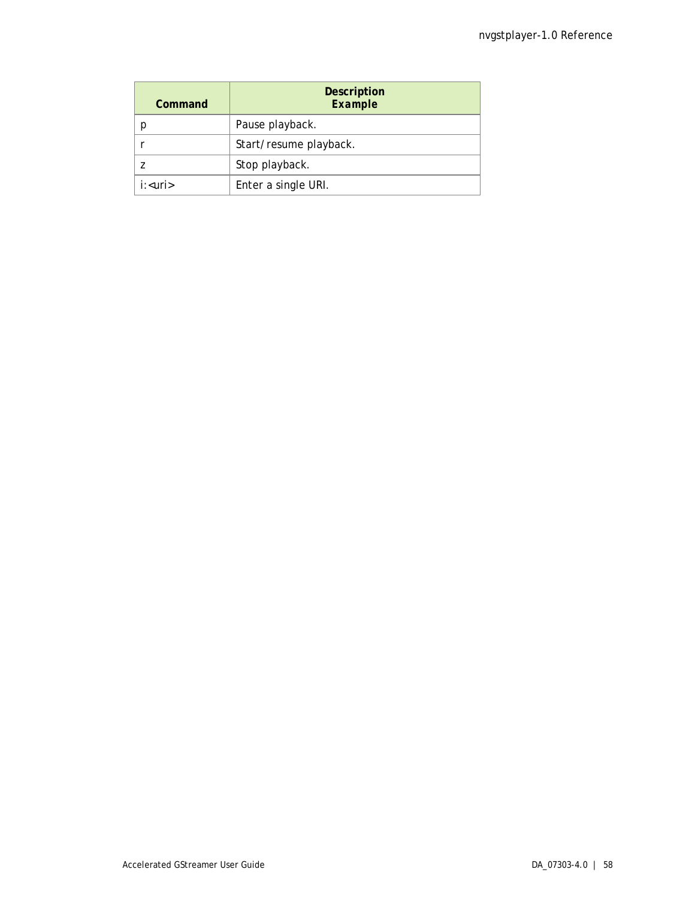| Command | Description<br>Example |
| --- | --- |
| p | Pause playback. |
| r | Start/resume playback. |
| z | Stop playback. |
| i:<uri> | Enter a single URI. |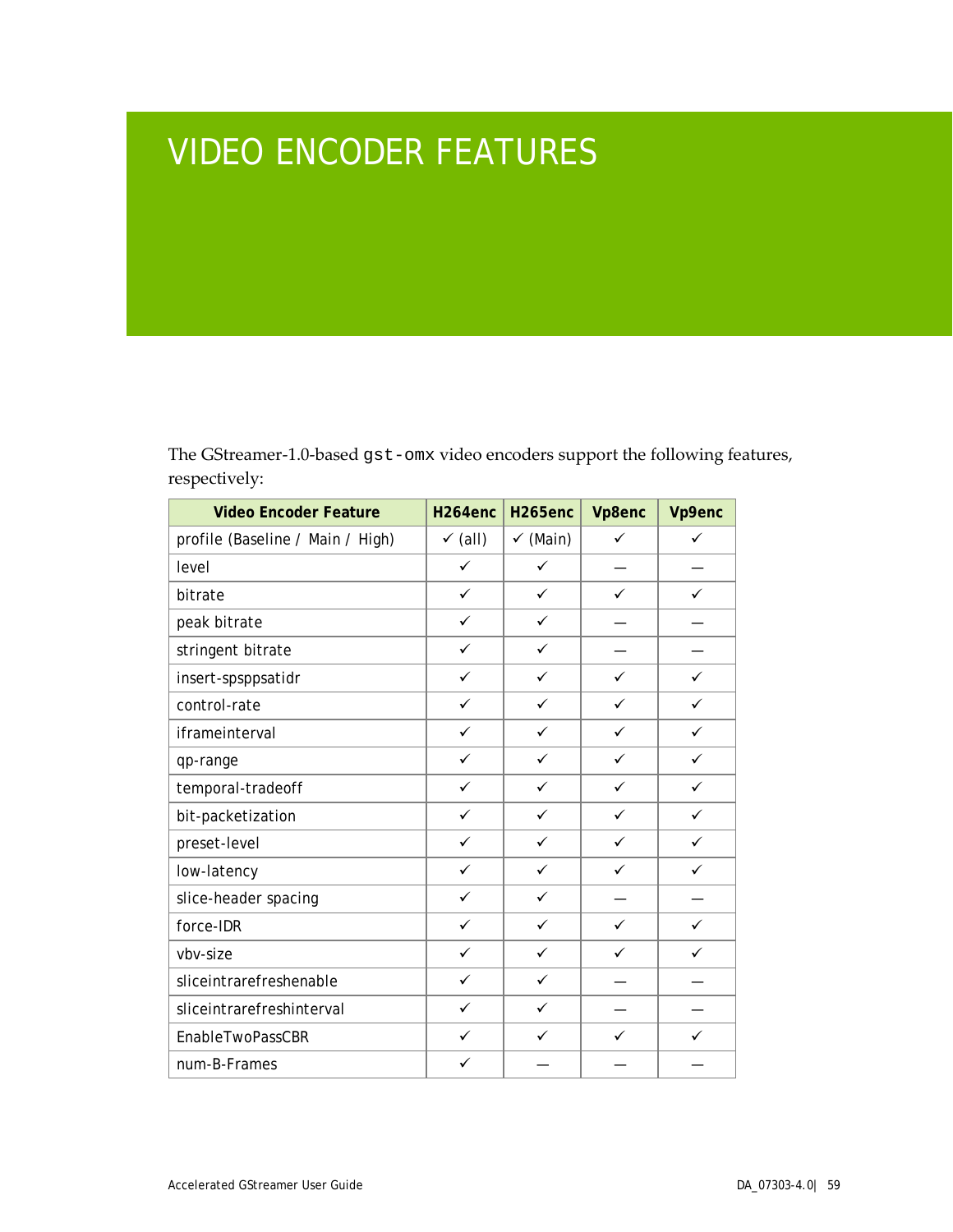# VIDEO ENCODER FEATURES

The GStreamer-1.0-based `gst-omx` video encoders support the following features, respectively:

| Video Encoder Feature | H264enc | H265enc | Vp8enc | Vp9enc |
|---|---|---|---|---|
| profile (Baseline / Main / High) | ✓ (all) | ✓ (Main) | ✓ | ✓ |
| level | ✓ | ✓ | — | — |
| bitrate | ✓ | ✓ | ✓ | ✓ |
| peak bitrate | ✓ | ✓ | — | — |
| stringent bitrate | ✓ | ✓ | — | — |
| insert-spsppsatidr | ✓ | ✓ | ✓ | ✓ |
| control-rate | ✓ | ✓ | ✓ | ✓ |
| iframeinterval | ✓ | ✓ | ✓ | ✓ |
| qp-range | ✓ | ✓ | ✓ | ✓ |
| temporal-tradeoff | ✓ | ✓ | ✓ | ✓ |
| bit-packetization | ✓ | ✓ | ✓ | ✓ |
| preset-level | ✓ | ✓ | ✓ | ✓ |
| low-latency | ✓ | ✓ | ✓ | ✓ |
| slice-header spacing | ✓ | ✓ | — | — |
| force-IDR | ✓ | ✓ | ✓ | ✓ |
| vbv-size | ✓ | ✓ | ✓ | ✓ |
| sliceintrarefreshenable | ✓ | ✓ | — | — |
| sliceintrarefreshinterval | ✓ | ✓ | — | — |
| EnableTwoPassCBR | ✓ | ✓ | ✓ | ✓ |
| num-B-Frames | ✓ | — | — | — |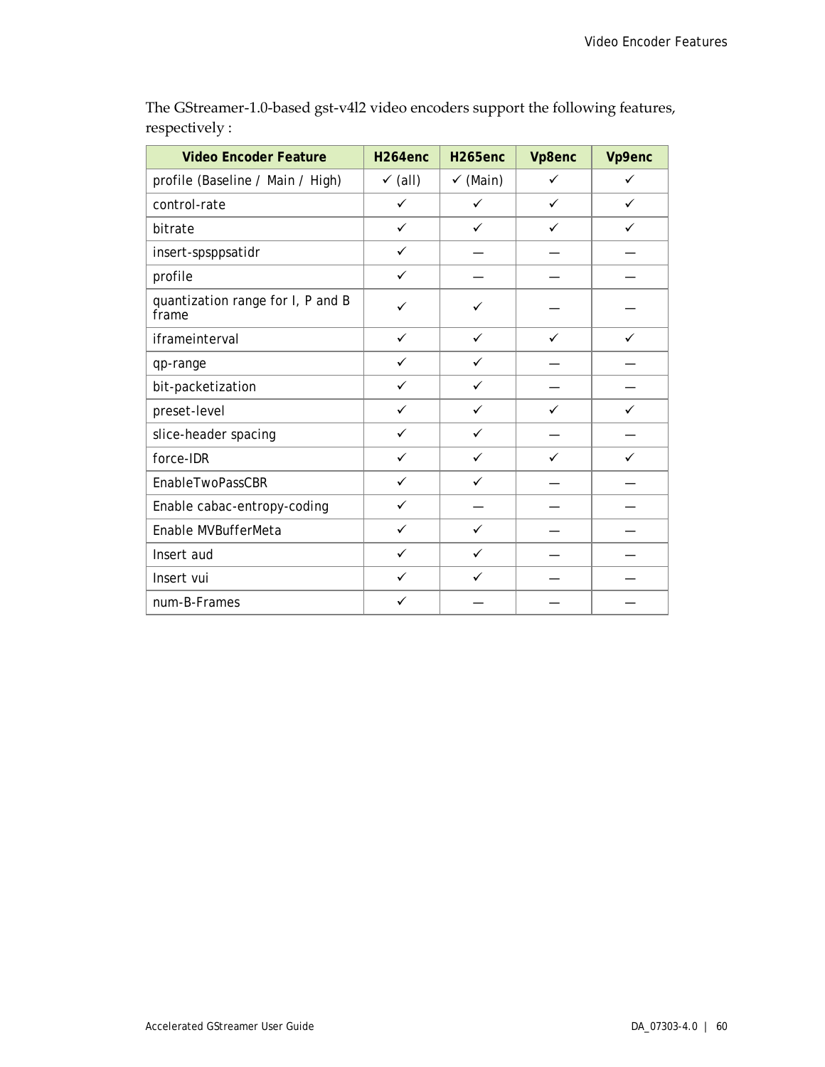The GStreamer-1.0-based gst-v4l2 video encoders support the following features, respectively :

| Video Encoder Feature | H264enc | H265enc | Vp8enc | Vp9enc |
|---|---|---|---|---|
| profile (Baseline / Main / High) | ✓ (all) | ✓ (Main) | ✓ | ✓ |
| control-rate | ✓ | ✓ | ✓ | ✓ |
| bitrate | ✓ | ✓ | ✓ | ✓ |
| insert-spsppsatidr | ✓ | — | — | — |
| profile | ✓ | — | — | — |
| quantization range for I, P and B frame | ✓ | ✓ | — | — |
| iframeinterval | ✓ | ✓ | ✓ | ✓ |
| qp-range | ✓ | ✓ | — | — |
| bit-packetization | ✓ | ✓ | — | — |
| preset-level | ✓ | ✓ | ✓ | ✓ |
| slice-header spacing | ✓ | ✓ | — | — |
| force-IDR | ✓ | ✓ | ✓ | ✓ |
| EnableTwoPassCBR | ✓ | ✓ | — | — |
| Enable cabac-entropy-coding | ✓ | — | — | — |
| Enable MVBufferMeta | ✓ | ✓ | — | — |
| Insert aud | ✓ | ✓ | — | — |
| Insert vui | ✓ | ✓ | — | — |
| num-B-Frames | ✓ | — | — | — |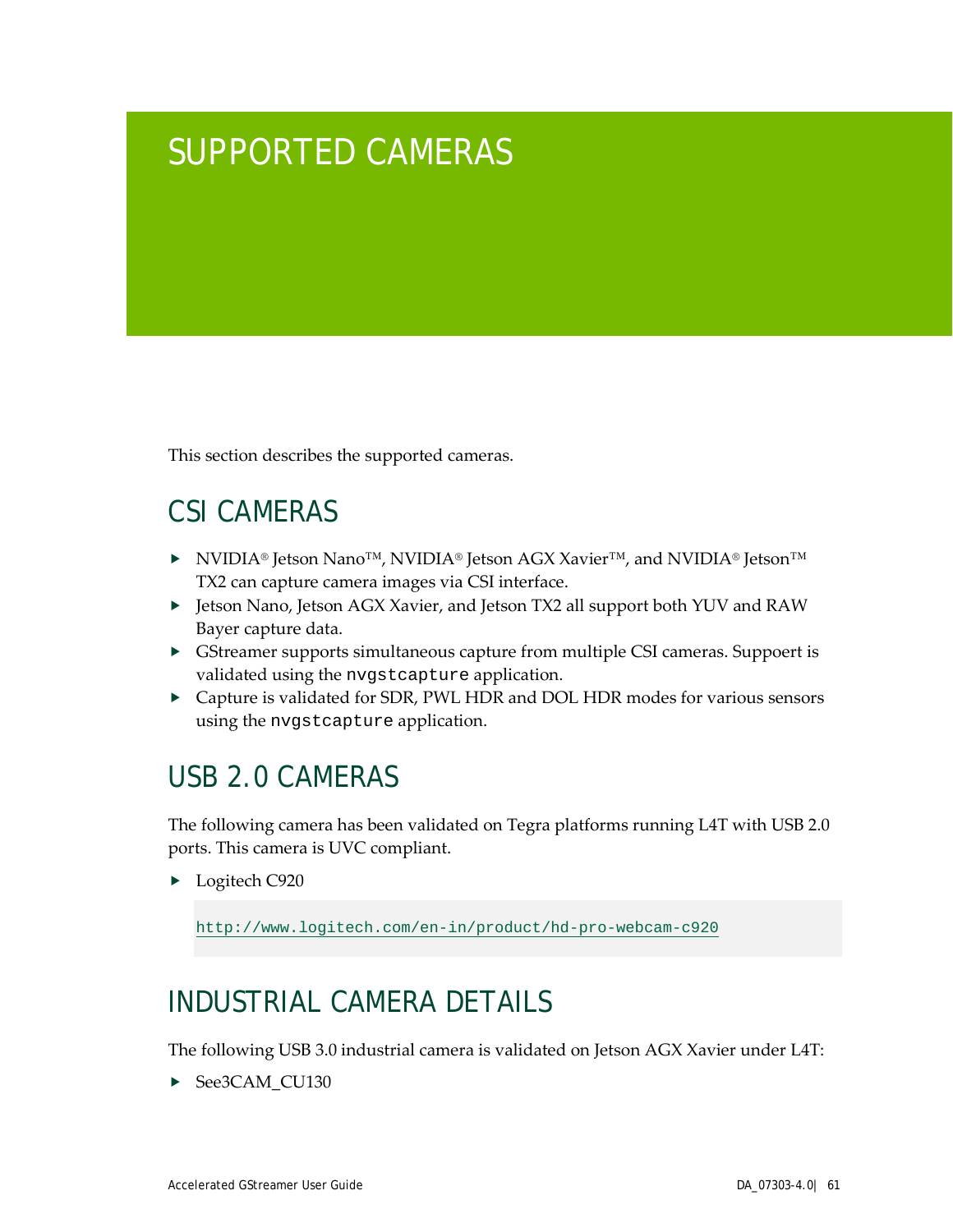# SUPPORTED CAMERAS

This section describes the supported cameras.

## CSI CAMERAS

- NVIDIA® Jetson Nano™, NVIDIA® Jetson AGX Xavier™, and NVIDIA® Jetson™ TX2 can capture camera images via CSI interface.
- Jetson Nano, Jetson AGX Xavier, and Jetson TX2 all support both YUV and RAW Bayer capture data.
- GStreamer supports simultaneous capture from multiple CSI cameras. Suppoert is validated using the `nvgstcapture` application.
- Capture is validated for SDR, PWL HDR and DOL HDR modes for various sensors using the `nvgstcapture` application.

## USB 2.0 CAMERAS

The following camera has been validated on Tegra platforms running L4T with USB 2.0 ports. This camera is UVC compliant.

- Logitech C920

```
http://www.logitech.com/en-in/product/hd-pro-webcam-c920
```

## INDUSTRIAL CAMERA DETAILS

The following USB 3.0 industrial camera is validated on Jetson AGX Xavier under L4T:

- See3CAM_CU130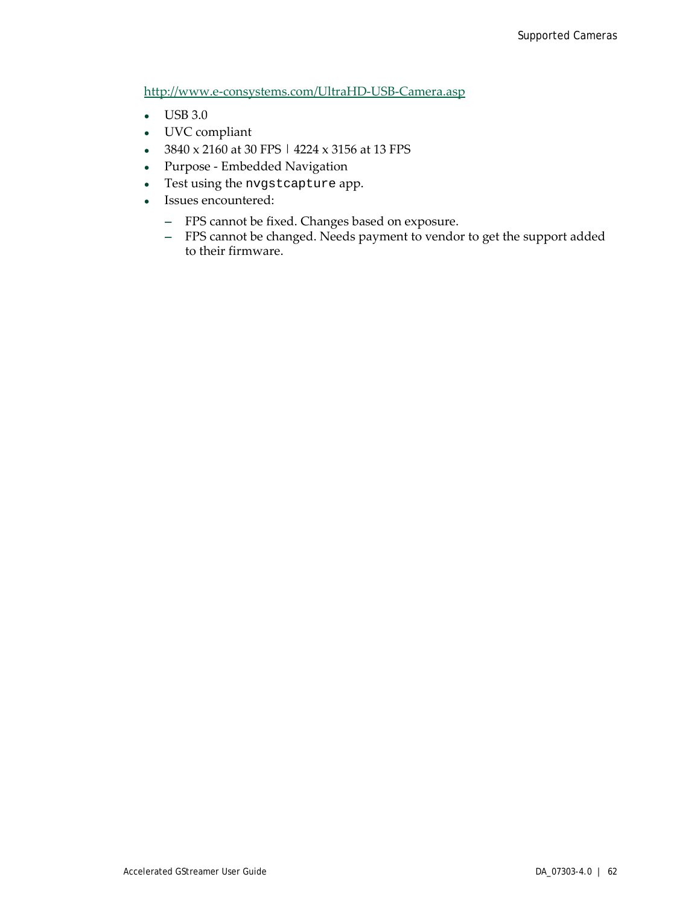http://www.e-consystems.com/UltraHD-USB-Camera.asp

- USB 3.0
- UVC compliant
- 3840 x 2160 at 30 FPS | 4224 x 3156 at 13 FPS
- Purpose - Embedded Navigation
- Test using the `nvgstcapture` app.
- Issues encountered:
  - FPS cannot be fixed. Changes based on exposure.
  - FPS cannot be changed. Needs payment to vendor to get the support added to their firmware.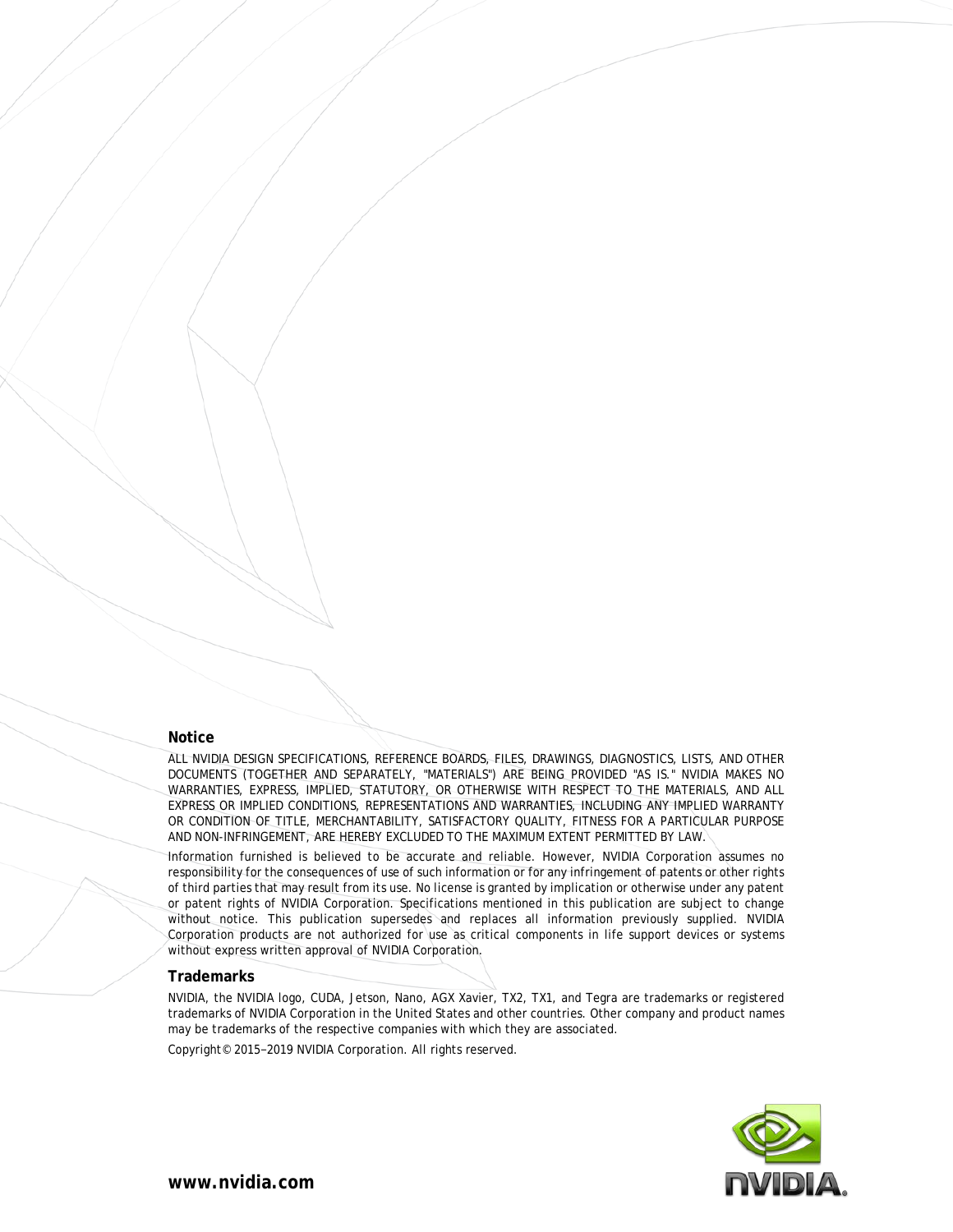## Notice

ALL NVIDIA DESIGN SPECIFICATIONS, REFERENCE BOARDS, FILES, DRAWINGS, DIAGNOSTICS, LISTS, AND OTHER DOCUMENTS (TOGETHER AND SEPARATELY, "MATERIALS") ARE BEING PROVIDED "AS IS." NVIDIA MAKES NO WARRANTIES, EXPRESS, IMPLIED, STATUTORY, OR OTHERWISE WITH RESPECT TO THE MATERIALS, AND ALL EXPRESS OR IMPLIED CONDITIONS, REPRESENTATIONS AND WARRANTIES, INCLUDING ANY IMPLIED WARRANTY OR CONDITION OF TITLE, MERCHANTABILITY, SATISFACTORY QUALITY, FITNESS FOR A PARTICULAR PURPOSE AND NON-INFRINGEMENT, ARE HEREBY EXCLUDED TO THE MAXIMUM EXTENT PERMITTED BY LAW.

Information furnished is believed to be accurate and reliable. However, NVIDIA Corporation assumes no responsibility for the consequences of use of such information or for any infringement of patents or other rights of third parties that may result from its use. No license is granted by implication or otherwise under any patent or patent rights of NVIDIA Corporation. Specifications mentioned in this publication are subject to change without notice. This publication supersedes and replaces all information previously supplied. NVIDIA Corporation products are not authorized for use as critical components in life support devices or systems without express written approval of NVIDIA Corporation.

## Trademarks

NVIDIA, the NVIDIA logo, CUDA, Jetson, Nano, AGX Xavier, TX2, TX1, and Tegra are trademarks or registered trademarks of NVIDIA Corporation in the United States and other countries. Other company and product names may be trademarks of the respective companies with which they are associated.

Copyright © 2015–2019 NVIDIA Corporation. All rights reserved.

**www.nvidia.com**